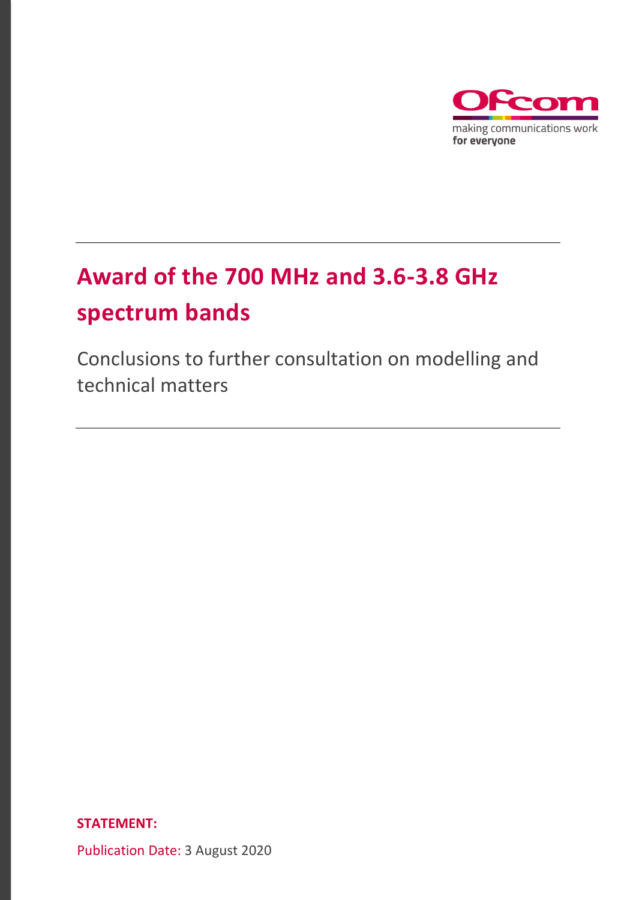Ofcom

making communications work
for everyone

# Award of the 700 MHz and 3.6-3.8 GHz spectrum bands

Conclusions to further consultation on modelling and technical matters

**STATEMENT:**

Publication Date: 3 August 2020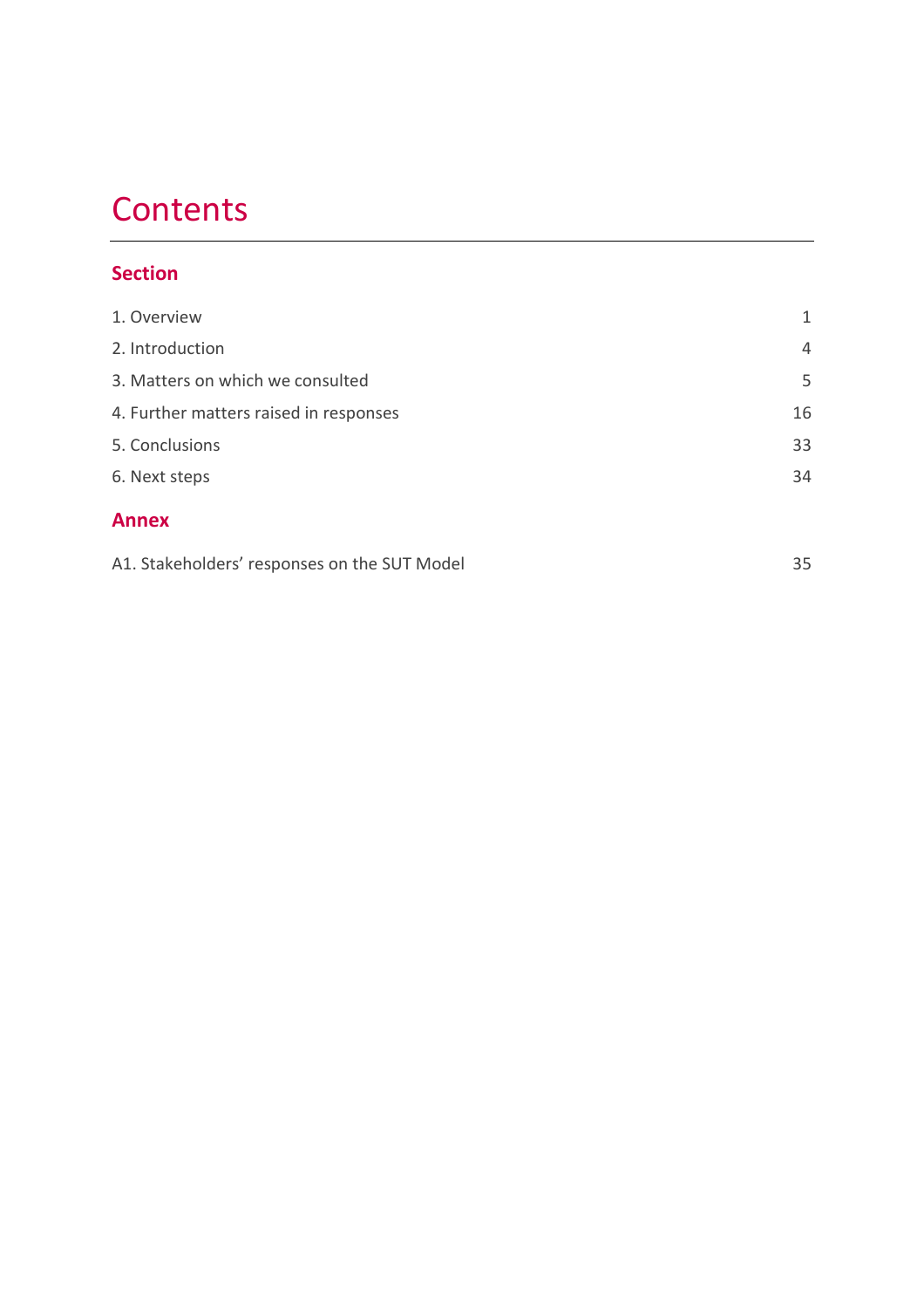# Contents

## Section

| | |
|---|---|
| 1. Overview | 1 |
| 2. Introduction | 4 |
| 3. Matters on which we consulted | 5 |
| 4. Further matters raised in responses | 16 |
| 5. Conclusions | 33 |
| 6. Next steps | 34 |

## Annex

| | |
|---|---|
| A1. Stakeholders' responses on the SUT Model | 35 |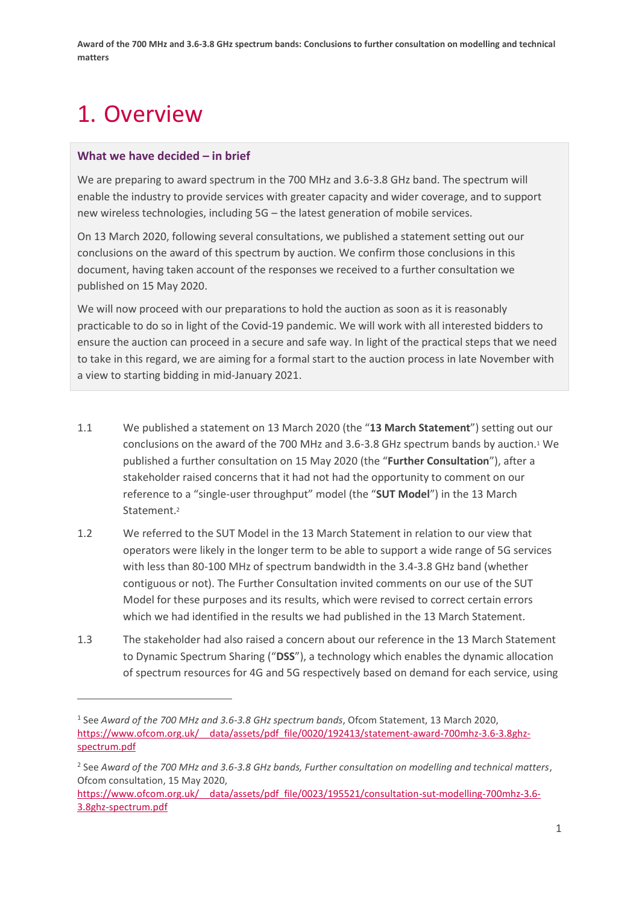# 1. Overview

### What we have decided – in brief

We are preparing to award spectrum in the 700 MHz and 3.6-3.8 GHz band. The spectrum will enable the industry to provide services with greater capacity and wider coverage, and to support new wireless technologies, including 5G – the latest generation of mobile services.

On 13 March 2020, following several consultations, we published a statement setting out our conclusions on the award of this spectrum by auction. We confirm those conclusions in this document, having taken account of the responses we received to a further consultation we published on 15 May 2020.

We will now proceed with our preparations to hold the auction as soon as it is reasonably practicable to do so in light of the Covid-19 pandemic. We will work with all interested bidders to ensure the auction can proceed in a secure and safe way. In light of the practical steps that we need to take in this regard, we are aiming for a formal start to the auction process in late November with a view to starting bidding in mid-January 2021.

1.1 We published a statement on 13 March 2020 (the "**13 March Statement**") setting out our conclusions on the award of the 700 MHz and 3.6-3.8 GHz spectrum bands by auction.[1] We published a further consultation on 15 May 2020 (the "**Further Consultation**"), after a stakeholder raised concerns that it had not had the opportunity to comment on our reference to a "single-user throughput" model (the "**SUT Model**") in the 13 March Statement.[2]

1.2 We referred to the SUT Model in the 13 March Statement in relation to our view that operators were likely in the longer term to be able to support a wide range of 5G services with less than 80-100 MHz of spectrum bandwidth in the 3.4-3.8 GHz band (whether contiguous or not). The Further Consultation invited comments on our use of the SUT Model for these purposes and its results, which were revised to correct certain errors which we had identified in the results we had published in the 13 March Statement.

1.3 The stakeholder had also raised a concern about our reference in the 13 March Statement to Dynamic Spectrum Sharing ("**DSS**"), a technology which enables the dynamic allocation of spectrum resources for 4G and 5G respectively based on demand for each service, using

---

[1] See *Award of the 700 MHz and 3.6-3.8 GHz spectrum bands*, Ofcom Statement, 13 March 2020, https://www.ofcom.org.uk/__data/assets/pdf_file/0020/192413/statement-award-700mhz-3.6-3.8ghz-spectrum.pdf

[2] See *Award of the 700 MHz and 3.6-3.8 GHz bands, Further consultation on modelling and technical matters*, Ofcom consultation, 15 May 2020, https://www.ofcom.org.uk/__data/assets/pdf_file/0023/195521/consultation-sut-modelling-700mhz-3.6-3.8ghz-spectrum.pdf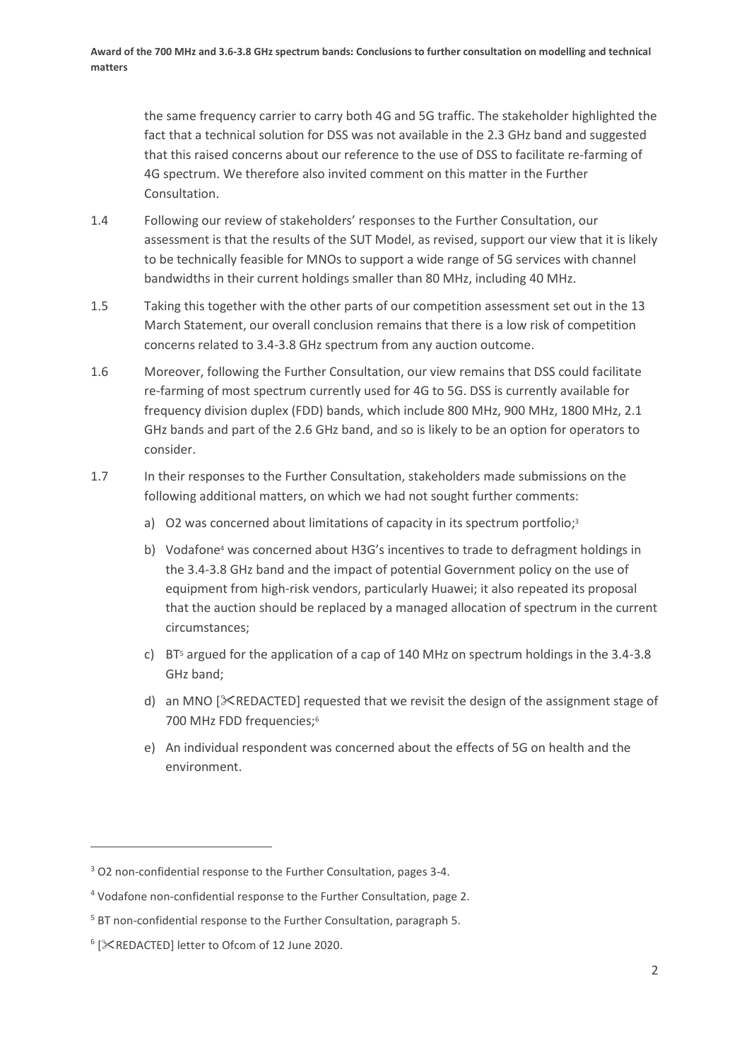the same frequency carrier to carry both 4G and 5G traffic. The stakeholder highlighted the fact that a technical solution for DSS was not available in the 2.3 GHz band and suggested that this raised concerns about our reference to the use of DSS to facilitate re-farming of 4G spectrum. We therefore also invited comment on this matter in the Further Consultation.

1.4 Following our review of stakeholders' responses to the Further Consultation, our assessment is that the results of the SUT Model, as revised, support our view that it is likely to be technically feasible for MNOs to support a wide range of 5G services with channel bandwidths in their current holdings smaller than 80 MHz, including 40 MHz.

1.5 Taking this together with the other parts of our competition assessment set out in the 13 March Statement, our overall conclusion remains that there is a low risk of competition concerns related to 3.4-3.8 GHz spectrum from any auction outcome.

1.6 Moreover, following the Further Consultation, our view remains that DSS could facilitate re-farming of most spectrum currently used for 4G to 5G. DSS is currently available for frequency division duplex (FDD) bands, which include 800 MHz, 900 MHz, 1800 MHz, 2.1 GHz bands and part of the 2.6 GHz band, and so is likely to be an option for operators to consider.

1.7 In their responses to the Further Consultation, stakeholders made submissions on the following additional matters, on which we had not sought further comments:

a) O2 was concerned about limitations of capacity in its spectrum portfolio;[3]

b) Vodafone[4] was concerned about H3G's incentives to trade to defragment holdings in the 3.4-3.8 GHz band and the impact of potential Government policy on the use of equipment from high-risk vendors, particularly Huawei; it also repeated its proposal that the auction should be replaced by a managed allocation of spectrum in the current circumstances;

c) BT[5] argued for the application of a cap of 140 MHz on spectrum holdings in the 3.4-3.8 GHz band;

d) an MNO [✂REDACTED] requested that we revisit the design of the assignment stage of 700 MHz FDD frequencies;[6]

e) An individual respondent was concerned about the effects of 5G on health and the environment.

---

[3] O2 non-confidential response to the Further Consultation, pages 3-4.

[4] Vodafone non-confidential response to the Further Consultation, page 2.

[5] BT non-confidential response to the Further Consultation, paragraph 5.

[6] [✂REDACTED] letter to Ofcom of 12 June 2020.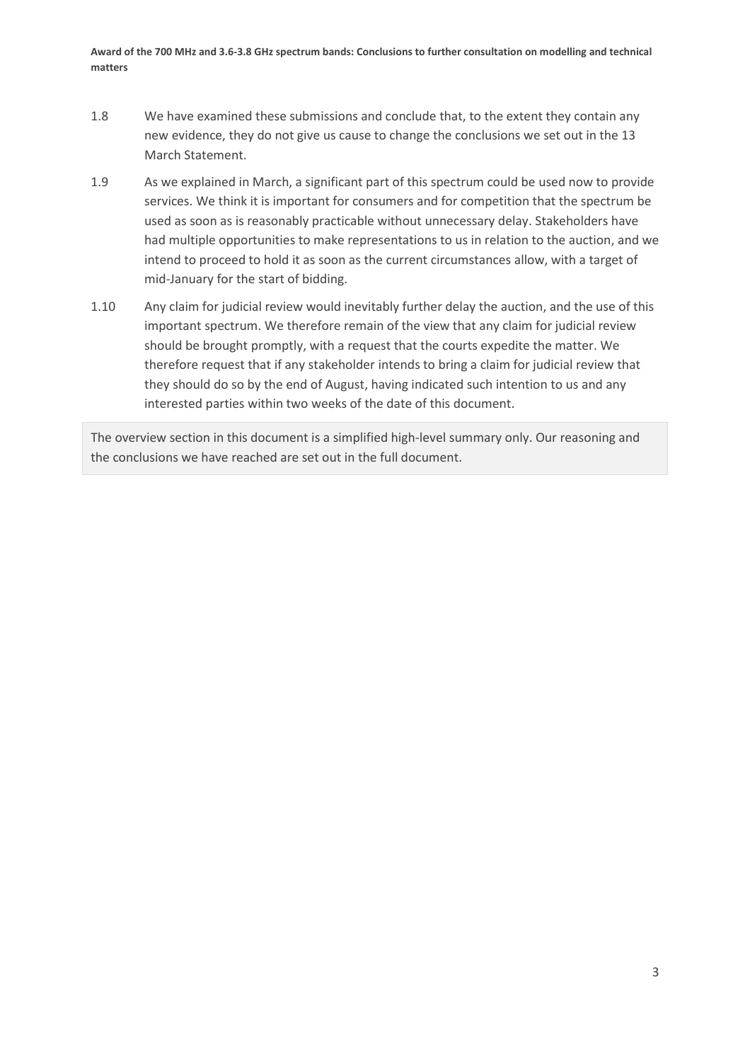1.8 We have examined these submissions and conclude that, to the extent they contain any new evidence, they do not give us cause to change the conclusions we set out in the 13 March Statement.

1.9 As we explained in March, a significant part of this spectrum could be used now to provide services. We think it is important for consumers and for competition that the spectrum be used as soon as is reasonably practicable without unnecessary delay. Stakeholders have had multiple opportunities to make representations to us in relation to the auction, and we intend to proceed to hold it as soon as the current circumstances allow, with a target of mid-January for the start of bidding.

1.10 Any claim for judicial review would inevitably further delay the auction, and the use of this important spectrum. We therefore remain of the view that any claim for judicial review should be brought promptly, with a request that the courts expedite the matter. We therefore request that if any stakeholder intends to bring a claim for judicial review that they should do so by the end of August, having indicated such intention to us and any interested parties within two weeks of the date of this document.

> The overview section in this document is a simplified high-level summary only. Our reasoning and the conclusions we have reached are set out in the full document.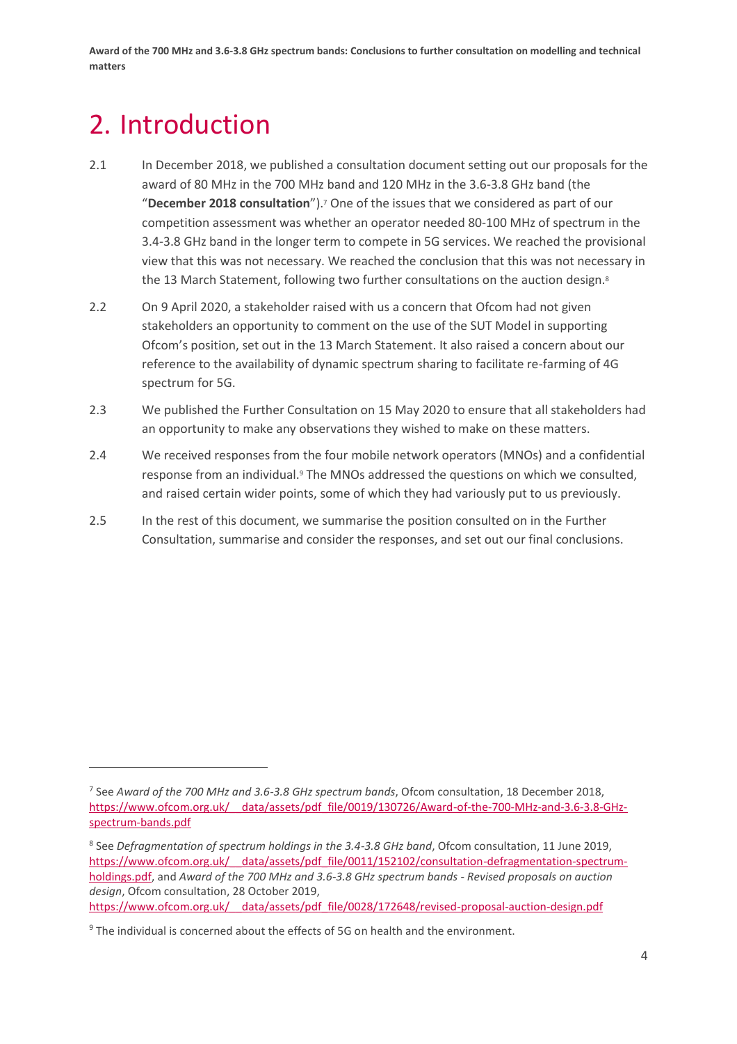# 2. Introduction

2.1 In December 2018, we published a consultation document setting out our proposals for the award of 80 MHz in the 700 MHz band and 120 MHz in the 3.6-3.8 GHz band (the "**December 2018 consultation**").[7] One of the issues that we considered as part of our competition assessment was whether an operator needed 80-100 MHz of spectrum in the 3.4-3.8 GHz band in the longer term to compete in 5G services. We reached the provisional view that this was not necessary. We reached the conclusion that this was not necessary in the 13 March Statement, following two further consultations on the auction design.[8]

2.2 On 9 April 2020, a stakeholder raised with us a concern that Ofcom had not given stakeholders an opportunity to comment on the use of the SUT Model in supporting Ofcom's position, set out in the 13 March Statement. It also raised a concern about our reference to the availability of dynamic spectrum sharing to facilitate re-farming of 4G spectrum for 5G.

2.3 We published the Further Consultation on 15 May 2020 to ensure that all stakeholders had an opportunity to make any observations they wished to make on these matters.

2.4 We received responses from the four mobile network operators (MNOs) and a confidential response from an individual.[9] The MNOs addressed the questions on which we consulted, and raised certain wider points, some of which they had variously put to us previously.

2.5 In the rest of this document, we summarise the position consulted on in the Further Consultation, summarise and consider the responses, and set out our final conclusions.

---

[7] See *Award of the 700 MHz and 3.6-3.8 GHz spectrum bands*, Ofcom consultation, 18 December 2018, https://www.ofcom.org.uk/__data/assets/pdf_file/0019/130726/Award-of-the-700-MHz-and-3.6-3.8-GHz-spectrum-bands.pdf

[8] See *Defragmentation of spectrum holdings in the 3.4-3.8 GHz band*, Ofcom consultation, 11 June 2019, https://www.ofcom.org.uk/__data/assets/pdf_file/0011/152102/consultation-defragmentation-spectrum-holdings.pdf, and *Award of the 700 MHz and 3.6-3.8 GHz spectrum bands - Revised proposals on auction design*, Ofcom consultation, 28 October 2019, https://www.ofcom.org.uk/__data/assets/pdf_file/0028/172648/revised-proposal-auction-design.pdf

[9] The individual is concerned about the effects of 5G on health and the environment.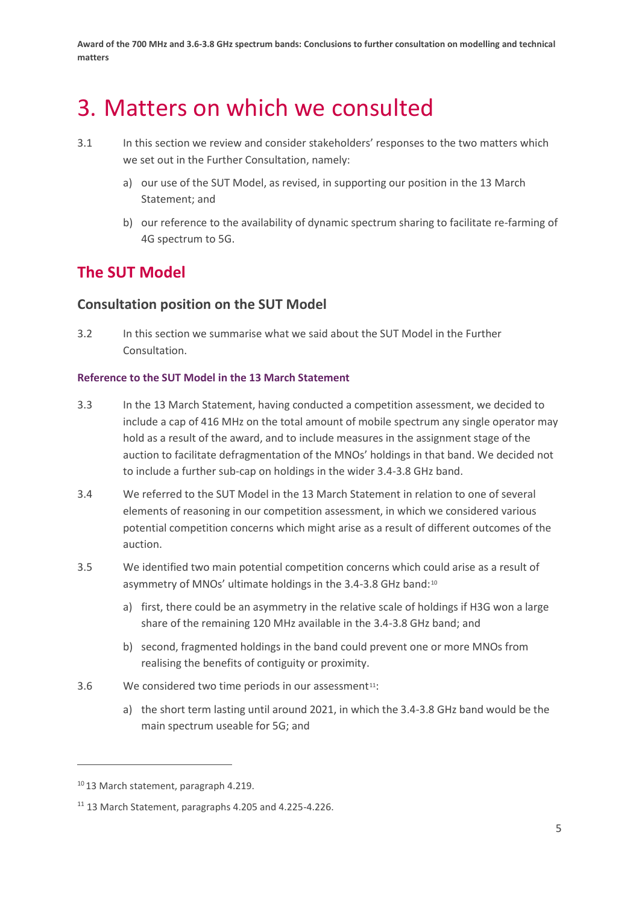# 3. Matters on which we consulted

3.1 In this section we review and consider stakeholders' responses to the two matters which we set out in the Further Consultation, namely:

a) our use of the SUT Model, as revised, in supporting our position in the 13 March Statement; and

b) our reference to the availability of dynamic spectrum sharing to facilitate re-farming of 4G spectrum to 5G.

## The SUT Model

### Consultation position on the SUT Model

3.2 In this section we summarise what we said about the SUT Model in the Further Consultation.

#### Reference to the SUT Model in the 13 March Statement

3.3 In the 13 March Statement, having conducted a competition assessment, we decided to include a cap of 416 MHz on the total amount of mobile spectrum any single operator may hold as a result of the award, and to include measures in the assignment stage of the auction to facilitate defragmentation of the MNOs' holdings in that band. We decided not to include a further sub-cap on holdings in the wider 3.4-3.8 GHz band.

3.4 We referred to the SUT Model in the 13 March Statement in relation to one of several elements of reasoning in our competition assessment, in which we considered various potential competition concerns which might arise as a result of different outcomes of the auction.

3.5 We identified two main potential competition concerns which could arise as a result of asymmetry of MNOs' ultimate holdings in the 3.4-3.8 GHz band:[10]

a) first, there could be an asymmetry in the relative scale of holdings if H3G won a large share of the remaining 120 MHz available in the 3.4-3.8 GHz band; and

b) second, fragmented holdings in the band could prevent one or more MNOs from realising the benefits of contiguity or proximity.

3.6 We considered two time periods in our assessment[11]:

a) the short term lasting until around 2021, in which the 3.4-3.8 GHz band would be the main spectrum useable for 5G; and

[10] 13 March statement, paragraph 4.219.

[11] 13 March Statement, paragraphs 4.205 and 4.225-4.226.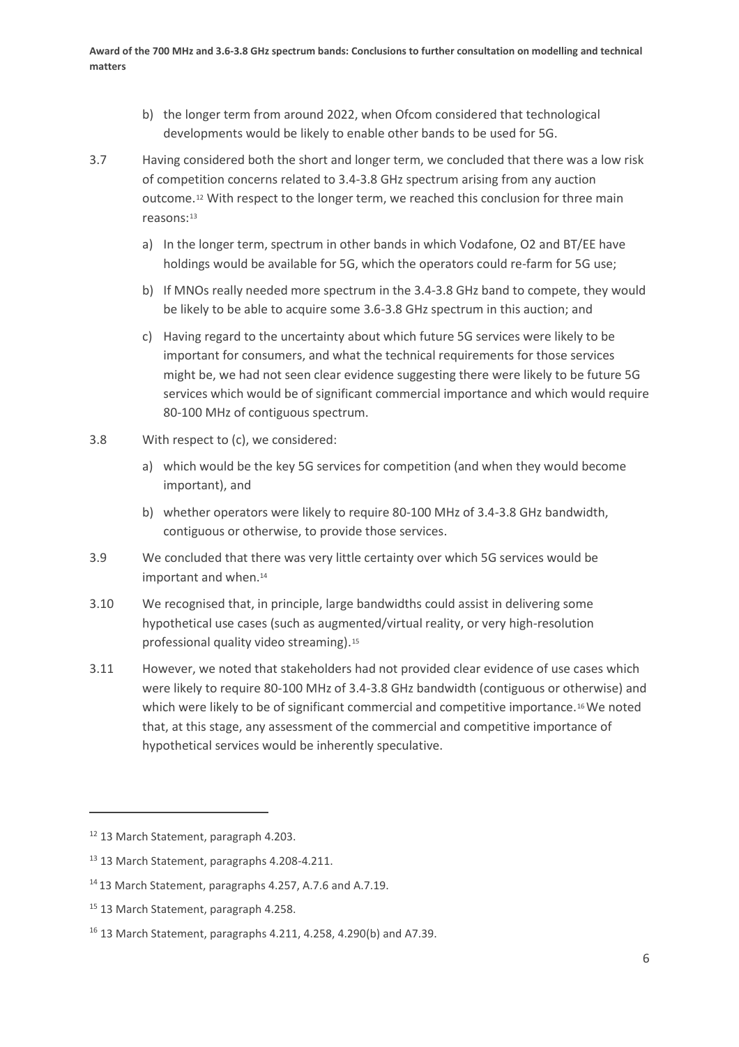b) the longer term from around 2022, when Ofcom considered that technological developments would be likely to enable other bands to be used for 5G.

3.7 Having considered both the short and longer term, we concluded that there was a low risk of competition concerns related to 3.4-3.8 GHz spectrum arising from any auction outcome.[12] With respect to the longer term, we reached this conclusion for three main reasons:[13]

a) In the longer term, spectrum in other bands in which Vodafone, O2 and BT/EE have holdings would be available for 5G, which the operators could re-farm for 5G use;

b) If MNOs really needed more spectrum in the 3.4-3.8 GHz band to compete, they would be likely to be able to acquire some 3.6-3.8 GHz spectrum in this auction; and

c) Having regard to the uncertainty about which future 5G services were likely to be important for consumers, and what the technical requirements for those services might be, we had not seen clear evidence suggesting there were likely to be future 5G services which would be of significant commercial importance and which would require 80-100 MHz of contiguous spectrum.

3.8 With respect to (c), we considered:

a) which would be the key 5G services for competition (and when they would become important), and

b) whether operators were likely to require 80-100 MHz of 3.4-3.8 GHz bandwidth, contiguous or otherwise, to provide those services.

3.9 We concluded that there was very little certainty over which 5G services would be important and when.[14]

3.10 We recognised that, in principle, large bandwidths could assist in delivering some hypothetical use cases (such as augmented/virtual reality, or very high-resolution professional quality video streaming).[15]

3.11 However, we noted that stakeholders had not provided clear evidence of use cases which were likely to require 80-100 MHz of 3.4-3.8 GHz bandwidth (contiguous or otherwise) and which were likely to be of significant commercial and competitive importance.[16] We noted that, at this stage, any assessment of the commercial and competitive importance of hypothetical services would be inherently speculative.

---

[12] 13 March Statement, paragraph 4.203.

[13] 13 March Statement, paragraphs 4.208-4.211.

[14] 13 March Statement, paragraphs 4.257, A.7.6 and A.7.19.

[15] 13 March Statement, paragraph 4.258.

[16] 13 March Statement, paragraphs 4.211, 4.258, 4.290(b) and A7.39.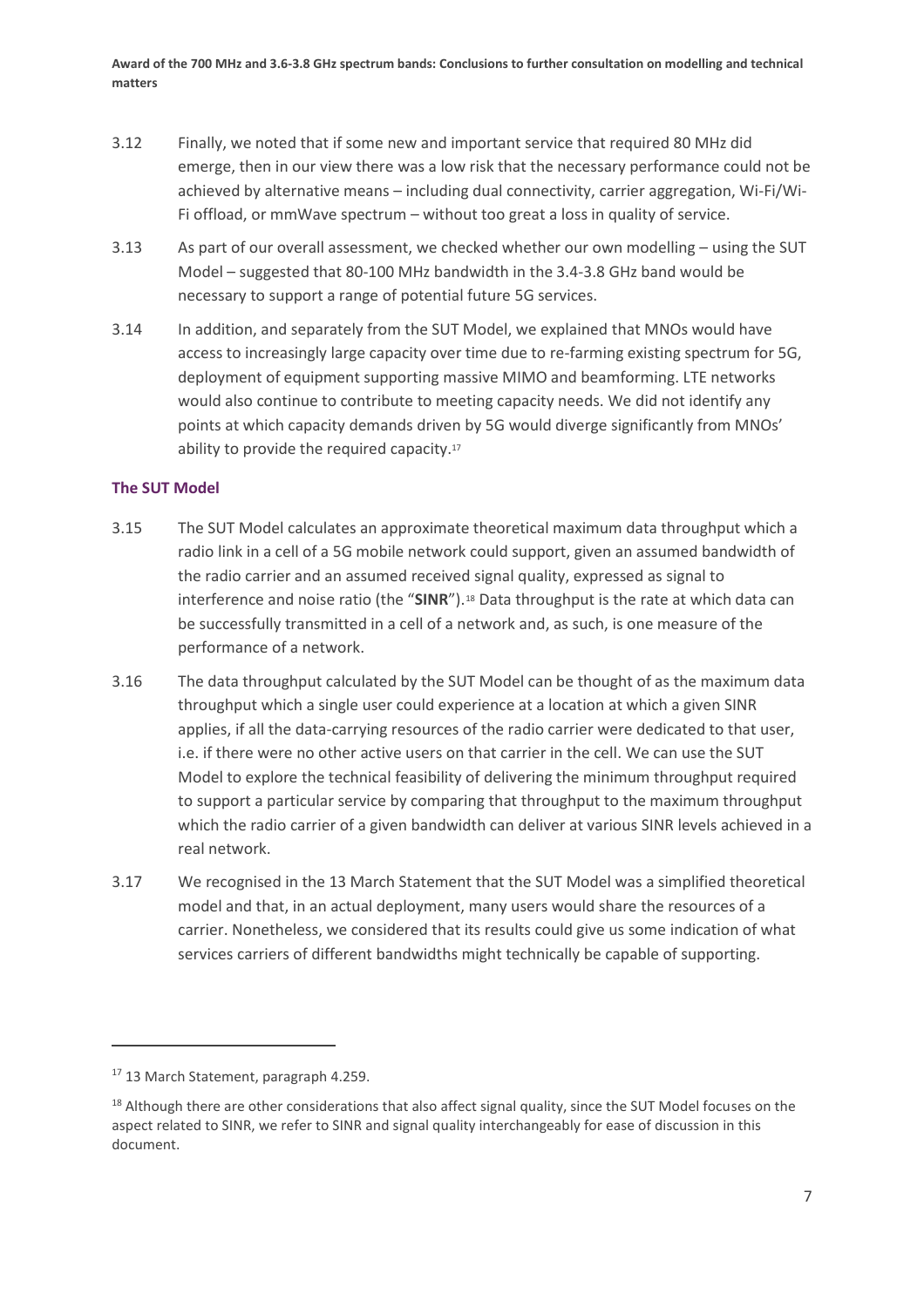3.12 Finally, we noted that if some new and important service that required 80 MHz did emerge, then in our view there was a low risk that the necessary performance could not be achieved by alternative means – including dual connectivity, carrier aggregation, Wi-Fi/Wi-Fi offload, or mmWave spectrum – without too great a loss in quality of service.

3.13 As part of our overall assessment, we checked whether our own modelling – using the SUT Model – suggested that 80-100 MHz bandwidth in the 3.4-3.8 GHz band would be necessary to support a range of potential future 5G services.

3.14 In addition, and separately from the SUT Model, we explained that MNOs would have access to increasingly large capacity over time due to re-farming existing spectrum for 5G, deployment of equipment supporting massive MIMO and beamforming. LTE networks would also continue to contribute to meeting capacity needs. We did not identify any points at which capacity demands driven by 5G would diverge significantly from MNOs' ability to provide the required capacity.[17]

### The SUT Model

3.15 The SUT Model calculates an approximate theoretical maximum data throughput which a radio link in a cell of a 5G mobile network could support, given an assumed bandwidth of the radio carrier and an assumed received signal quality, expressed as signal to interference and noise ratio (the "**SINR**").[18] Data throughput is the rate at which data can be successfully transmitted in a cell of a network and, as such, is one measure of the performance of a network.

3.16 The data throughput calculated by the SUT Model can be thought of as the maximum data throughput which a single user could experience at a location at which a given SINR applies, if all the data-carrying resources of the radio carrier were dedicated to that user, i.e. if there were no other active users on that carrier in the cell. We can use the SUT Model to explore the technical feasibility of delivering the minimum throughput required to support a particular service by comparing that throughput to the maximum throughput which the radio carrier of a given bandwidth can deliver at various SINR levels achieved in a real network.

3.17 We recognised in the 13 March Statement that the SUT Model was a simplified theoretical model and that, in an actual deployment, many users would share the resources of a carrier. Nonetheless, we considered that its results could give us some indication of what services carriers of different bandwidths might technically be capable of supporting.

---

[17] 13 March Statement, paragraph 4.259.

[18] Although there are other considerations that also affect signal quality, since the SUT Model focuses on the aspect related to SINR, we refer to SINR and signal quality interchangeably for ease of discussion in this document.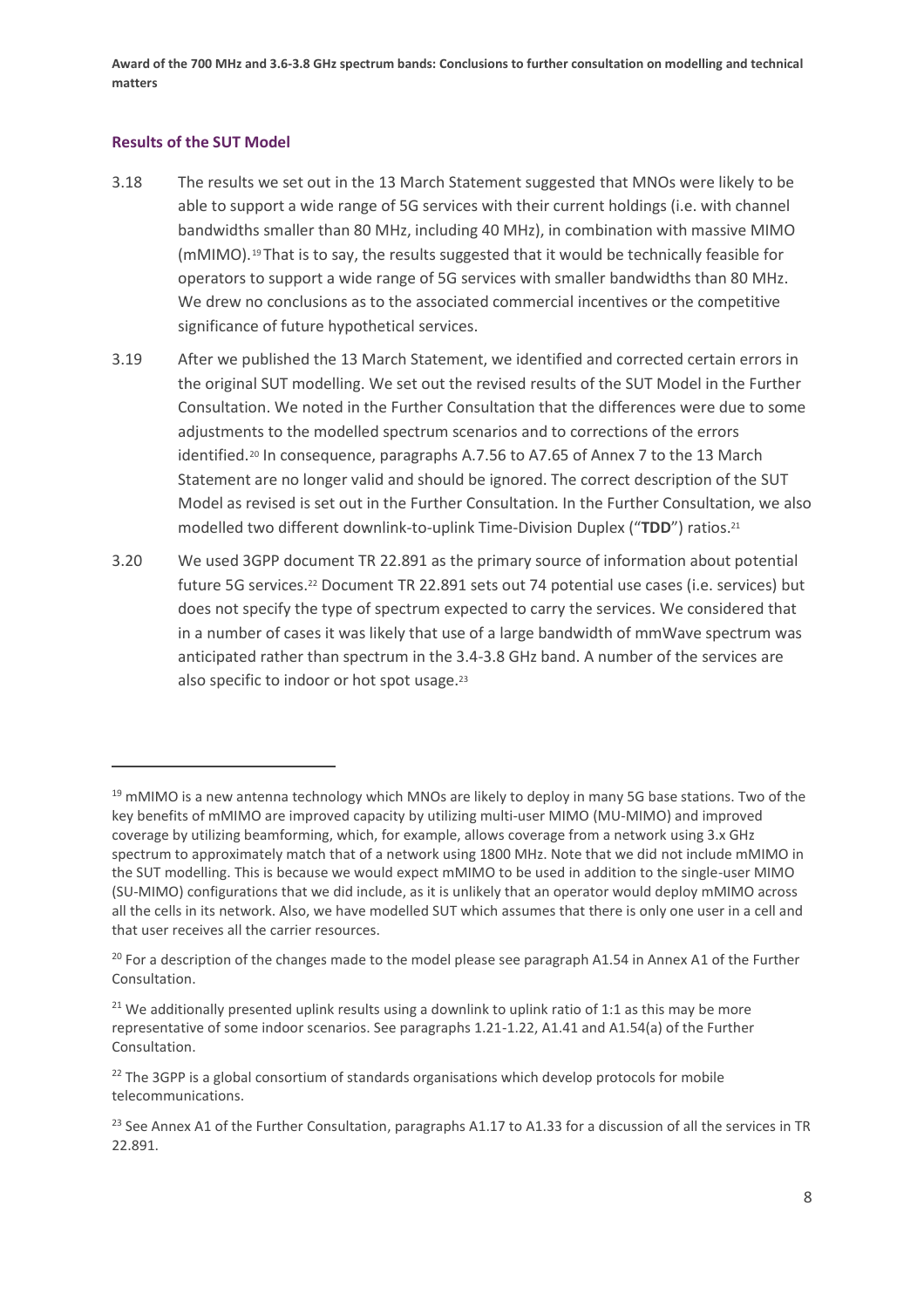### Results of the SUT Model

3.18 The results we set out in the 13 March Statement suggested that MNOs were likely to be able to support a wide range of 5G services with their current holdings (i.e. with channel bandwidths smaller than 80 MHz, including 40 MHz), in combination with massive MIMO (mMIMO).[19] That is to say, the results suggested that it would be technically feasible for operators to support a wide range of 5G services with smaller bandwidths than 80 MHz. We drew no conclusions as to the associated commercial incentives or the competitive significance of future hypothetical services.

3.19 After we published the 13 March Statement, we identified and corrected certain errors in the original SUT modelling. We set out the revised results of the SUT Model in the Further Consultation. We noted in the Further Consultation that the differences were due to some adjustments to the modelled spectrum scenarios and to corrections of the errors identified.[20] In consequence, paragraphs A.7.56 to A7.65 of Annex 7 to the 13 March Statement are no longer valid and should be ignored. The correct description of the SUT Model as revised is set out in the Further Consultation. In the Further Consultation, we also modelled two different downlink-to-uplink Time-Division Duplex ("**TDD**") ratios.[21]

3.20 We used 3GPP document TR 22.891 as the primary source of information about potential future 5G services.[22] Document TR 22.891 sets out 74 potential use cases (i.e. services) but does not specify the type of spectrum expected to carry the services. We considered that in a number of cases it was likely that use of a large bandwidth of mmWave spectrum was anticipated rather than spectrum in the 3.4-3.8 GHz band. A number of the services are also specific to indoor or hot spot usage.[23]

---

[19] mMIMO is a new antenna technology which MNOs are likely to deploy in many 5G base stations. Two of the key benefits of mMIMO are improved capacity by utilizing multi-user MIMO (MU-MIMO) and improved coverage by utilizing beamforming, which, for example, allows coverage from a network using 3.x GHz spectrum to approximately match that of a network using 1800 MHz. Note that we did not include mMIMO in the SUT modelling. This is because we would expect mMIMO to be used in addition to the single-user MIMO (SU-MIMO) configurations that we did include, as it is unlikely that an operator would deploy mMIMO across all the cells in its network. Also, we have modelled SUT which assumes that there is only one user in a cell and that user receives all the carrier resources.

[20] For a description of the changes made to the model please see paragraph A1.54 in Annex A1 of the Further Consultation.

[21] We additionally presented uplink results using a downlink to uplink ratio of 1:1 as this may be more representative of some indoor scenarios. See paragraphs 1.21-1.22, A1.41 and A1.54(a) of the Further Consultation.

[22] The 3GPP is a global consortium of standards organisations which develop protocols for mobile telecommunications.

[23] See Annex A1 of the Further Consultation, paragraphs A1.17 to A1.33 for a discussion of all the services in TR 22.891.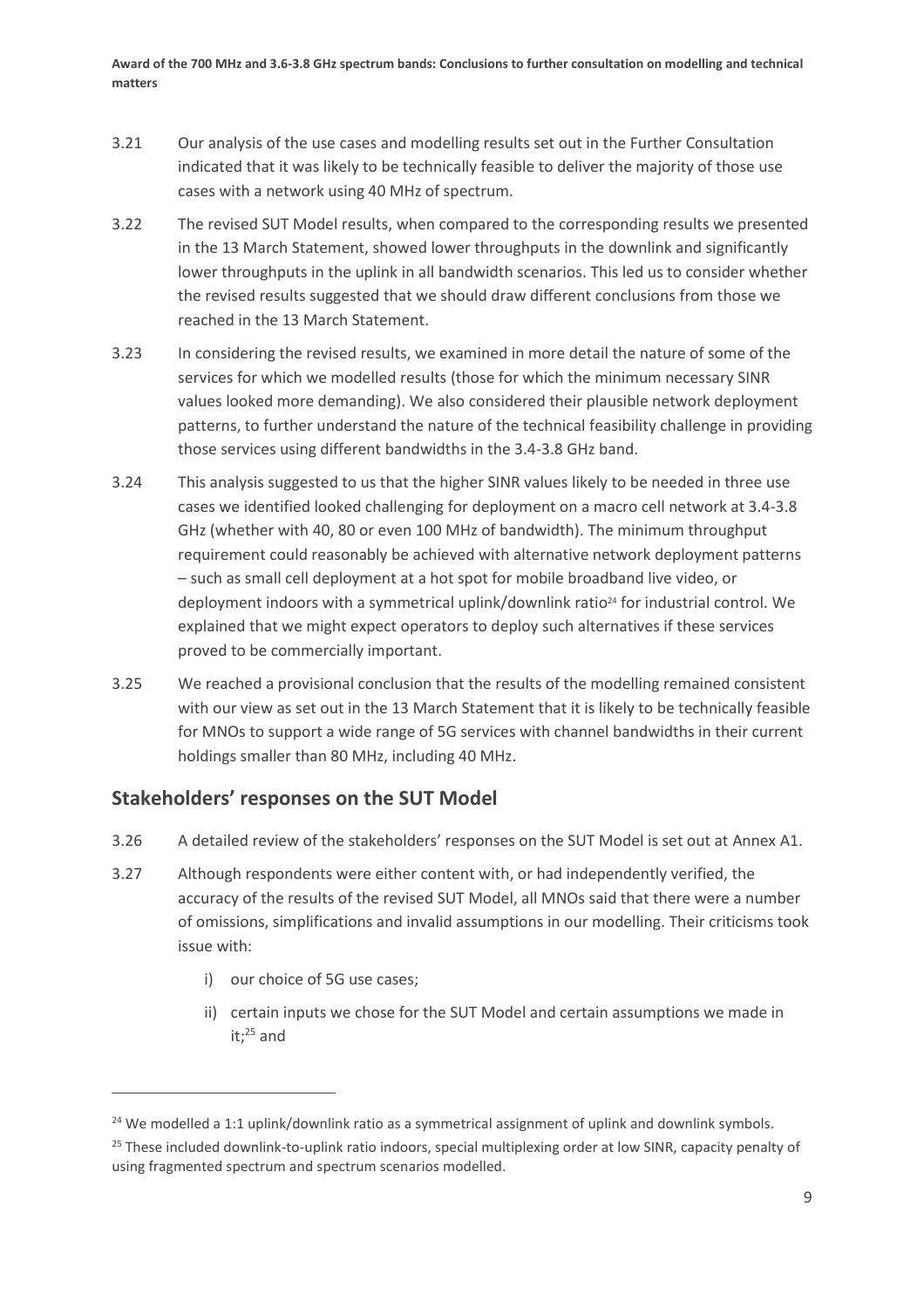3.21 Our analysis of the use cases and modelling results set out in the Further Consultation indicated that it was likely to be technically feasible to deliver the majority of those use cases with a network using 40 MHz of spectrum.

3.22 The revised SUT Model results, when compared to the corresponding results we presented in the 13 March Statement, showed lower throughputs in the downlink and significantly lower throughputs in the uplink in all bandwidth scenarios. This led us to consider whether the revised results suggested that we should draw different conclusions from those we reached in the 13 March Statement.

3.23 In considering the revised results, we examined in more detail the nature of some of the services for which we modelled results (those for which the minimum necessary SINR values looked more demanding). We also considered their plausible network deployment patterns, to further understand the nature of the technical feasibility challenge in providing those services using different bandwidths in the 3.4-3.8 GHz band.

3.24 This analysis suggested to us that the higher SINR values likely to be needed in three use cases we identified looked challenging for deployment on a macro cell network at 3.4-3.8 GHz (whether with 40, 80 or even 100 MHz of bandwidth). The minimum throughput requirement could reasonably be achieved with alternative network deployment patterns – such as small cell deployment at a hot spot for mobile broadband live video, or deployment indoors with a symmetrical uplink/downlink ratio[24] for industrial control. We explained that we might expect operators to deploy such alternatives if these services proved to be commercially important.

3.25 We reached a provisional conclusion that the results of the modelling remained consistent with our view as set out in the 13 March Statement that it is likely to be technically feasible for MNOs to support a wide range of 5G services with channel bandwidths in their current holdings smaller than 80 MHz, including 40 MHz.

## Stakeholders' responses on the SUT Model

3.26 A detailed review of the stakeholders' responses on the SUT Model is set out at Annex A1.

3.27 Although respondents were either content with, or had independently verified, the accuracy of the results of the revised SUT Model, all MNOs said that there were a number of omissions, simplifications and invalid assumptions in our modelling. Their criticisms took issue with:

i) our choice of 5G use cases;

ii) certain inputs we chose for the SUT Model and certain assumptions we made in it;[25] and

---

[24] We modelled a 1:1 uplink/downlink ratio as a symmetrical assignment of uplink and downlink symbols.

[25] These included downlink-to-uplink ratio indoors, special multiplexing order at low SINR, capacity penalty of using fragmented spectrum and spectrum scenarios modelled.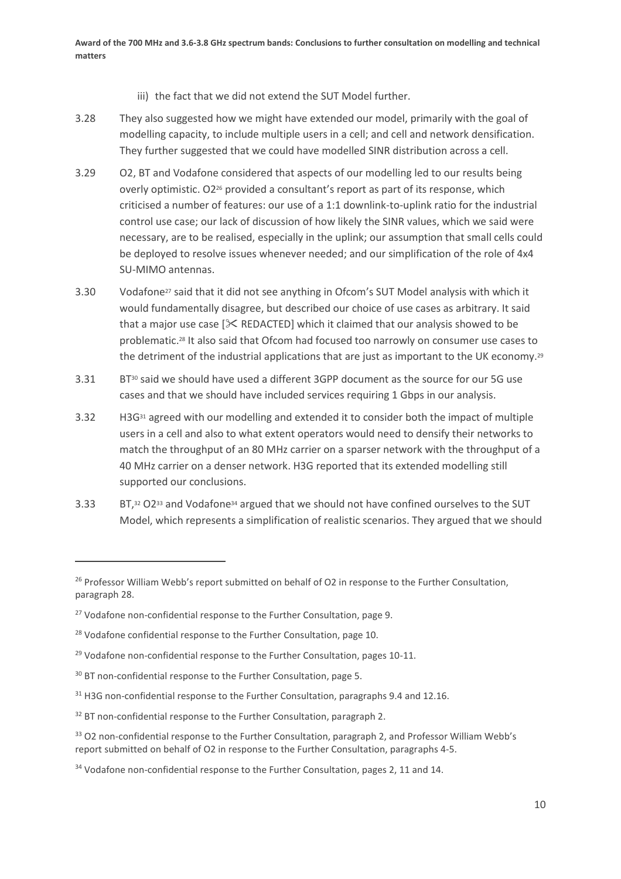iii) the fact that we did not extend the SUT Model further.

3.28 They also suggested how we might have extended our model, primarily with the goal of modelling capacity, to include multiple users in a cell; and cell and network densification. They further suggested that we could have modelled SINR distribution across a cell.

3.29 O2, BT and Vodafone considered that aspects of our modelling led to our results being overly optimistic. O2[26] provided a consultant's report as part of its response, which criticised a number of features: our use of a 1:1 downlink-to-uplink ratio for the industrial control use case; our lack of discussion of how likely the SINR values, which we said were necessary, are to be realised, especially in the uplink; our assumption that small cells could be deployed to resolve issues whenever needed; and our simplification of the role of 4x4 SU-MIMO antennas.

3.30 Vodafone[27] said that it did not see anything in Ofcom's SUT Model analysis with which it would fundamentally disagree, but described our choice of use cases as arbitrary. It said that a major use case [✂ REDACTED] which it claimed that our analysis showed to be problematic.[28] It also said that Ofcom had focused too narrowly on consumer use cases to the detriment of the industrial applications that are just as important to the UK economy.[29]

3.31 BT[30] said we should have used a different 3GPP document as the source for our 5G use cases and that we should have included services requiring 1 Gbps in our analysis.

3.32 H3G[31] agreed with our modelling and extended it to consider both the impact of multiple users in a cell and also to what extent operators would need to densify their networks to match the throughput of an 80 MHz carrier on a sparser network with the throughput of a 40 MHz carrier on a denser network. H3G reported that its extended modelling still supported our conclusions.

3.33 BT,[32] O2[33] and Vodafone[34] argued that we should not have confined ourselves to the SUT Model, which represents a simplification of realistic scenarios. They argued that we should

---

[26] Professor William Webb's report submitted on behalf of O2 in response to the Further Consultation, paragraph 28.

[27] Vodafone non-confidential response to the Further Consultation, page 9.

[28] Vodafone confidential response to the Further Consultation, page 10.

[29] Vodafone non-confidential response to the Further Consultation, pages 10-11.

[30] BT non-confidential response to the Further Consultation, page 5.

[31] H3G non-confidential response to the Further Consultation, paragraphs 9.4 and 12.16.

[32] BT non-confidential response to the Further Consultation, paragraph 2.

[33] O2 non-confidential response to the Further Consultation, paragraph 2, and Professor William Webb's report submitted on behalf of O2 in response to the Further Consultation, paragraphs 4-5.

[34] Vodafone non-confidential response to the Further Consultation, pages 2, 11 and 14.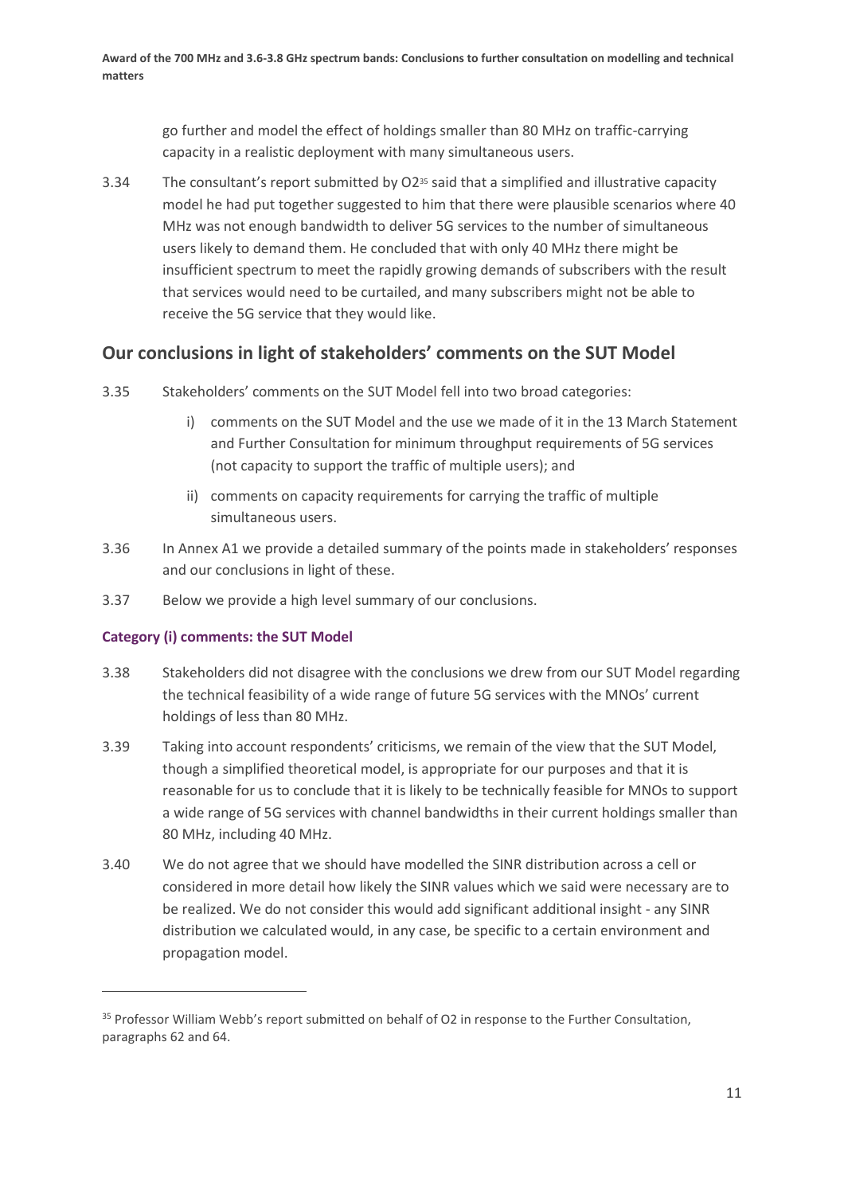go further and model the effect of holdings smaller than 80 MHz on traffic-carrying capacity in a realistic deployment with many simultaneous users.

3.34 The consultant's report submitted by O2[35] said that a simplified and illustrative capacity model he had put together suggested to him that there were plausible scenarios where 40 MHz was not enough bandwidth to deliver 5G services to the number of simultaneous users likely to demand them. He concluded that with only 40 MHz there might be insufficient spectrum to meet the rapidly growing demands of subscribers with the result that services would need to be curtailed, and many subscribers might not be able to receive the 5G service that they would like.

## Our conclusions in light of stakeholders' comments on the SUT Model

3.35 Stakeholders' comments on the SUT Model fell into two broad categories:

i) comments on the SUT Model and the use we made of it in the 13 March Statement and Further Consultation for minimum throughput requirements of 5G services (not capacity to support the traffic of multiple users); and

ii) comments on capacity requirements for carrying the traffic of multiple simultaneous users.

3.36 In Annex A1 we provide a detailed summary of the points made in stakeholders' responses and our conclusions in light of these.

3.37 Below we provide a high level summary of our conclusions.

### Category (i) comments: the SUT Model

3.38 Stakeholders did not disagree with the conclusions we drew from our SUT Model regarding the technical feasibility of a wide range of future 5G services with the MNOs' current holdings of less than 80 MHz.

3.39 Taking into account respondents' criticisms, we remain of the view that the SUT Model, though a simplified theoretical model, is appropriate for our purposes and that it is reasonable for us to conclude that it is likely to be technically feasible for MNOs to support a wide range of 5G services with channel bandwidths in their current holdings smaller than 80 MHz, including 40 MHz.

3.40 We do not agree that we should have modelled the SINR distribution across a cell or considered in more detail how likely the SINR values which we said were necessary are to be realized. We do not consider this would add significant additional insight - any SINR distribution we calculated would, in any case, be specific to a certain environment and propagation model.

[35] Professor William Webb's report submitted on behalf of O2 in response to the Further Consultation, paragraphs 62 and 64.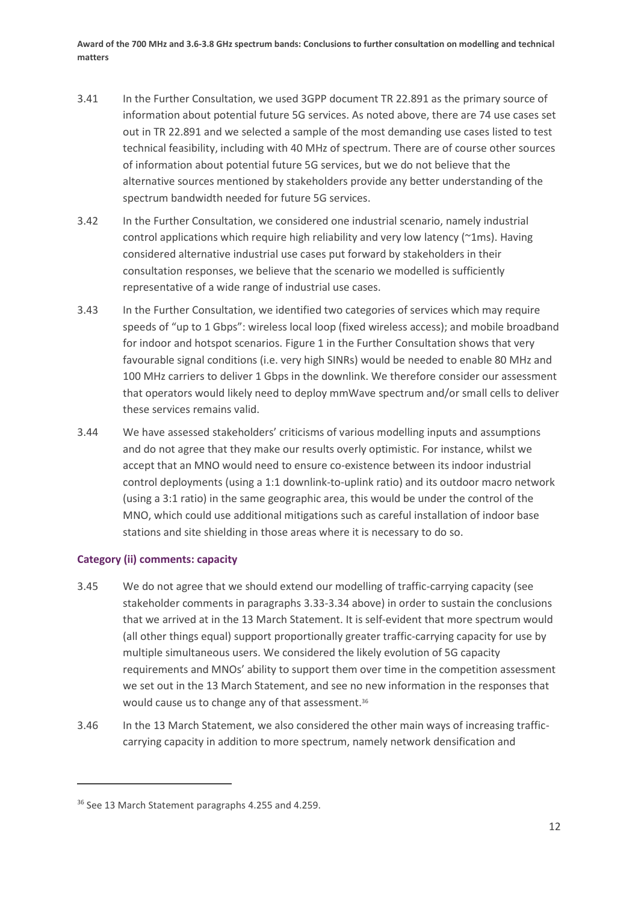3.41 In the Further Consultation, we used 3GPP document TR 22.891 as the primary source of information about potential future 5G services. As noted above, there are 74 use cases set out in TR 22.891 and we selected a sample of the most demanding use cases listed to test technical feasibility, including with 40 MHz of spectrum. There are of course other sources of information about potential future 5G services, but we do not believe that the alternative sources mentioned by stakeholders provide any better understanding of the spectrum bandwidth needed for future 5G services.

3.42 In the Further Consultation, we considered one industrial scenario, namely industrial control applications which require high reliability and very low latency (~1ms). Having considered alternative industrial use cases put forward by stakeholders in their consultation responses, we believe that the scenario we modelled is sufficiently representative of a wide range of industrial use cases.

3.43 In the Further Consultation, we identified two categories of services which may require speeds of "up to 1 Gbps": wireless local loop (fixed wireless access); and mobile broadband for indoor and hotspot scenarios. Figure 1 in the Further Consultation shows that very favourable signal conditions (i.e. very high SINRs) would be needed to enable 80 MHz and 100 MHz carriers to deliver 1 Gbps in the downlink. We therefore consider our assessment that operators would likely need to deploy mmWave spectrum and/or small cells to deliver these services remains valid.

3.44 We have assessed stakeholders' criticisms of various modelling inputs and assumptions and do not agree that they make our results overly optimistic. For instance, whilst we accept that an MNO would need to ensure co-existence between its indoor industrial control deployments (using a 1:1 downlink-to-uplink ratio) and its outdoor macro network (using a 3:1 ratio) in the same geographic area, this would be under the control of the MNO, which could use additional mitigations such as careful installation of indoor base stations and site shielding in those areas where it is necessary to do so.

### Category (ii) comments: capacity

3.45 We do not agree that we should extend our modelling of traffic-carrying capacity (see stakeholder comments in paragraphs 3.33-3.34 above) in order to sustain the conclusions that we arrived at in the 13 March Statement. It is self-evident that more spectrum would (all other things equal) support proportionally greater traffic-carrying capacity for use by multiple simultaneous users. We considered the likely evolution of 5G capacity requirements and MNOs' ability to support them over time in the competition assessment we set out in the 13 March Statement, and see no new information in the responses that would cause us to change any of that assessment.[36]

3.46 In the 13 March Statement, we also considered the other main ways of increasing traffic-carrying capacity in addition to more spectrum, namely network densification and

[36] See 13 March Statement paragraphs 4.255 and 4.259.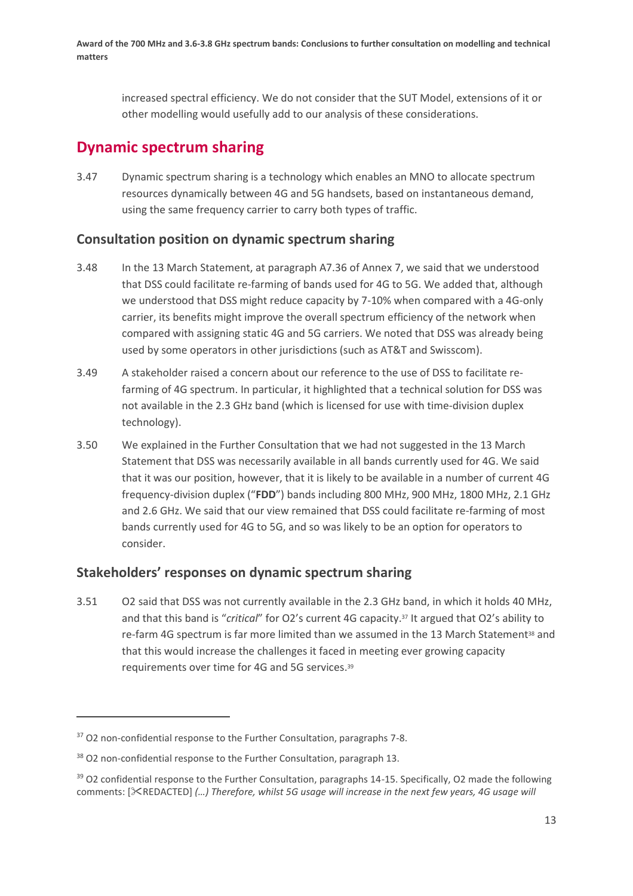increased spectral efficiency. We do not consider that the SUT Model, extensions of it or other modelling would usefully add to our analysis of these considerations.

## Dynamic spectrum sharing

3.47 Dynamic spectrum sharing is a technology which enables an MNO to allocate spectrum resources dynamically between 4G and 5G handsets, based on instantaneous demand, using the same frequency carrier to carry both types of traffic.

### Consultation position on dynamic spectrum sharing

3.48 In the 13 March Statement, at paragraph A7.36 of Annex 7, we said that we understood that DSS could facilitate re-farming of bands used for 4G to 5G. We added that, although we understood that DSS might reduce capacity by 7-10% when compared with a 4G-only carrier, its benefits might improve the overall spectrum efficiency of the network when compared with assigning static 4G and 5G carriers. We noted that DSS was already being used by some operators in other jurisdictions (such as AT&T and Swisscom).

3.49 A stakeholder raised a concern about our reference to the use of DSS to facilitate re-farming of 4G spectrum. In particular, it highlighted that a technical solution for DSS was not available in the 2.3 GHz band (which is licensed for use with time-division duplex technology).

3.50 We explained in the Further Consultation that we had not suggested in the 13 March Statement that DSS was necessarily available in all bands currently used for 4G. We said that it was our position, however, that it is likely to be available in a number of current 4G frequency-division duplex ("**FDD**") bands including 800 MHz, 900 MHz, 1800 MHz, 2.1 GHz and 2.6 GHz. We said that our view remained that DSS could facilitate re-farming of most bands currently used for 4G to 5G, and so was likely to be an option for operators to consider.

### Stakeholders' responses on dynamic spectrum sharing

3.51 O2 said that DSS was not currently available in the 2.3 GHz band, in which it holds 40 MHz, and that this band is "*critical*" for O2's current 4G capacity.[37] It argued that O2's ability to re-farm 4G spectrum is far more limited than we assumed in the 13 March Statement[38] and that this would increase the challenges it faced in meeting ever growing capacity requirements over time for 4G and 5G services.[39]

---

[37] O2 non-confidential response to the Further Consultation, paragraphs 7-8.

[38] O2 non-confidential response to the Further Consultation, paragraph 13.

[39] O2 confidential response to the Further Consultation, paragraphs 14-15. Specifically, O2 made the following comments: [✂REDACTED] *(…) Therefore, whilst 5G usage will increase in the next few years, 4G usage will*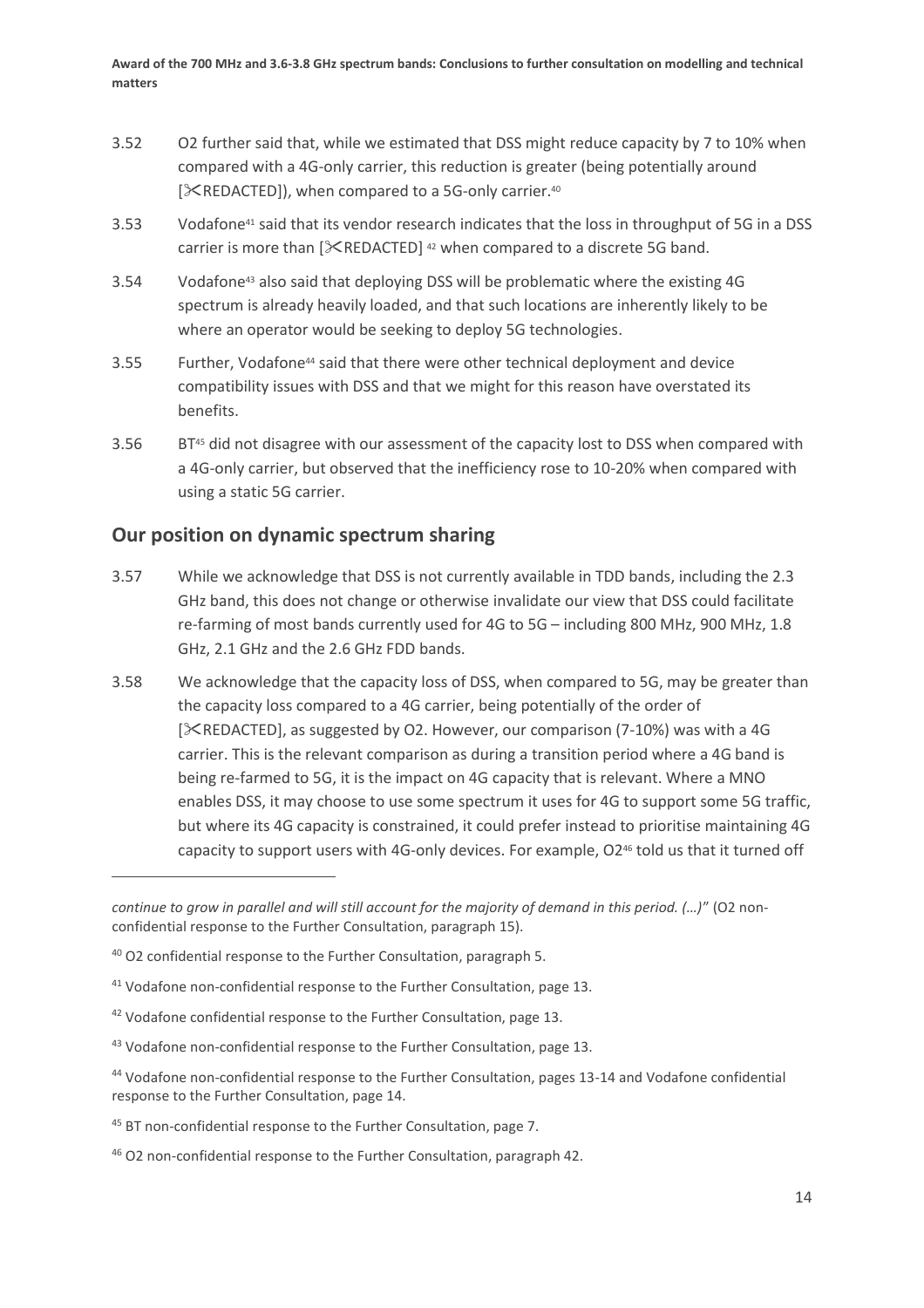3.52 O2 further said that, while we estimated that DSS might reduce capacity by 7 to 10% when compared with a 4G-only carrier, this reduction is greater (being potentially around [✂REDACTED]), when compared to a 5G-only carrier.[40]

3.53 Vodafone[41] said that its vendor research indicates that the loss in throughput of 5G in a DSS carrier is more than [✂REDACTED] [42] when compared to a discrete 5G band.

3.54 Vodafone[43] also said that deploying DSS will be problematic where the existing 4G spectrum is already heavily loaded, and that such locations are inherently likely to be where an operator would be seeking to deploy 5G technologies.

3.55 Further, Vodafone[44] said that there were other technical deployment and device compatibility issues with DSS and that we might for this reason have overstated its benefits.

3.56 BT[45] did not disagree with our assessment of the capacity lost to DSS when compared with a 4G-only carrier, but observed that the inefficiency rose to 10-20% when compared with using a static 5G carrier.

## Our position on dynamic spectrum sharing

3.57 While we acknowledge that DSS is not currently available in TDD bands, including the 2.3 GHz band, this does not change or otherwise invalidate our view that DSS could facilitate re-farming of most bands currently used for 4G to 5G – including 800 MHz, 900 MHz, 1.8 GHz, 2.1 GHz and the 2.6 GHz FDD bands.

3.58 We acknowledge that the capacity loss of DSS, when compared to 5G, may be greater than the capacity loss compared to a 4G carrier, being potentially of the order of [✂REDACTED], as suggested by O2. However, our comparison (7-10%) was with a 4G carrier. This is the relevant comparison as during a transition period where a 4G band is being re-farmed to 5G, it is the impact on 4G capacity that is relevant. Where a MNO enables DSS, it may choose to use some spectrum it uses for 4G to support some 5G traffic, but where its 4G capacity is constrained, it could prefer instead to prioritise maintaining 4G capacity to support users with 4G-only devices. For example, O2[46] told us that it turned off

---

*continue to grow in parallel and will still account for the majority of demand in this period. (…)"* (O2 non-confidential response to the Further Consultation, paragraph 15).

[40] O2 confidential response to the Further Consultation, paragraph 5.

[41] Vodafone non-confidential response to the Further Consultation, page 13.

[42] Vodafone confidential response to the Further Consultation, page 13.

[43] Vodafone non-confidential response to the Further Consultation, page 13.

[44] Vodafone non-confidential response to the Further Consultation, pages 13-14 and Vodafone confidential response to the Further Consultation, page 14.

[45] BT non-confidential response to the Further Consultation, page 7.

[46] O2 non-confidential response to the Further Consultation, paragraph 42.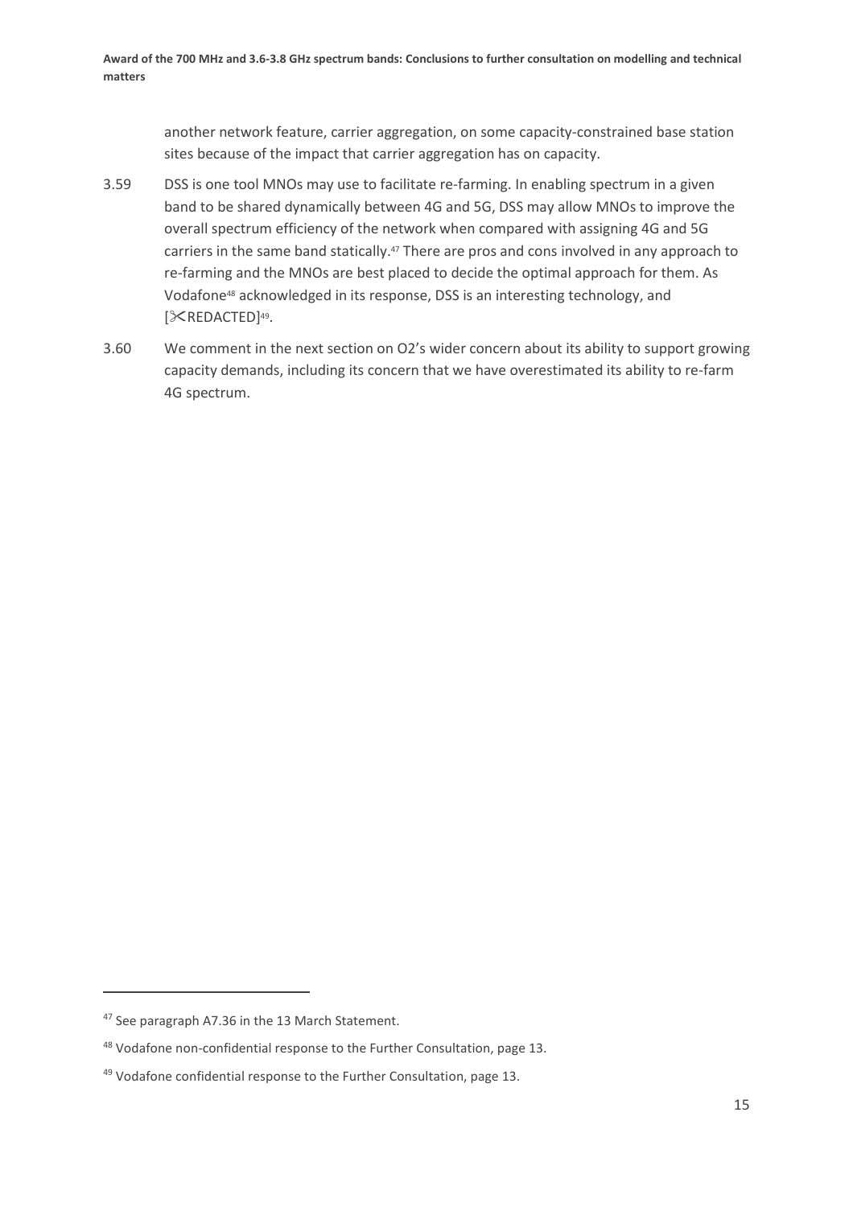another network feature, carrier aggregation, on some capacity-constrained base station sites because of the impact that carrier aggregation has on capacity.

3.59 DSS is one tool MNOs may use to facilitate re-farming. In enabling spectrum in a given band to be shared dynamically between 4G and 5G, DSS may allow MNOs to improve the overall spectrum efficiency of the network when compared with assigning 4G and 5G carriers in the same band statically.[47] There are pros and cons involved in any approach to re-farming and the MNOs are best placed to decide the optimal approach for them. As Vodafone[48] acknowledged in its response, DSS is an interesting technology, and [✂REDACTED][49].

3.60 We comment in the next section on O2's wider concern about its ability to support growing capacity demands, including its concern that we have overestimated its ability to re-farm 4G spectrum.

---

[47] See paragraph A7.36 in the 13 March Statement.

[48] Vodafone non-confidential response to the Further Consultation, page 13.

[49] Vodafone confidential response to the Further Consultation, page 13.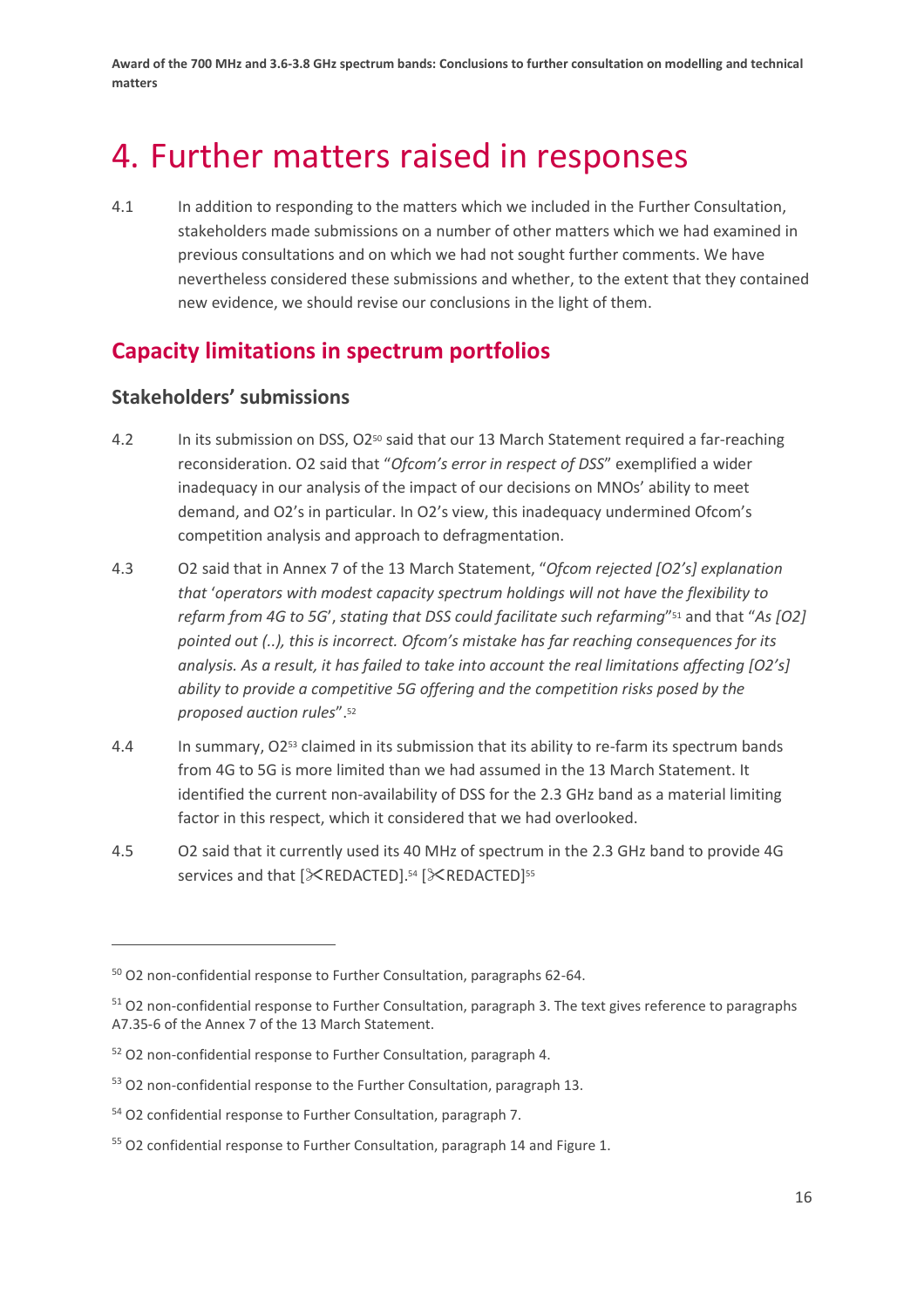# 4. Further matters raised in responses

4.1 In addition to responding to the matters which we included in the Further Consultation, stakeholders made submissions on a number of other matters which we had examined in previous consultations and on which we had not sought further comments. We have nevertheless considered these submissions and whether, to the extent that they contained new evidence, we should revise our conclusions in the light of them.

## Capacity limitations in spectrum portfolios

### Stakeholders' submissions

4.2 In its submission on DSS, O2[50] said that our 13 March Statement required a far-reaching reconsideration. O2 said that "*Ofcom's error in respect of DSS*" exemplified a wider inadequacy in our analysis of the impact of our decisions on MNOs' ability to meet demand, and O2's in particular. In O2's view, this inadequacy undermined Ofcom's competition analysis and approach to defragmentation.

4.3 O2 said that in Annex 7 of the 13 March Statement, "*Ofcom rejected [O2's] explanation that* '*operators with modest capacity spectrum holdings will not have the flexibility to refarm from 4G to 5G*', *stating that DSS could facilitate such refarming*"[51] and that "*As [O2] pointed out (..), this is incorrect. Ofcom's mistake has far reaching consequences for its analysis. As a result, it has failed to take into account the real limitations affecting [O2's] ability to provide a competitive 5G offering and the competition risks posed by the proposed auction rules*".[52]

4.4 In summary, O2[53] claimed in its submission that its ability to re-farm its spectrum bands from 4G to 5G is more limited than we had assumed in the 13 March Statement. It identified the current non-availability of DSS for the 2.3 GHz band as a material limiting factor in this respect, which it considered that we had overlooked.

4.5 O2 said that it currently used its 40 MHz of spectrum in the 2.3 GHz band to provide 4G services and that [✂REDACTED].[54] [✂REDACTED][55]

---

[50] O2 non-confidential response to Further Consultation, paragraphs 62-64.

[51] O2 non-confidential response to Further Consultation, paragraph 3. The text gives reference to paragraphs A7.35-6 of the Annex 7 of the 13 March Statement.

[52] O2 non-confidential response to Further Consultation, paragraph 4.

[53] O2 non-confidential response to the Further Consultation, paragraph 13.

[54] O2 confidential response to Further Consultation, paragraph 7.

[55] O2 confidential response to Further Consultation, paragraph 14 and Figure 1.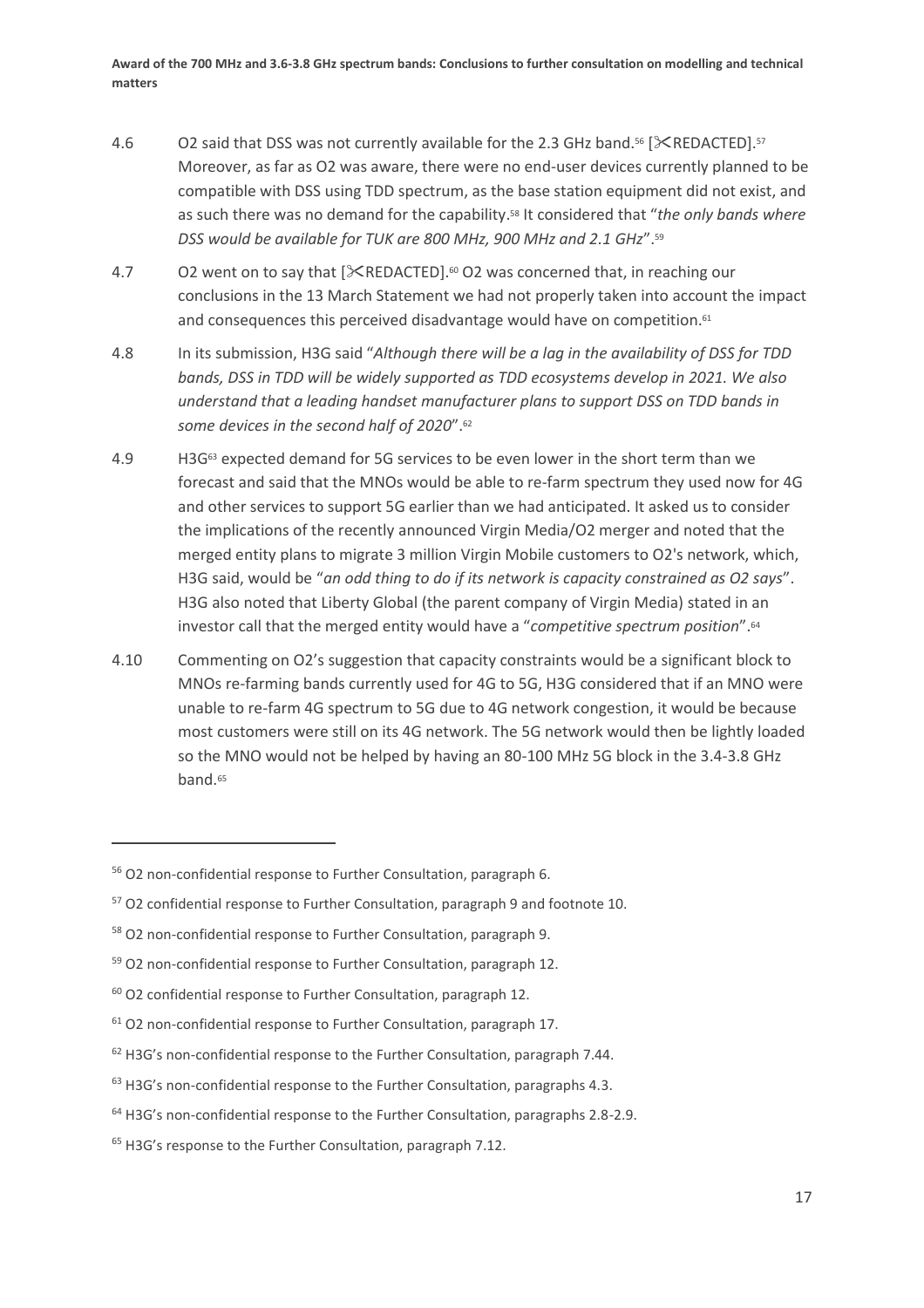4.6 O2 said that DSS was not currently available for the 2.3 GHz band.[56] [✂REDACTED].[57] Moreover, as far as O2 was aware, there were no end-user devices currently planned to be compatible with DSS using TDD spectrum, as the base station equipment did not exist, and as such there was no demand for the capability.[58] It considered that "*the only bands where DSS would be available for TUK are 800 MHz, 900 MHz and 2.1 GHz*".[59]

4.7 O2 went on to say that [✂REDACTED].[60] O2 was concerned that, in reaching our conclusions in the 13 March Statement we had not properly taken into account the impact and consequences this perceived disadvantage would have on competition.[61]

4.8 In its submission, H3G said "*Although there will be a lag in the availability of DSS for TDD bands, DSS in TDD will be widely supported as TDD ecosystems develop in 2021. We also understand that a leading handset manufacturer plans to support DSS on TDD bands in some devices in the second half of 2020*".[62]

4.9 H3G[63] expected demand for 5G services to be even lower in the short term than we forecast and said that the MNOs would be able to re-farm spectrum they used now for 4G and other services to support 5G earlier than we had anticipated. It asked us to consider the implications of the recently announced Virgin Media/O2 merger and noted that the merged entity plans to migrate 3 million Virgin Mobile customers to O2's network, which, H3G said, would be "*an odd thing to do if its network is capacity constrained as O2 says*". H3G also noted that Liberty Global (the parent company of Virgin Media) stated in an investor call that the merged entity would have a "*competitive spectrum position*".[64]

4.10 Commenting on O2's suggestion that capacity constraints would be a significant block to MNOs re-farming bands currently used for 4G to 5G, H3G considered that if an MNO were unable to re-farm 4G spectrum to 5G due to 4G network congestion, it would be because most customers were still on its 4G network. The 5G network would then be lightly loaded so the MNO would not be helped by having an 80-100 MHz 5G block in the 3.4-3.8 GHz band.[65]

---

[56] O2 non-confidential response to Further Consultation, paragraph 6.

[57] O2 confidential response to Further Consultation, paragraph 9 and footnote 10.

[58] O2 non-confidential response to Further Consultation, paragraph 9.

[59] O2 non-confidential response to Further Consultation, paragraph 12.

[60] O2 confidential response to Further Consultation, paragraph 12.

[61] O2 non-confidential response to Further Consultation, paragraph 17.

[62] H3G's non-confidential response to the Further Consultation, paragraph 7.44.

[63] H3G's non-confidential response to the Further Consultation, paragraphs 4.3.

[64] H3G's non-confidential response to the Further Consultation, paragraphs 2.8-2.9.

[65] H3G's response to the Further Consultation, paragraph 7.12.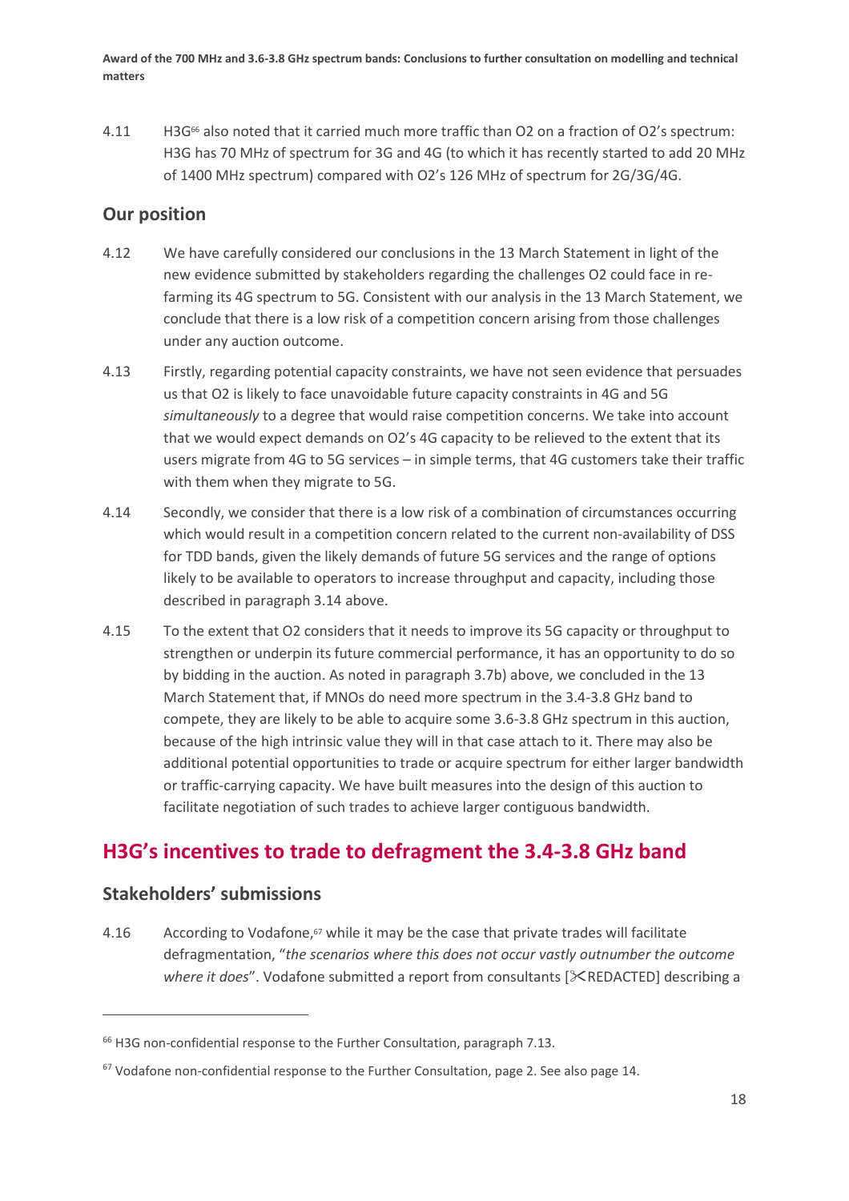4.11 H3G[66] also noted that it carried much more traffic than O2 on a fraction of O2's spectrum: H3G has 70 MHz of spectrum for 3G and 4G (to which it has recently started to add 20 MHz of 1400 MHz spectrum) compared with O2's 126 MHz of spectrum for 2G/3G/4G.

### Our position

4.12 We have carefully considered our conclusions in the 13 March Statement in light of the new evidence submitted by stakeholders regarding the challenges O2 could face in re-farming its 4G spectrum to 5G. Consistent with our analysis in the 13 March Statement, we conclude that there is a low risk of a competition concern arising from those challenges under any auction outcome.

4.13 Firstly, regarding potential capacity constraints, we have not seen evidence that persuades us that O2 is likely to face unavoidable future capacity constraints in 4G and 5G *simultaneously* to a degree that would raise competition concerns. We take into account that we would expect demands on O2's 4G capacity to be relieved to the extent that its users migrate from 4G to 5G services – in simple terms, that 4G customers take their traffic with them when they migrate to 5G.

4.14 Secondly, we consider that there is a low risk of a combination of circumstances occurring which would result in a competition concern related to the current non-availability of DSS for TDD bands, given the likely demands of future 5G services and the range of options likely to be available to operators to increase throughput and capacity, including those described in paragraph 3.14 above.

4.15 To the extent that O2 considers that it needs to improve its 5G capacity or throughput to strengthen or underpin its future commercial performance, it has an opportunity to do so by bidding in the auction. As noted in paragraph 3.7b) above, we concluded in the 13 March Statement that, if MNOs do need more spectrum in the 3.4-3.8 GHz band to compete, they are likely to be able to acquire some 3.6-3.8 GHz spectrum in this auction, because of the high intrinsic value they will in that case attach to it. There may also be additional potential opportunities to trade or acquire spectrum for either larger bandwidth or traffic-carrying capacity. We have built measures into the design of this auction to facilitate negotiation of such trades to achieve larger contiguous bandwidth.

## H3G's incentives to trade to defragment the 3.4-3.8 GHz band

### Stakeholders' submissions

4.16 According to Vodafone,[67] while it may be the case that private trades will facilitate defragmentation, "*the scenarios where this does not occur vastly outnumber the outcome where it does*". Vodafone submitted a report from consultants [✂REDACTED] describing a

[66] H3G non-confidential response to the Further Consultation, paragraph 7.13.

[67] Vodafone non-confidential response to the Further Consultation, page 2. See also page 14.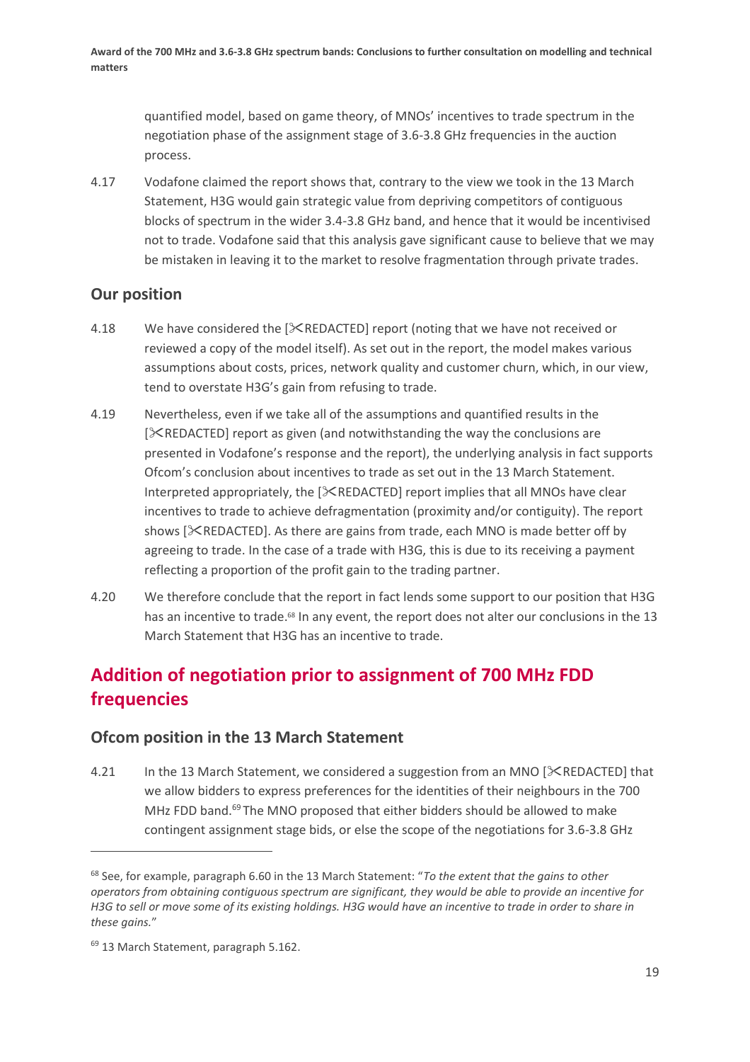quantified model, based on game theory, of MNOs' incentives to trade spectrum in the negotiation phase of the assignment stage of 3.6-3.8 GHz frequencies in the auction process.

4.17 Vodafone claimed the report shows that, contrary to the view we took in the 13 March Statement, H3G would gain strategic value from depriving competitors of contiguous blocks of spectrum in the wider 3.4-3.8 GHz band, and hence that it would be incentivised not to trade. Vodafone said that this analysis gave significant cause to believe that we may be mistaken in leaving it to the market to resolve fragmentation through private trades.

### Our position

4.18 We have considered the [✂REDACTED] report (noting that we have not received or reviewed a copy of the model itself). As set out in the report, the model makes various assumptions about costs, prices, network quality and customer churn, which, in our view, tend to overstate H3G's gain from refusing to trade.

4.19 Nevertheless, even if we take all of the assumptions and quantified results in the [✂REDACTED] report as given (and notwithstanding the way the conclusions are presented in Vodafone's response and the report), the underlying analysis in fact supports Ofcom's conclusion about incentives to trade as set out in the 13 March Statement. Interpreted appropriately, the [✂REDACTED] report implies that all MNOs have clear incentives to trade to achieve defragmentation (proximity and/or contiguity). The report shows [✂REDACTED]. As there are gains from trade, each MNO is made better off by agreeing to trade. In the case of a trade with H3G, this is due to its receiving a payment reflecting a proportion of the profit gain to the trading partner.

4.20 We therefore conclude that the report in fact lends some support to our position that H3G has an incentive to trade.[68] In any event, the report does not alter our conclusions in the 13 March Statement that H3G has an incentive to trade.

## Addition of negotiation prior to assignment of 700 MHz FDD frequencies

### Ofcom position in the 13 March Statement

4.21 In the 13 March Statement, we considered a suggestion from an MNO [✂REDACTED] that we allow bidders to express preferences for the identities of their neighbours in the 700 MHz FDD band.[69] The MNO proposed that either bidders should be allowed to make contingent assignment stage bids, or else the scope of the negotiations for 3.6-3.8 GHz

---

[68] See, for example, paragraph 6.60 in the 13 March Statement: "*To the extent that the gains to other operators from obtaining contiguous spectrum are significant, they would be able to provide an incentive for H3G to sell or move some of its existing holdings. H3G would have an incentive to trade in order to share in these gains.*"

[69] 13 March Statement, paragraph 5.162.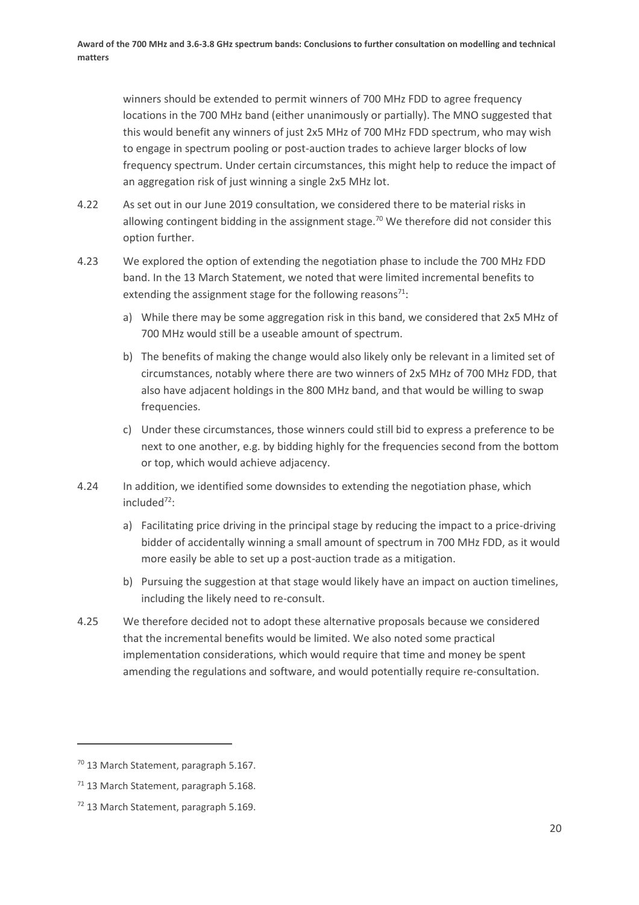winners should be extended to permit winners of 700 MHz FDD to agree frequency locations in the 700 MHz band (either unanimously or partially). The MNO suggested that this would benefit any winners of just 2x5 MHz of 700 MHz FDD spectrum, who may wish to engage in spectrum pooling or post-auction trades to achieve larger blocks of low frequency spectrum. Under certain circumstances, this might help to reduce the impact of an aggregation risk of just winning a single 2x5 MHz lot.

4.22 As set out in our June 2019 consultation, we considered there to be material risks in allowing contingent bidding in the assignment stage.[70] We therefore did not consider this option further.

4.23 We explored the option of extending the negotiation phase to include the 700 MHz FDD band. In the 13 March Statement, we noted that were limited incremental benefits to extending the assignment stage for the following reasons[71]:

a) While there may be some aggregation risk in this band, we considered that 2x5 MHz of 700 MHz would still be a useable amount of spectrum.

b) The benefits of making the change would also likely only be relevant in a limited set of circumstances, notably where there are two winners of 2x5 MHz of 700 MHz FDD, that also have adjacent holdings in the 800 MHz band, and that would be willing to swap frequencies.

c) Under these circumstances, those winners could still bid to express a preference to be next to one another, e.g. by bidding highly for the frequencies second from the bottom or top, which would achieve adjacency.

4.24 In addition, we identified some downsides to extending the negotiation phase, which included[72]:

a) Facilitating price driving in the principal stage by reducing the impact to a price-driving bidder of accidentally winning a small amount of spectrum in 700 MHz FDD, as it would more easily be able to set up a post-auction trade as a mitigation.

b) Pursuing the suggestion at that stage would likely have an impact on auction timelines, including the likely need to re-consult.

4.25 We therefore decided not to adopt these alternative proposals because we considered that the incremental benefits would be limited. We also noted some practical implementation considerations, which would require that time and money be spent amending the regulations and software, and would potentially require re-consultation.

---

[70] 13 March Statement, paragraph 5.167.

[71] 13 March Statement, paragraph 5.168.

[72] 13 March Statement, paragraph 5.169.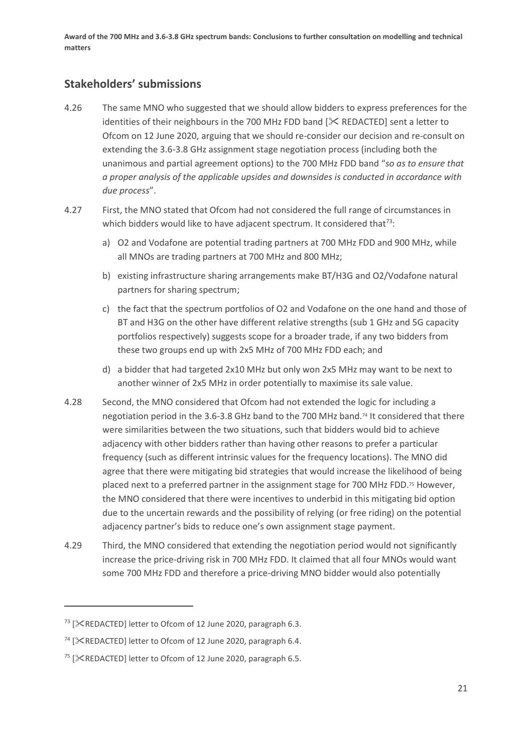## Stakeholders' submissions

4.26 The same MNO who suggested that we should allow bidders to express preferences for the identities of their neighbours in the 700 MHz FDD band [✂ REDACTED] sent a letter to Ofcom on 12 June 2020, arguing that we should re-consider our decision and re-consult on extending the 3.6-3.8 GHz assignment stage negotiation process (including both the unanimous and partial agreement options) to the 700 MHz FDD band "*so as to ensure that a proper analysis of the applicable upsides and downsides is conducted in accordance with due process*".

4.27 First, the MNO stated that Ofcom had not considered the full range of circumstances in which bidders would like to have adjacent spectrum. It considered that[73]:

a) O2 and Vodafone are potential trading partners at 700 MHz FDD and 900 MHz, while all MNOs are trading partners at 700 MHz and 800 MHz;

b) existing infrastructure sharing arrangements make BT/H3G and O2/Vodafone natural partners for sharing spectrum;

c) the fact that the spectrum portfolios of O2 and Vodafone on the one hand and those of BT and H3G on the other have different relative strengths (sub 1 GHz and 5G capacity portfolios respectively) suggests scope for a broader trade, if any two bidders from these two groups end up with 2x5 MHz of 700 MHz FDD each; and

d) a bidder that had targeted 2x10 MHz but only won 2x5 MHz may want to be next to another winner of 2x5 MHz in order potentially to maximise its sale value.

4.28 Second, the MNO considered that Ofcom had not extended the logic for including a negotiation period in the 3.6-3.8 GHz band to the 700 MHz band.[74] It considered that there were similarities between the two situations, such that bidders would bid to achieve adjacency with other bidders rather than having other reasons to prefer a particular frequency (such as different intrinsic values for the frequency locations). The MNO did agree that there were mitigating bid strategies that would increase the likelihood of being placed next to a preferred partner in the assignment stage for 700 MHz FDD.[75] However, the MNO considered that there were incentives to underbid in this mitigating bid option due to the uncertain rewards and the possibility of relying (or free riding) on the potential adjacency partner's bids to reduce one's own assignment stage payment.

4.29 Third, the MNO considered that extending the negotiation period would not significantly increase the price-driving risk in 700 MHz FDD. It claimed that all four MNOs would want some 700 MHz FDD and therefore a price-driving MNO bidder would also potentially

---

[73] [✂REDACTED] letter to Ofcom of 12 June 2020, paragraph 6.3.

[74] [✂REDACTED] letter to Ofcom of 12 June 2020, paragraph 6.4.

[75] [✂REDACTED] letter to Ofcom of 12 June 2020, paragraph 6.5.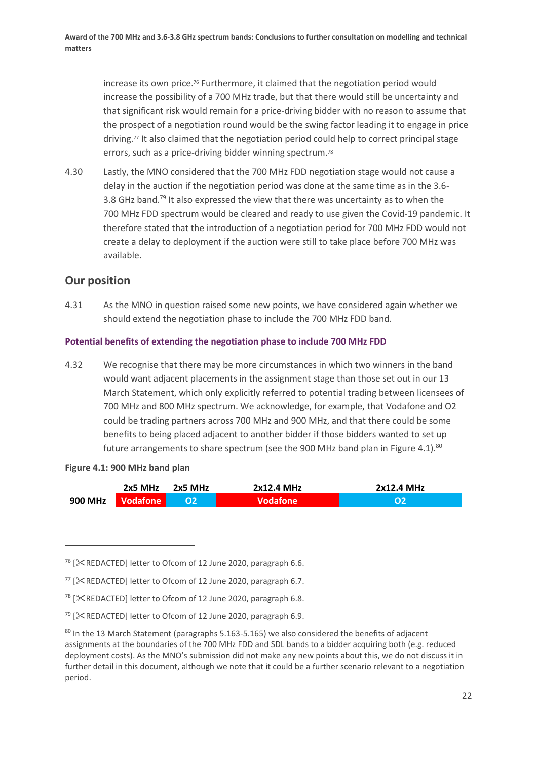increase its own price.[76] Furthermore, it claimed that the negotiation period would increase the possibility of a 700 MHz trade, but that there would still be uncertainty and that significant risk would remain for a price-driving bidder with no reason to assume that the prospect of a negotiation round would be the swing factor leading it to engage in price driving.[77] It also claimed that the negotiation period could help to correct principal stage errors, such as a price-driving bidder winning spectrum.[78]

4.30 Lastly, the MNO considered that the 700 MHz FDD negotiation stage would not cause a delay in the auction if the negotiation period was done at the same time as in the 3.6-3.8 GHz band.[79] It also expressed the view that there was uncertainty as to when the 700 MHz FDD spectrum would be cleared and ready to use given the Covid-19 pandemic. It therefore stated that the introduction of a negotiation period for 700 MHz FDD would not create a delay to deployment if the auction were still to take place before 700 MHz was available.

## Our position

4.31 As the MNO in question raised some new points, we have considered again whether we should extend the negotiation phase to include the 700 MHz FDD band.

### Potential benefits of extending the negotiation phase to include 700 MHz FDD

4.32 We recognise that there may be more circumstances in which two winners in the band would want adjacent placements in the assignment stage than those set out in our 13 March Statement, which only explicitly referred to potential trading between licensees of 700 MHz and 800 MHz spectrum. We acknowledge, for example, that Vodafone and O2 could be trading partners across 700 MHz and 900 MHz, and that there could be some benefits to being placed adjacent to another bidder if those bidders wanted to set up future arrangements to share spectrum (see the 900 MHz band plan in Figure 4.1).[80]

**Figure 4.1: 900 MHz band plan**

| | 2x5 MHz | 2x5 MHz | 2x12.4 MHz | 2x12.4 MHz |
|---|---|---|---|---|
| **900 MHz** | Vodafone | O2 | Vodafone | O2 |

---

[76] [✂REDACTED] letter to Ofcom of 12 June 2020, paragraph 6.6.

[77] [✂REDACTED] letter to Ofcom of 12 June 2020, paragraph 6.7.

[78] [✂REDACTED] letter to Ofcom of 12 June 2020, paragraph 6.8.

[79] [✂REDACTED] letter to Ofcom of 12 June 2020, paragraph 6.9.

[80] In the 13 March Statement (paragraphs 5.163-5.165) we also considered the benefits of adjacent assignments at the boundaries of the 700 MHz FDD and SDL bands to a bidder acquiring both (e.g. reduced deployment costs). As the MNO's submission did not make any new points about this, we do not discuss it in further detail in this document, although we note that it could be a further scenario relevant to a negotiation period.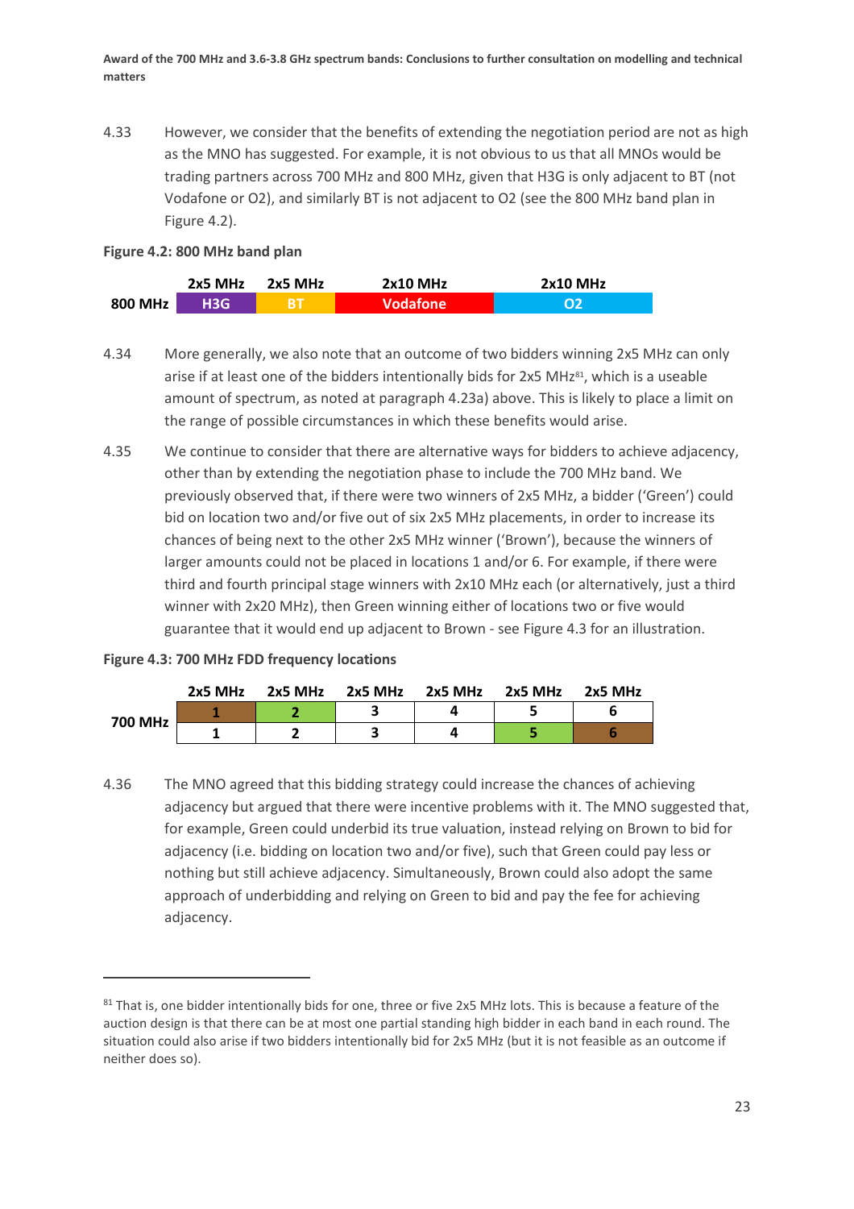4.33 However, we consider that the benefits of extending the negotiation period are not as high as the MNO has suggested. For example, it is not obvious to us that all MNOs would be trading partners across 700 MHz and 800 MHz, given that H3G is only adjacent to BT (not Vodafone or O2), and similarly BT is not adjacent to O2 (see the 800 MHz band plan in Figure 4.2).

**Figure 4.2: 800 MHz band plan**

| | 2x5 MHz | 2x5 MHz | 2x10 MHz | 2x10 MHz |
|---|---|---|---|---|
| 800 MHz | H3G | BT | Vodafone | O2 |

4.34 More generally, we also note that an outcome of two bidders winning 2x5 MHz can only arise if at least one of the bidders intentionally bids for 2x5 MHz[81], which is a useable amount of spectrum, as noted at paragraph 4.23a) above. This is likely to place a limit on the range of possible circumstances in which these benefits would arise.

4.35 We continue to consider that there are alternative ways for bidders to achieve adjacency, other than by extending the negotiation phase to include the 700 MHz band. We previously observed that, if there were two winners of 2x5 MHz, a bidder ('Green') could bid on location two and/or five out of six 2x5 MHz placements, in order to increase its chances of being next to the other 2x5 MHz winner ('Brown'), because the winners of larger amounts could not be placed in locations 1 and/or 6. For example, if there were third and fourth principal stage winners with 2x10 MHz each (or alternatively, just a third winner with 2x20 MHz), then Green winning either of locations two or five would guarantee that it would end up adjacent to Brown - see Figure 4.3 for an illustration.

**Figure 4.3: 700 MHz FDD frequency locations**

| | 2x5 MHz | 2x5 MHz | 2x5 MHz | 2x5 MHz | 2x5 MHz | 2x5 MHz |
|---|---|---|---|---|---|---|
| 700 MHz | 1 | 2 | 3 | 4 | 5 | 6 |
| | 1 | 2 | 3 | 4 | 5 | 6 |

4.36 The MNO agreed that this bidding strategy could increase the chances of achieving adjacency but argued that there were incentive problems with it. The MNO suggested that, for example, Green could underbid its true valuation, instead relying on Brown to bid for adjacency (i.e. bidding on location two and/or five), such that Green could pay less or nothing but still achieve adjacency. Simultaneously, Brown could also adopt the same approach of underbidding and relying on Green to bid and pay the fee for achieving adjacency.

---

[81] That is, one bidder intentionally bids for one, three or five 2x5 MHz lots. This is because a feature of the auction design is that there can be at most one partial standing high bidder in each band in each round. The situation could also arise if two bidders intentionally bid for 2x5 MHz (but it is not feasible as an outcome if neither does so).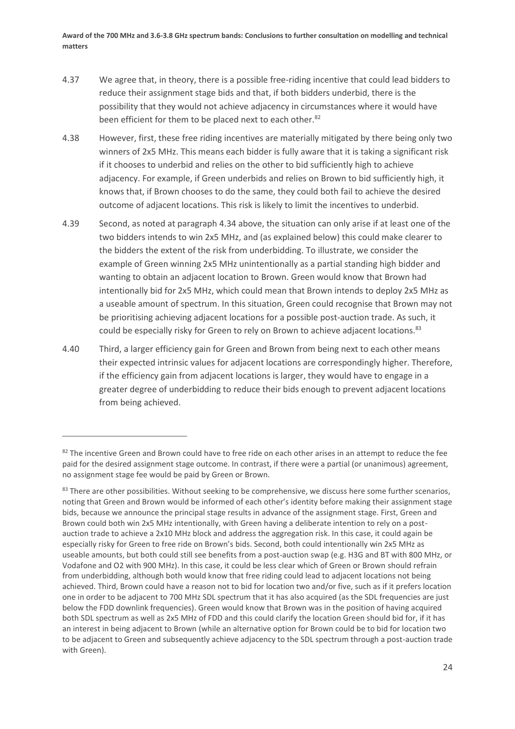4.37 We agree that, in theory, there is a possible free-riding incentive that could lead bidders to reduce their assignment stage bids and that, if both bidders underbid, there is the possibility that they would not achieve adjacency in circumstances where it would have been efficient for them to be placed next to each other.[82]

4.38 However, first, these free riding incentives are materially mitigated by there being only two winners of 2x5 MHz. This means each bidder is fully aware that it is taking a significant risk if it chooses to underbid and relies on the other to bid sufficiently high to achieve adjacency. For example, if Green underbids and relies on Brown to bid sufficiently high, it knows that, if Brown chooses to do the same, they could both fail to achieve the desired outcome of adjacent locations. This risk is likely to limit the incentives to underbid.

4.39 Second, as noted at paragraph 4.34 above, the situation can only arise if at least one of the two bidders intends to win 2x5 MHz, and (as explained below) this could make clearer to the bidders the extent of the risk from underbidding. To illustrate, we consider the example of Green winning 2x5 MHz unintentionally as a partial standing high bidder and wanting to obtain an adjacent location to Brown. Green would know that Brown had intentionally bid for 2x5 MHz, which could mean that Brown intends to deploy 2x5 MHz as a useable amount of spectrum. In this situation, Green could recognise that Brown may not be prioritising achieving adjacent locations for a possible post-auction trade. As such, it could be especially risky for Green to rely on Brown to achieve adjacent locations.[83]

4.40 Third, a larger efficiency gain for Green and Brown from being next to each other means their expected intrinsic values for adjacent locations are correspondingly higher. Therefore, if the efficiency gain from adjacent locations is larger, they would have to engage in a greater degree of underbidding to reduce their bids enough to prevent adjacent locations from being achieved.

---

[82] The incentive Green and Brown could have to free ride on each other arises in an attempt to reduce the fee paid for the desired assignment stage outcome. In contrast, if there were a partial (or unanimous) agreement, no assignment stage fee would be paid by Green or Brown.

[83] There are other possibilities. Without seeking to be comprehensive, we discuss here some further scenarios, noting that Green and Brown would be informed of each other's identity before making their assignment stage bids, because we announce the principal stage results in advance of the assignment stage. First, Green and Brown could both win 2x5 MHz intentionally, with Green having a deliberate intention to rely on a post-auction trade to achieve a 2x10 MHz block and address the aggregation risk. In this case, it could again be especially risky for Green to free ride on Brown's bids. Second, both could intentionally win 2x5 MHz as useable amounts, but both could still see benefits from a post-auction swap (e.g. H3G and BT with 800 MHz, or Vodafone and O2 with 900 MHz). In this case, it could be less clear which of Green or Brown should refrain from underbidding, although both would know that free riding could lead to adjacent locations not being achieved. Third, Brown could have a reason not to bid for location two and/or five, such as if it prefers location one in order to be adjacent to 700 MHz SDL spectrum that it has also acquired (as the SDL frequencies are just below the FDD downlink frequencies). Green would know that Brown was in the position of having acquired both SDL spectrum as well as 2x5 MHz of FDD and this could clarify the location Green should bid for, if it has an interest in being adjacent to Brown (while an alternative option for Brown could be to bid for location two to be adjacent to Green and subsequently achieve adjacency to the SDL spectrum through a post-auction trade with Green).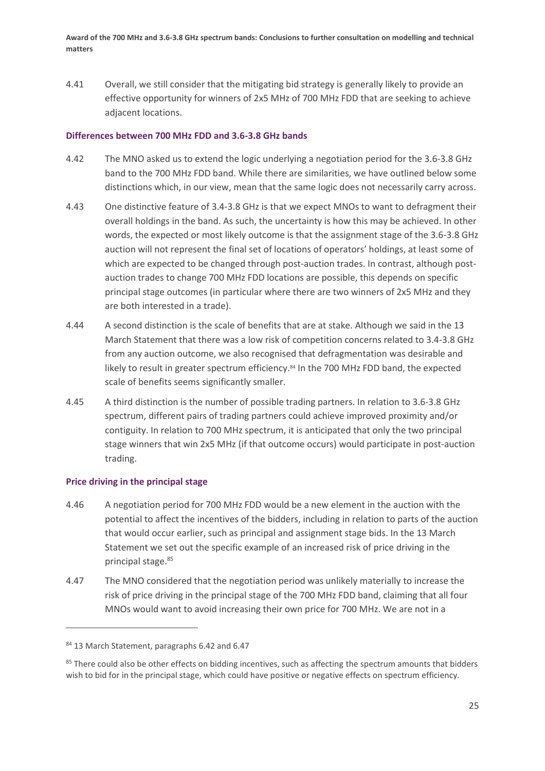4.41 Overall, we still consider that the mitigating bid strategy is generally likely to provide an effective opportunity for winners of 2x5 MHz of 700 MHz FDD that are seeking to achieve adjacent locations.

### Differences between 700 MHz FDD and 3.6-3.8 GHz bands

4.42 The MNO asked us to extend the logic underlying a negotiation period for the 3.6-3.8 GHz band to the 700 MHz FDD band. While there are similarities, we have outlined below some distinctions which, in our view, mean that the same logic does not necessarily carry across.

4.43 One distinctive feature of 3.4-3.8 GHz is that we expect MNOs to want to defragment their overall holdings in the band. As such, the uncertainty is how this may be achieved. In other words, the expected or most likely outcome is that the assignment stage of the 3.6-3.8 GHz auction will not represent the final set of locations of operators' holdings, at least some of which are expected to be changed through post-auction trades. In contrast, although post-auction trades to change 700 MHz FDD locations are possible, this depends on specific principal stage outcomes (in particular where there are two winners of 2x5 MHz and they are both interested in a trade).

4.44 A second distinction is the scale of benefits that are at stake. Although we said in the 13 March Statement that there was a low risk of competition concerns related to 3.4-3.8 GHz from any auction outcome, we also recognised that defragmentation was desirable and likely to result in greater spectrum efficiency.[84] In the 700 MHz FDD band, the expected scale of benefits seems significantly smaller.

4.45 A third distinction is the number of possible trading partners. In relation to 3.6-3.8 GHz spectrum, different pairs of trading partners could achieve improved proximity and/or contiguity. In relation to 700 MHz spectrum, it is anticipated that only the two principal stage winners that win 2x5 MHz (if that outcome occurs) would participate in post-auction trading.

### Price driving in the principal stage

4.46 A negotiation period for 700 MHz FDD would be a new element in the auction with the potential to affect the incentives of the bidders, including in relation to parts of the auction that would occur earlier, such as principal and assignment stage bids. In the 13 March Statement we set out the specific example of an increased risk of price driving in the principal stage.[85]

4.47 The MNO considered that the negotiation period was unlikely materially to increase the risk of price driving in the principal stage of the 700 MHz FDD band, claiming that all four MNOs would want to avoid increasing their own price for 700 MHz. We are not in a

[84] 13 March Statement, paragraphs 6.42 and 6.47

[85] There could also be other effects on bidding incentives, such as affecting the spectrum amounts that bidders wish to bid for in the principal stage, which could have positive or negative effects on spectrum efficiency.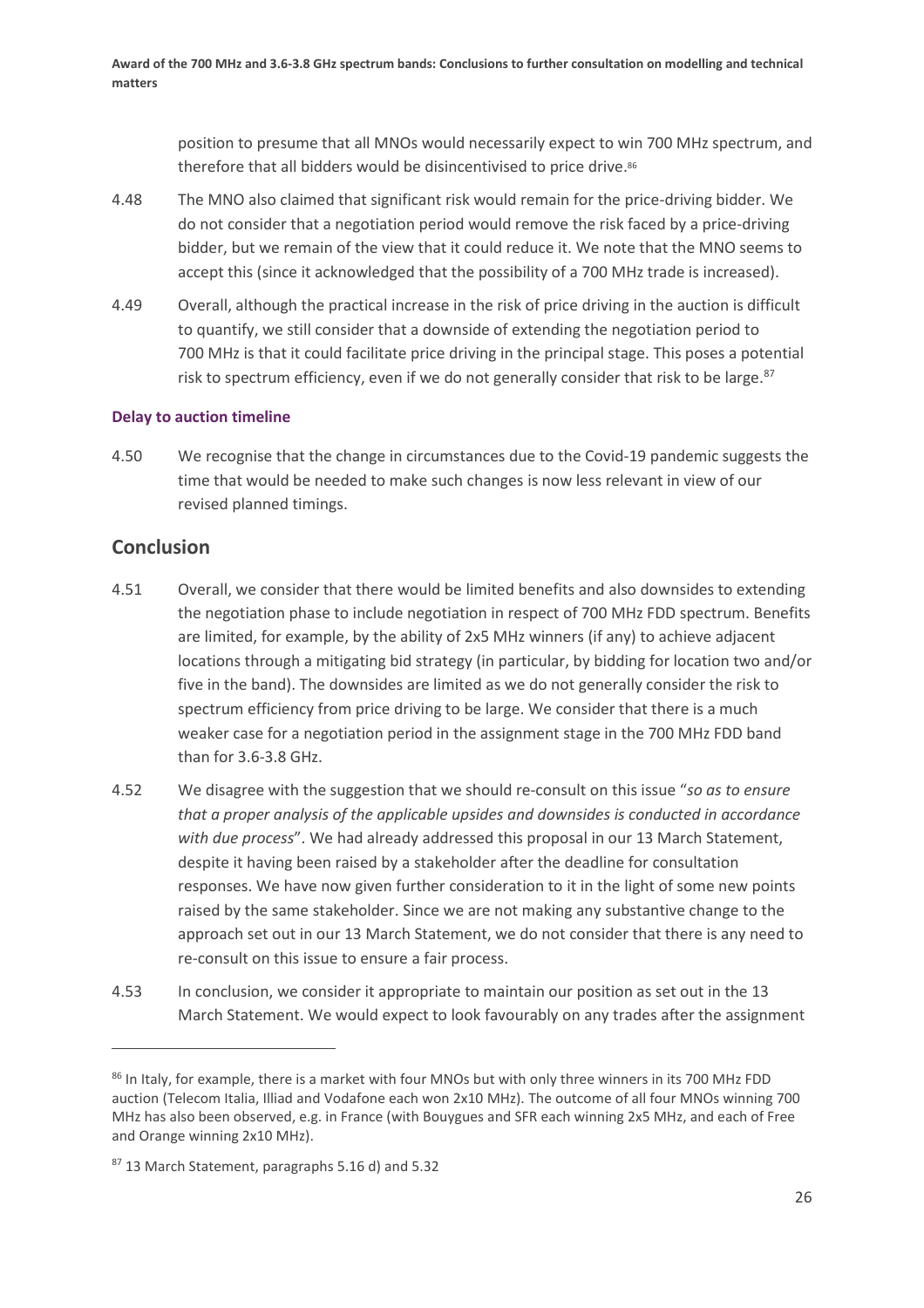position to presume that all MNOs would necessarily expect to win 700 MHz spectrum, and therefore that all bidders would be disincentivised to price drive.[86]

4.48 The MNO also claimed that significant risk would remain for the price-driving bidder. We do not consider that a negotiation period would remove the risk faced by a price-driving bidder, but we remain of the view that it could reduce it. We note that the MNO seems to accept this (since it acknowledged that the possibility of a 700 MHz trade is increased).

4.49 Overall, although the practical increase in the risk of price driving in the auction is difficult to quantify, we still consider that a downside of extending the negotiation period to 700 MHz is that it could facilitate price driving in the principal stage. This poses a potential risk to spectrum efficiency, even if we do not generally consider that risk to be large.[87]

### Delay to auction timeline

4.50 We recognise that the change in circumstances due to the Covid-19 pandemic suggests the time that would be needed to make such changes is now less relevant in view of our revised planned timings.

## Conclusion

4.51 Overall, we consider that there would be limited benefits and also downsides to extending the negotiation phase to include negotiation in respect of 700 MHz FDD spectrum. Benefits are limited, for example, by the ability of 2x5 MHz winners (if any) to achieve adjacent locations through a mitigating bid strategy (in particular, by bidding for location two and/or five in the band). The downsides are limited as we do not generally consider the risk to spectrum efficiency from price driving to be large. We consider that there is a much weaker case for a negotiation period in the assignment stage in the 700 MHz FDD band than for 3.6-3.8 GHz.

4.52 We disagree with the suggestion that we should re-consult on this issue "*so as to ensure that a proper analysis of the applicable upsides and downsides is conducted in accordance with due process*". We had already addressed this proposal in our 13 March Statement, despite it having been raised by a stakeholder after the deadline for consultation responses. We have now given further consideration to it in the light of some new points raised by the same stakeholder. Since we are not making any substantive change to the approach set out in our 13 March Statement, we do not consider that there is any need to re-consult on this issue to ensure a fair process.

4.53 In conclusion, we consider it appropriate to maintain our position as set out in the 13 March Statement. We would expect to look favourably on any trades after the assignment

---

[86] In Italy, for example, there is a market with four MNOs but with only three winners in its 700 MHz FDD auction (Telecom Italia, Illiad and Vodafone each won 2x10 MHz). The outcome of all four MNOs winning 700 MHz has also been observed, e.g. in France (with Bouygues and SFR each winning 2x5 MHz, and each of Free and Orange winning 2x10 MHz).

[87] 13 March Statement, paragraphs 5.16 d) and 5.32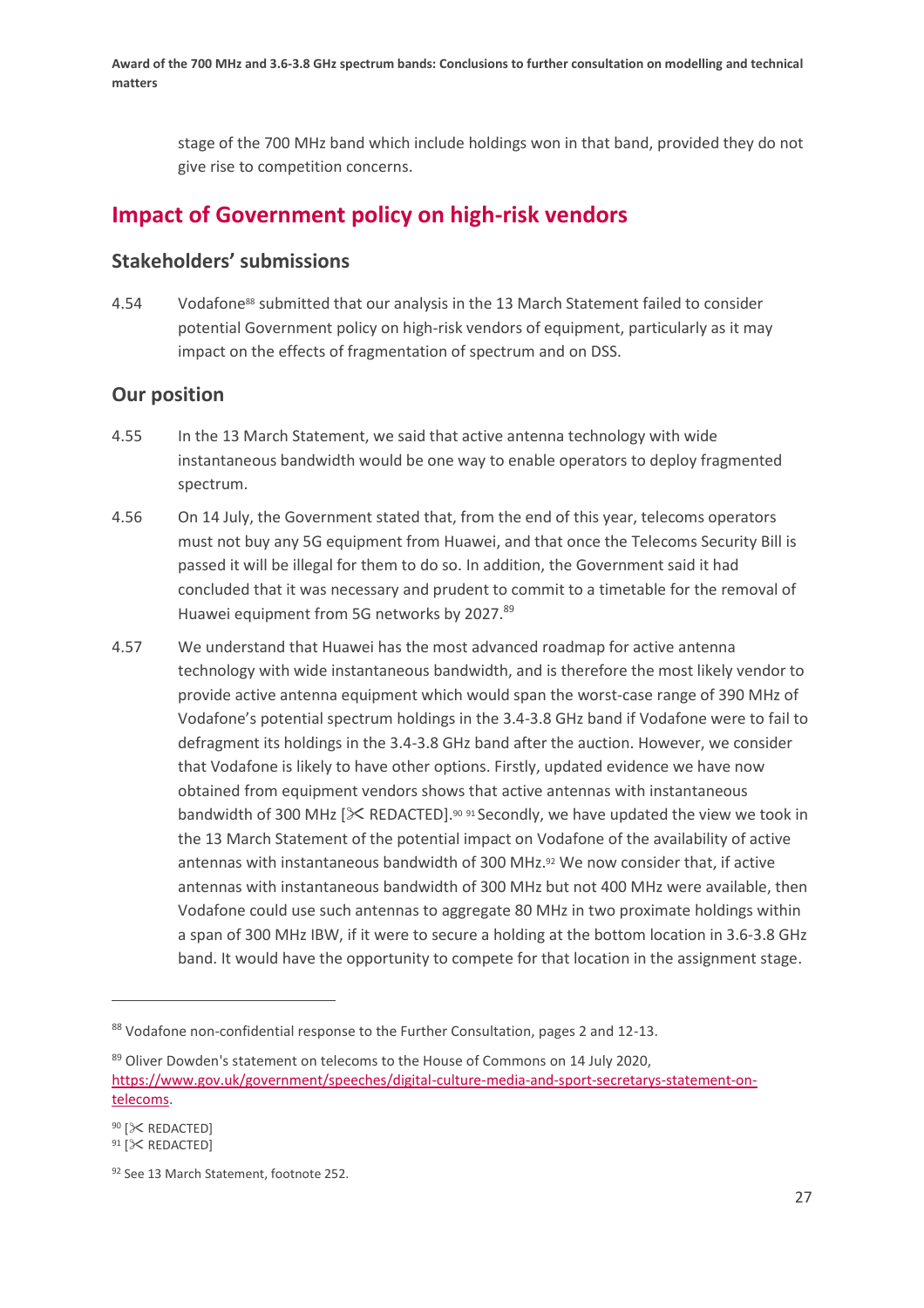stage of the 700 MHz band which include holdings won in that band, provided they do not give rise to competition concerns.

## Impact of Government policy on high-risk vendors

### Stakeholders' submissions

4.54 Vodafone[88] submitted that our analysis in the 13 March Statement failed to consider potential Government policy on high-risk vendors of equipment, particularly as it may impact on the effects of fragmentation of spectrum and on DSS.

### Our position

4.55 In the 13 March Statement, we said that active antenna technology with wide instantaneous bandwidth would be one way to enable operators to deploy fragmented spectrum.

4.56 On 14 July, the Government stated that, from the end of this year, telecoms operators must not buy any 5G equipment from Huawei, and that once the Telecoms Security Bill is passed it will be illegal for them to do so. In addition, the Government said it had concluded that it was necessary and prudent to commit to a timetable for the removal of Huawei equipment from 5G networks by 2027.[89]

4.57 We understand that Huawei has the most advanced roadmap for active antenna technology with wide instantaneous bandwidth, and is therefore the most likely vendor to provide active antenna equipment which would span the worst-case range of 390 MHz of Vodafone's potential spectrum holdings in the 3.4-3.8 GHz band if Vodafone were to fail to defragment its holdings in the 3.4-3.8 GHz band after the auction. However, we consider that Vodafone is likely to have other options. Firstly, updated evidence we have now obtained from equipment vendors shows that active antennas with instantaneous bandwidth of 300 MHz [✂ REDACTED].[90] [91] Secondly, we have updated the view we took in the 13 March Statement of the potential impact on Vodafone of the availability of active antennas with instantaneous bandwidth of 300 MHz.[92] We now consider that, if active antennas with instantaneous bandwidth of 300 MHz but not 400 MHz were available, then Vodafone could use such antennas to aggregate 80 MHz in two proximate holdings within a span of 300 MHz IBW, if it were to secure a holding at the bottom location in 3.6-3.8 GHz band. It would have the opportunity to compete for that location in the assignment stage.

---

[88] Vodafone non-confidential response to the Further Consultation, pages 2 and 12-13.

[89] Oliver Dowden's statement on telecoms to the House of Commons on 14 July 2020, https://www.gov.uk/government/speeches/digital-culture-media-and-sport-secretarys-statement-on-telecoms.

[90] [✂ REDACTED]

[91] [✂ REDACTED]

[92] See 13 March Statement, footnote 252.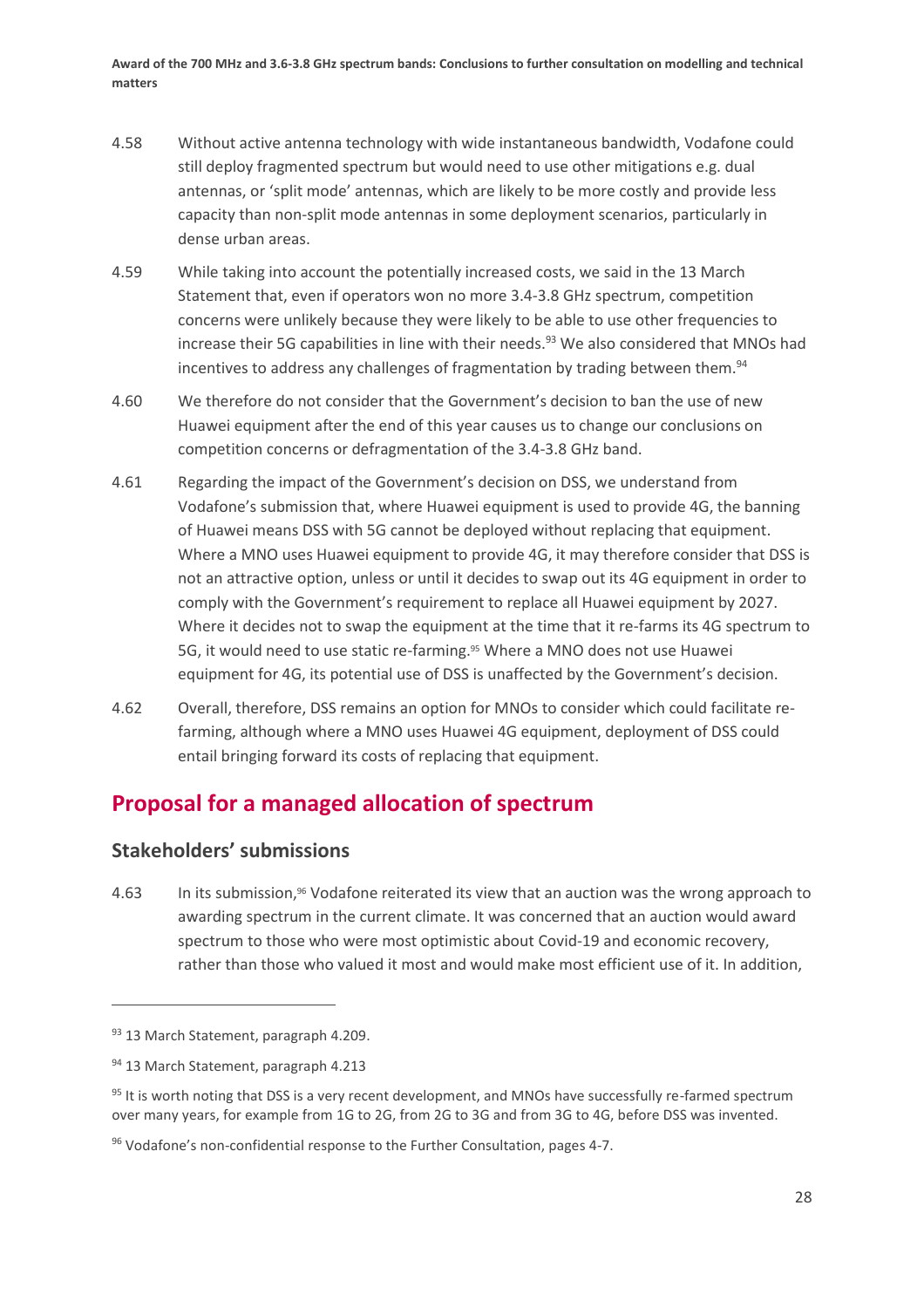4.58 Without active antenna technology with wide instantaneous bandwidth, Vodafone could still deploy fragmented spectrum but would need to use other mitigations e.g. dual antennas, or 'split mode' antennas, which are likely to be more costly and provide less capacity than non-split mode antennas in some deployment scenarios, particularly in dense urban areas.

4.59 While taking into account the potentially increased costs, we said in the 13 March Statement that, even if operators won no more 3.4-3.8 GHz spectrum, competition concerns were unlikely because they were likely to be able to use other frequencies to increase their 5G capabilities in line with their needs.[93] We also considered that MNOs had incentives to address any challenges of fragmentation by trading between them.[94]

4.60 We therefore do not consider that the Government's decision to ban the use of new Huawei equipment after the end of this year causes us to change our conclusions on competition concerns or defragmentation of the 3.4-3.8 GHz band.

4.61 Regarding the impact of the Government's decision on DSS, we understand from Vodafone's submission that, where Huawei equipment is used to provide 4G, the banning of Huawei means DSS with 5G cannot be deployed without replacing that equipment. Where a MNO uses Huawei equipment to provide 4G, it may therefore consider that DSS is not an attractive option, unless or until it decides to swap out its 4G equipment in order to comply with the Government's requirement to replace all Huawei equipment by 2027. Where it decides not to swap the equipment at the time that it re-farms its 4G spectrum to 5G, it would need to use static re-farming.[95] Where a MNO does not use Huawei equipment for 4G, its potential use of DSS is unaffected by the Government's decision.

4.62 Overall, therefore, DSS remains an option for MNOs to consider which could facilitate re-farming, although where a MNO uses Huawei 4G equipment, deployment of DSS could entail bringing forward its costs of replacing that equipment.

## Proposal for a managed allocation of spectrum

### Stakeholders' submissions

4.63 In its submission,[96] Vodafone reiterated its view that an auction was the wrong approach to awarding spectrum in the current climate. It was concerned that an auction would award spectrum to those who were most optimistic about Covid-19 and economic recovery, rather than those who valued it most and would make most efficient use of it. In addition,

---

[93] 13 March Statement, paragraph 4.209.

[94] 13 March Statement, paragraph 4.213

[95] It is worth noting that DSS is a very recent development, and MNOs have successfully re-farmed spectrum over many years, for example from 1G to 2G, from 2G to 3G and from 3G to 4G, before DSS was invented.

[96] Vodafone's non-confidential response to the Further Consultation, pages 4-7.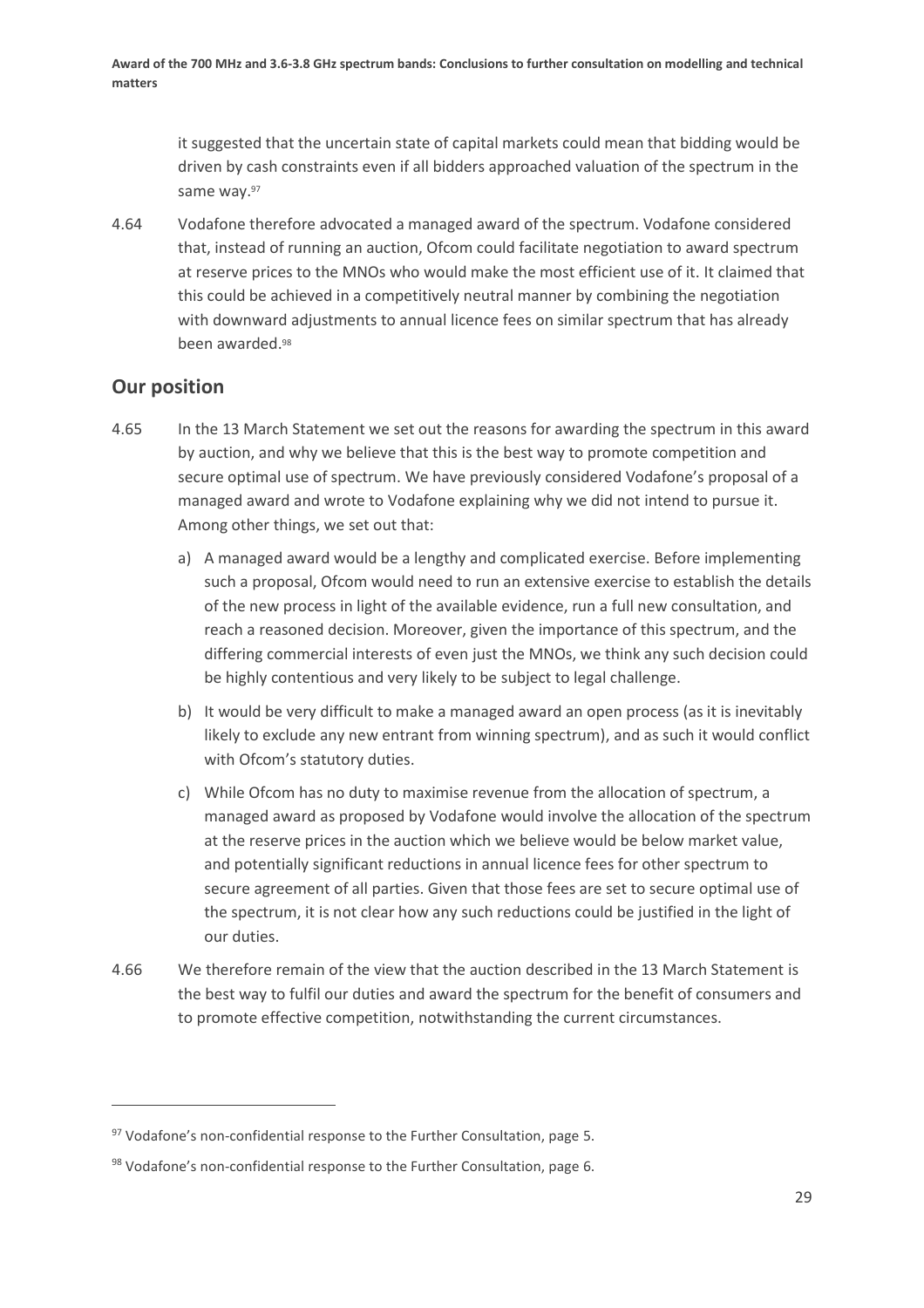it suggested that the uncertain state of capital markets could mean that bidding would be driven by cash constraints even if all bidders approached valuation of the spectrum in the same way.[97]

4.64 Vodafone therefore advocated a managed award of the spectrum. Vodafone considered that, instead of running an auction, Ofcom could facilitate negotiation to award spectrum at reserve prices to the MNOs who would make the most efficient use of it. It claimed that this could be achieved in a competitively neutral manner by combining the negotiation with downward adjustments to annual licence fees on similar spectrum that has already been awarded.[98]

## Our position

4.65 In the 13 March Statement we set out the reasons for awarding the spectrum in this award by auction, and why we believe that this is the best way to promote competition and secure optimal use of spectrum. We have previously considered Vodafone's proposal of a managed award and wrote to Vodafone explaining why we did not intend to pursue it. Among other things, we set out that:

a) A managed award would be a lengthy and complicated exercise. Before implementing such a proposal, Ofcom would need to run an extensive exercise to establish the details of the new process in light of the available evidence, run a full new consultation, and reach a reasoned decision. Moreover, given the importance of this spectrum, and the differing commercial interests of even just the MNOs, we think any such decision could be highly contentious and very likely to be subject to legal challenge.

b) It would be very difficult to make a managed award an open process (as it is inevitably likely to exclude any new entrant from winning spectrum), and as such it would conflict with Ofcom's statutory duties.

c) While Ofcom has no duty to maximise revenue from the allocation of spectrum, a managed award as proposed by Vodafone would involve the allocation of the spectrum at the reserve prices in the auction which we believe would be below market value, and potentially significant reductions in annual licence fees for other spectrum to secure agreement of all parties. Given that those fees are set to secure optimal use of the spectrum, it is not clear how any such reductions could be justified in the light of our duties.

4.66 We therefore remain of the view that the auction described in the 13 March Statement is the best way to fulfil our duties and award the spectrum for the benefit of consumers and to promote effective competition, notwithstanding the current circumstances.

---

[97] Vodafone's non-confidential response to the Further Consultation, page 5.

[98] Vodafone's non-confidential response to the Further Consultation, page 6.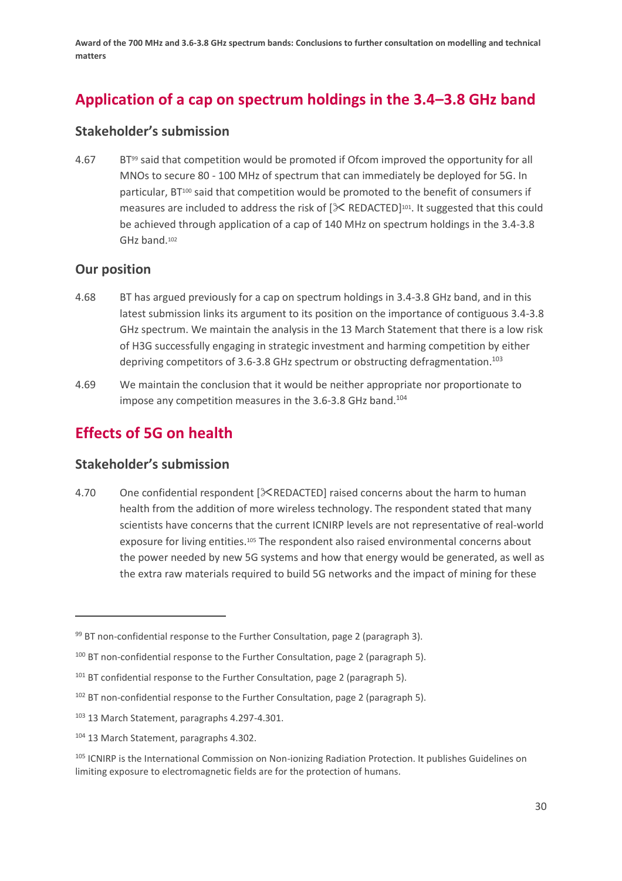## Application of a cap on spectrum holdings in the 3.4–3.8 GHz band

### Stakeholder's submission

4.67 BT[99] said that competition would be promoted if Ofcom improved the opportunity for all MNOs to secure 80 - 100 MHz of spectrum that can immediately be deployed for 5G. In particular, BT[100] said that competition would be promoted to the benefit of consumers if measures are included to address the risk of [✂ REDACTED][101]. It suggested that this could be achieved through application of a cap of 140 MHz on spectrum holdings in the 3.4-3.8 GHz band.[102]

### Our position

4.68 BT has argued previously for a cap on spectrum holdings in 3.4-3.8 GHz band, and in this latest submission links its argument to its position on the importance of contiguous 3.4-3.8 GHz spectrum. We maintain the analysis in the 13 March Statement that there is a low risk of H3G successfully engaging in strategic investment and harming competition by either depriving competitors of 3.6-3.8 GHz spectrum or obstructing defragmentation.[103]

4.69 We maintain the conclusion that it would be neither appropriate nor proportionate to impose any competition measures in the 3.6-3.8 GHz band.[104]

## Effects of 5G on health

### Stakeholder's submission

4.70 One confidential respondent [✂REDACTED] raised concerns about the harm to human health from the addition of more wireless technology. The respondent stated that many scientists have concerns that the current ICNIRP levels are not representative of real-world exposure for living entities.[105] The respondent also raised environmental concerns about the power needed by new 5G systems and how that energy would be generated, as well as the extra raw materials required to build 5G networks and the impact of mining for these

---

[99] BT non-confidential response to the Further Consultation, page 2 (paragraph 3).

[100] BT non-confidential response to the Further Consultation, page 2 (paragraph 5).

[101] BT confidential response to the Further Consultation, page 2 (paragraph 5).

[102] BT non-confidential response to the Further Consultation, page 2 (paragraph 5).

[103] 13 March Statement, paragraphs 4.297-4.301.

[104] 13 March Statement, paragraphs 4.302.

[105] ICNIRP is the International Commission on Non-ionizing Radiation Protection. It publishes Guidelines on limiting exposure to electromagnetic fields are for the protection of humans.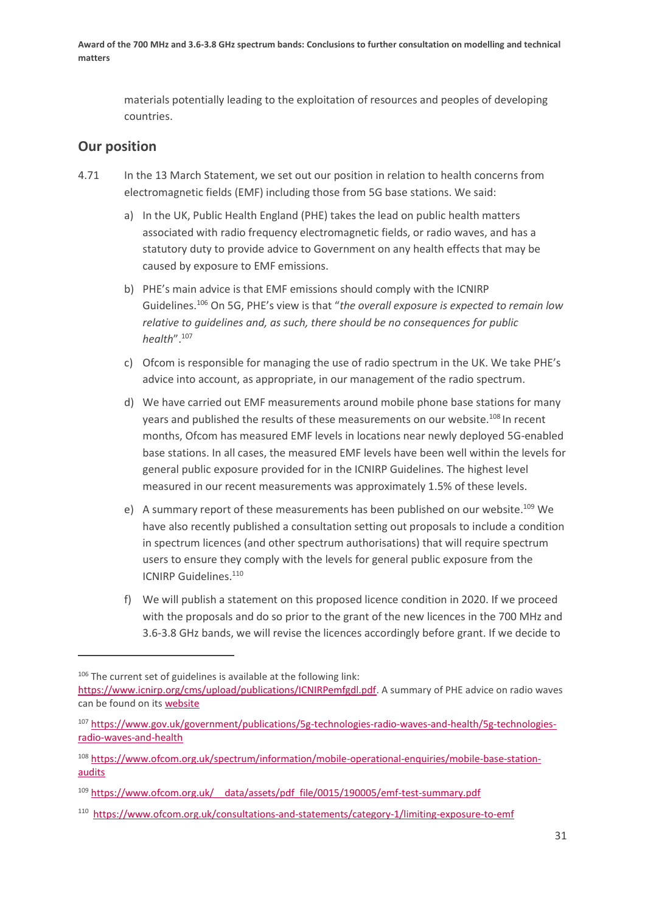materials potentially leading to the exploitation of resources and peoples of developing countries.

## Our position

4.71 In the 13 March Statement, we set out our position in relation to health concerns from electromagnetic fields (EMF) including those from 5G base stations. We said:

a) In the UK, Public Health England (PHE) takes the lead on public health matters associated with radio frequency electromagnetic fields, or radio waves, and has a statutory duty to provide advice to Government on any health effects that may be caused by exposure to EMF emissions.

b) PHE's main advice is that EMF emissions should comply with the ICNIRP Guidelines.[106] On 5G, PHE's view is that "*the overall exposure is expected to remain low relative to guidelines and, as such, there should be no consequences for public health*".[107]

c) Ofcom is responsible for managing the use of radio spectrum in the UK. We take PHE's advice into account, as appropriate, in our management of the radio spectrum.

d) We have carried out EMF measurements around mobile phone base stations for many years and published the results of these measurements on our website.[108] In recent months, Ofcom has measured EMF levels in locations near newly deployed 5G-enabled base stations. In all cases, the measured EMF levels have been well within the levels for general public exposure provided for in the ICNIRP Guidelines. The highest level measured in our recent measurements was approximately 1.5% of these levels.

e) A summary report of these measurements has been published on our website.[109] We have also recently published a consultation setting out proposals to include a condition in spectrum licences (and other spectrum authorisations) that will require spectrum users to ensure they comply with the levels for general public exposure from the ICNIRP Guidelines.[110]

f) We will publish a statement on this proposed licence condition in 2020. If we proceed with the proposals and do so prior to the grant of the new licences in the 700 MHz and 3.6-3.8 GHz bands, we will revise the licences accordingly before grant. If we decide to

---

[106] The current set of guidelines is available at the following link: https://www.icnirp.org/cms/upload/publications/ICNIRPemfgdl.pdf. A summary of PHE advice on radio waves can be found on its website

[107] https://www.gov.uk/government/publications/5g-technologies-radio-waves-and-health/5g-technologies-radio-waves-and-health

[108] https://www.ofcom.org.uk/spectrum/information/mobile-operational-enquiries/mobile-base-station-audits

[109] https://www.ofcom.org.uk/__data/assets/pdf_file/0015/190005/emf-test-summary.pdf

[110] https://www.ofcom.org.uk/consultations-and-statements/category-1/limiting-exposure-to-emf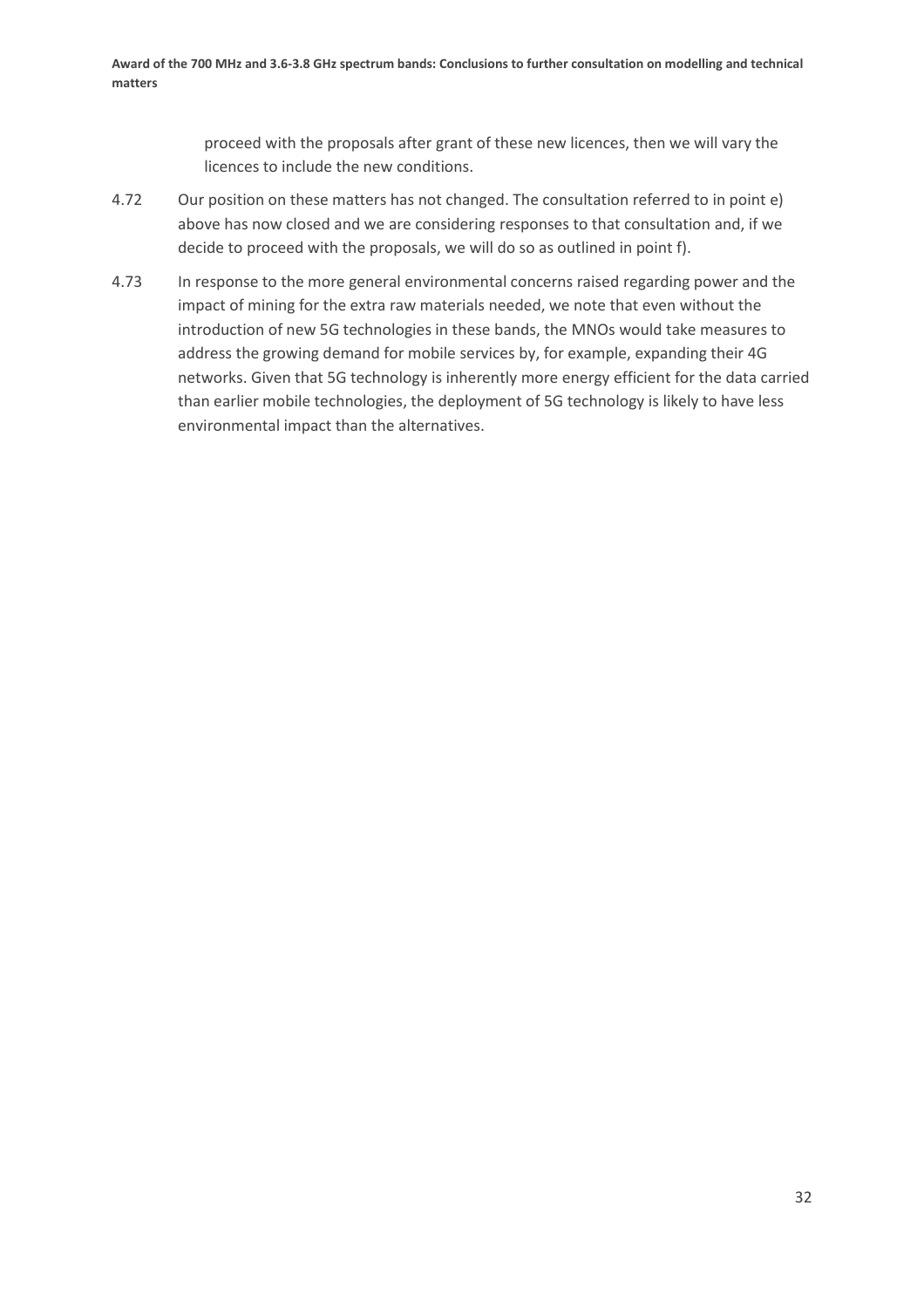proceed with the proposals after grant of these new licences, then we will vary the licences to include the new conditions.

4.72 Our position on these matters has not changed. The consultation referred to in point e) above has now closed and we are considering responses to that consultation and, if we decide to proceed with the proposals, we will do so as outlined in point f).

4.73 In response to the more general environmental concerns raised regarding power and the impact of mining for the extra raw materials needed, we note that even without the introduction of new 5G technologies in these bands, the MNOs would take measures to address the growing demand for mobile services by, for example, expanding their 4G networks. Given that 5G technology is inherently more energy efficient for the data carried than earlier mobile technologies, the deployment of 5G technology is likely to have less environmental impact than the alternatives.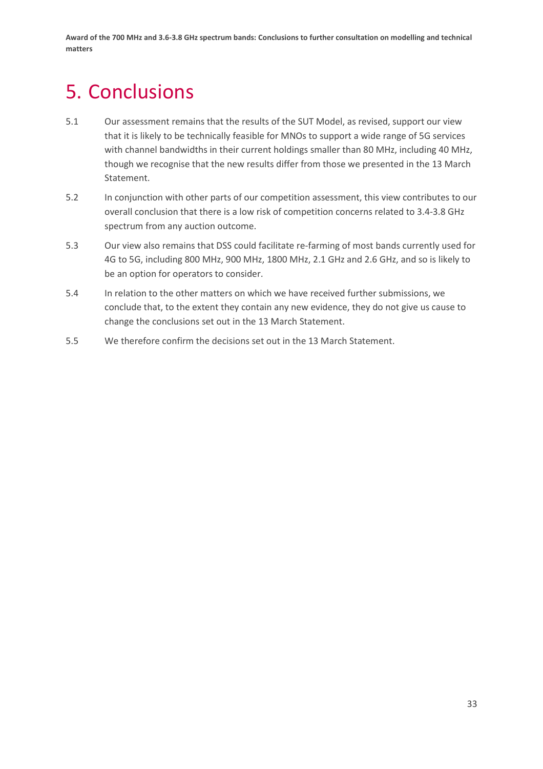# 5. Conclusions

5.1 Our assessment remains that the results of the SUT Model, as revised, support our view that it is likely to be technically feasible for MNOs to support a wide range of 5G services with channel bandwidths in their current holdings smaller than 80 MHz, including 40 MHz, though we recognise that the new results differ from those we presented in the 13 March Statement.

5.2 In conjunction with other parts of our competition assessment, this view contributes to our overall conclusion that there is a low risk of competition concerns related to 3.4-3.8 GHz spectrum from any auction outcome.

5.3 Our view also remains that DSS could facilitate re-farming of most bands currently used for 4G to 5G, including 800 MHz, 900 MHz, 1800 MHz, 2.1 GHz and 2.6 GHz, and so is likely to be an option for operators to consider.

5.4 In relation to the other matters on which we have received further submissions, we conclude that, to the extent they contain any new evidence, they do not give us cause to change the conclusions set out in the 13 March Statement.

5.5 We therefore confirm the decisions set out in the 13 March Statement.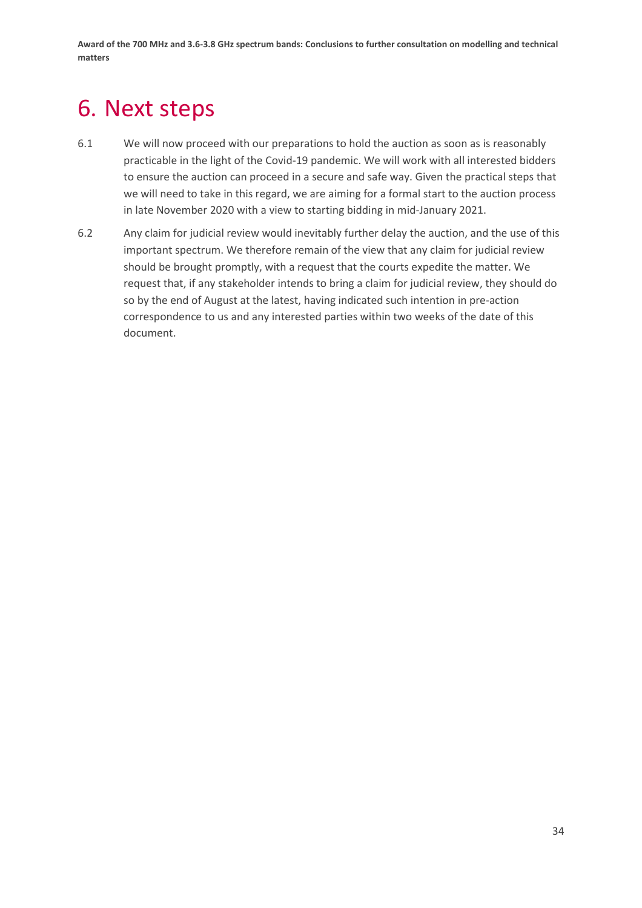# 6. Next steps

6.1 We will now proceed with our preparations to hold the auction as soon as is reasonably practicable in the light of the Covid-19 pandemic. We will work with all interested bidders to ensure the auction can proceed in a secure and safe way. Given the practical steps that we will need to take in this regard, we are aiming for a formal start to the auction process in late November 2020 with a view to starting bidding in mid-January 2021.

6.2 Any claim for judicial review would inevitably further delay the auction, and the use of this important spectrum. We therefore remain of the view that any claim for judicial review should be brought promptly, with a request that the courts expedite the matter. We request that, if any stakeholder intends to bring a claim for judicial review, they should do so by the end of August at the latest, having indicated such intention in pre-action correspondence to us and any interested parties within two weeks of the date of this document.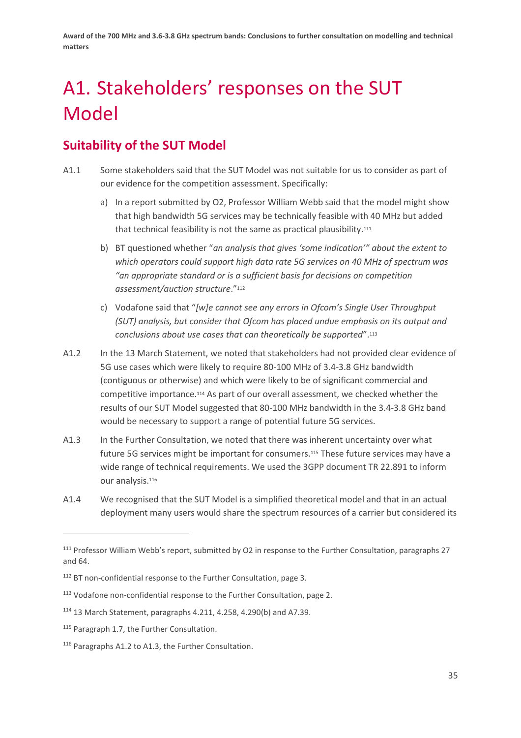# A1. Stakeholders' responses on the SUT Model

## Suitability of the SUT Model

A1.1 Some stakeholders said that the SUT Model was not suitable for us to consider as part of our evidence for the competition assessment. Specifically:

a) In a report submitted by O2, Professor William Webb said that the model might show that high bandwidth 5G services may be technically feasible with 40 MHz but added that technical feasibility is not the same as practical plausibility.[111]

b) BT questioned whether "*an analysis that gives 'some indication'" about the extent to which operators could support high data rate 5G services on 40 MHz of spectrum was "an appropriate standard or is a sufficient basis for decisions on competition assessment/auction structure*."[112]

c) Vodafone said that "*[w]e cannot see any errors in Ofcom's Single User Throughput (SUT) analysis, but consider that Ofcom has placed undue emphasis on its output and conclusions about use cases that can theoretically be supported*".[113]

A1.2 In the 13 March Statement, we noted that stakeholders had not provided clear evidence of 5G use cases which were likely to require 80-100 MHz of 3.4-3.8 GHz bandwidth (contiguous or otherwise) and which were likely to be of significant commercial and competitive importance.[114] As part of our overall assessment, we checked whether the results of our SUT Model suggested that 80-100 MHz bandwidth in the 3.4-3.8 GHz band would be necessary to support a range of potential future 5G services.

A1.3 In the Further Consultation, we noted that there was inherent uncertainty over what future 5G services might be important for consumers.[115] These future services may have a wide range of technical requirements. We used the 3GPP document TR 22.891 to inform our analysis.[116]

A1.4 We recognised that the SUT Model is a simplified theoretical model and that in an actual deployment many users would share the spectrum resources of a carrier but considered its

---

[111] Professor William Webb's report, submitted by O2 in response to the Further Consultation, paragraphs 27 and 64.

[112] BT non-confidential response to the Further Consultation, page 3.

[113] Vodafone non-confidential response to the Further Consultation, page 2.

[114] 13 March Statement, paragraphs 4.211, 4.258, 4.290(b) and A7.39.

[115] Paragraph 1.7, the Further Consultation.

[116] Paragraphs A1.2 to A1.3, the Further Consultation.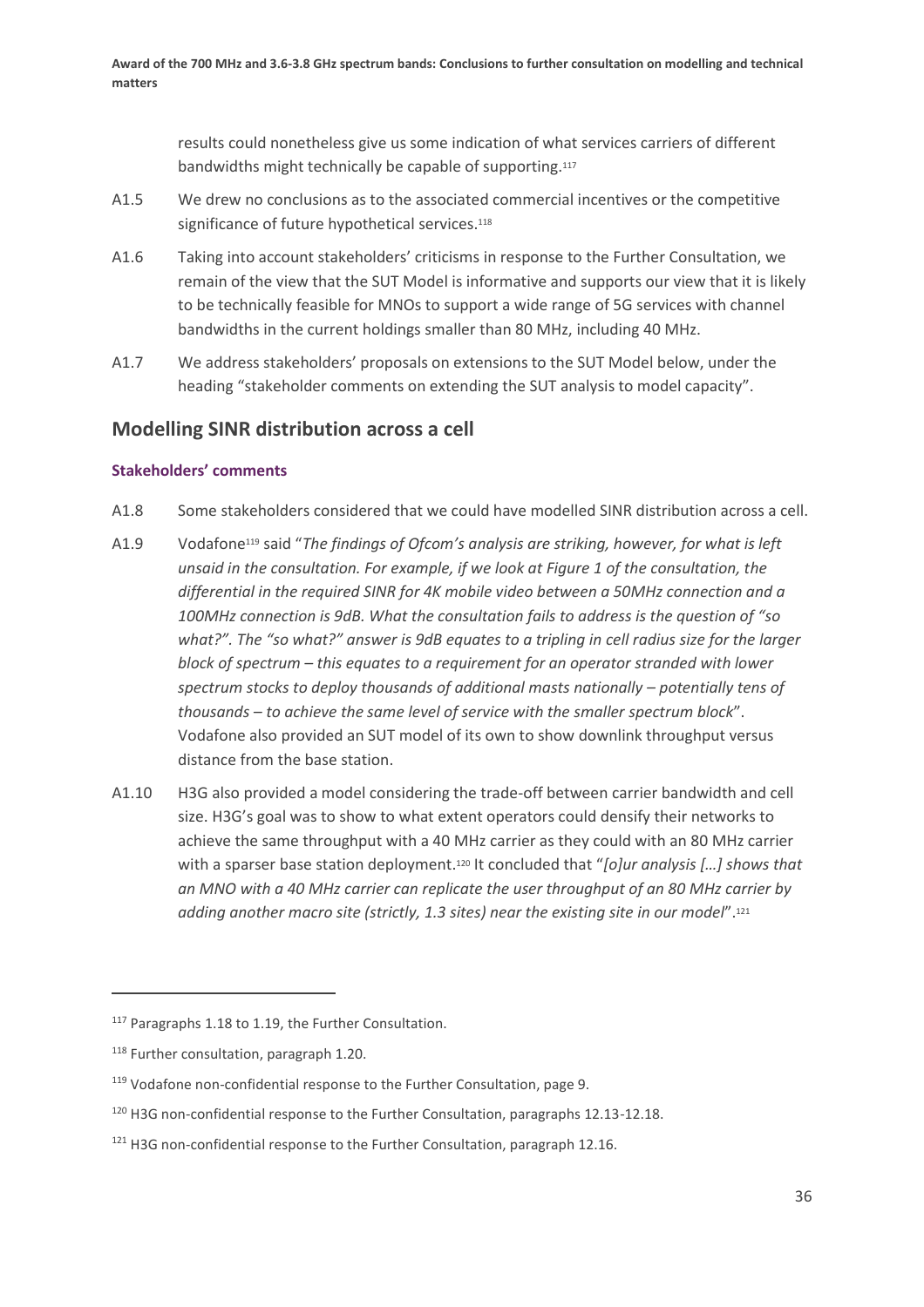results could nonetheless give us some indication of what services carriers of different bandwidths might technically be capable of supporting.[117]

A1.5 We drew no conclusions as to the associated commercial incentives or the competitive significance of future hypothetical services.[118]

A1.6 Taking into account stakeholders' criticisms in response to the Further Consultation, we remain of the view that the SUT Model is informative and supports our view that it is likely to be technically feasible for MNOs to support a wide range of 5G services with channel bandwidths in the current holdings smaller than 80 MHz, including 40 MHz.

A1.7 We address stakeholders' proposals on extensions to the SUT Model below, under the heading "stakeholder comments on extending the SUT analysis to model capacity".

## Modelling SINR distribution across a cell

### Stakeholders' comments

A1.8 Some stakeholders considered that we could have modelled SINR distribution across a cell.

A1.9 Vodafone[119] said "*The findings of Ofcom's analysis are striking, however, for what is left unsaid in the consultation. For example, if we look at Figure 1 of the consultation, the differential in the required SINR for 4K mobile video between a 50MHz connection and a 100MHz connection is 9dB. What the consultation fails to address is the question of "so what?". The "so what?" answer is 9dB equates to a tripling in cell radius size for the larger block of spectrum – this equates to a requirement for an operator stranded with lower spectrum stocks to deploy thousands of additional masts nationally – potentially tens of thousands – to achieve the same level of service with the smaller spectrum block*". Vodafone also provided an SUT model of its own to show downlink throughput versus distance from the base station.

A1.10 H3G also provided a model considering the trade-off between carrier bandwidth and cell size. H3G's goal was to show to what extent operators could densify their networks to achieve the same throughput with a 40 MHz carrier as they could with an 80 MHz carrier with a sparser base station deployment.[120] It concluded that "*[o]ur analysis […] shows that an MNO with a 40 MHz carrier can replicate the user throughput of an 80 MHz carrier by adding another macro site (strictly, 1.3 sites) near the existing site in our model*".[121]

---

[117] Paragraphs 1.18 to 1.19, the Further Consultation.

[118] Further consultation, paragraph 1.20.

[119] Vodafone non-confidential response to the Further Consultation, page 9.

[120] H3G non-confidential response to the Further Consultation, paragraphs 12.13-12.18.

[121] H3G non-confidential response to the Further Consultation, paragraph 12.16.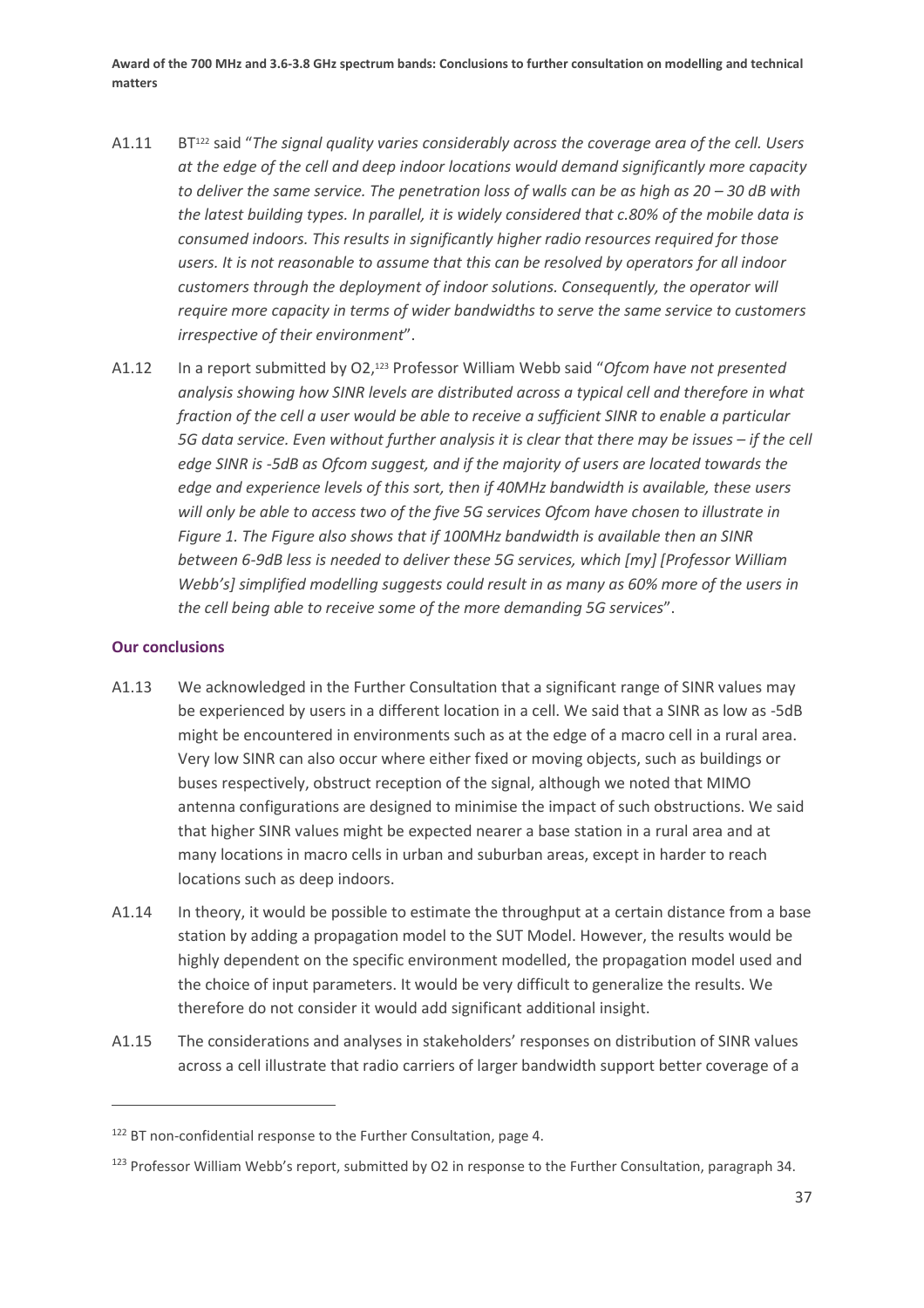A1.11 BT[122] said "*The signal quality varies considerably across the coverage area of the cell. Users at the edge of the cell and deep indoor locations would demand significantly more capacity to deliver the same service. The penetration loss of walls can be as high as 20 – 30 dB with the latest building types. In parallel, it is widely considered that c.80% of the mobile data is consumed indoors. This results in significantly higher radio resources required for those users. It is not reasonable to assume that this can be resolved by operators for all indoor customers through the deployment of indoor solutions. Consequently, the operator will require more capacity in terms of wider bandwidths to serve the same service to customers irrespective of their environment*".

A1.12 In a report submitted by O2,[123] Professor William Webb said "*Ofcom have not presented analysis showing how SINR levels are distributed across a typical cell and therefore in what fraction of the cell a user would be able to receive a sufficient SINR to enable a particular 5G data service. Even without further analysis it is clear that there may be issues – if the cell edge SINR is -5dB as Ofcom suggest, and if the majority of users are located towards the edge and experience levels of this sort, then if 40MHz bandwidth is available, these users will only be able to access two of the five 5G services Ofcom have chosen to illustrate in Figure 1. The Figure also shows that if 100MHz bandwidth is available then an SINR between 6-9dB less is needed to deliver these 5G services, which [my] [Professor William Webb's] simplified modelling suggests could result in as many as 60% more of the users in the cell being able to receive some of the more demanding 5G services*".

### Our conclusions

A1.13 We acknowledged in the Further Consultation that a significant range of SINR values may be experienced by users in a different location in a cell. We said that a SINR as low as -5dB might be encountered in environments such as at the edge of a macro cell in a rural area. Very low SINR can also occur where either fixed or moving objects, such as buildings or buses respectively, obstruct reception of the signal, although we noted that MIMO antenna configurations are designed to minimise the impact of such obstructions. We said that higher SINR values might be expected nearer a base station in a rural area and at many locations in macro cells in urban and suburban areas, except in harder to reach locations such as deep indoors.

A1.14 In theory, it would be possible to estimate the throughput at a certain distance from a base station by adding a propagation model to the SUT Model. However, the results would be highly dependent on the specific environment modelled, the propagation model used and the choice of input parameters. It would be very difficult to generalize the results. We therefore do not consider it would add significant additional insight.

A1.15 The considerations and analyses in stakeholders' responses on distribution of SINR values across a cell illustrate that radio carriers of larger bandwidth support better coverage of a

[122] BT non-confidential response to the Further Consultation, page 4.

[123] Professor William Webb's report, submitted by O2 in response to the Further Consultation, paragraph 34.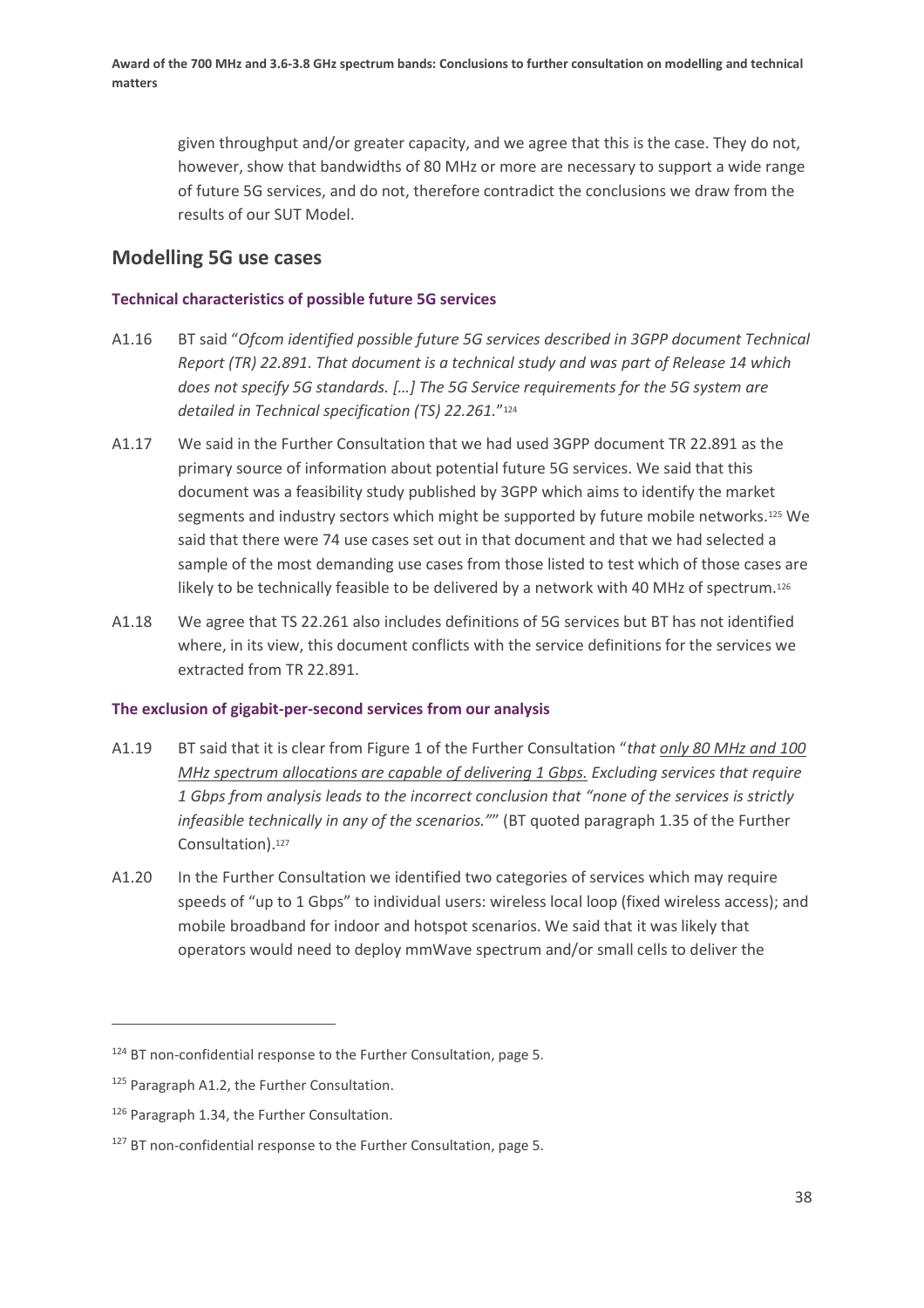given throughput and/or greater capacity, and we agree that this is the case. They do not, however, show that bandwidths of 80 MHz or more are necessary to support a wide range of future 5G services, and do not, therefore contradict the conclusions we draw from the results of our SUT Model.

## Modelling 5G use cases

### Technical characteristics of possible future 5G services

A1.16 BT said "*Ofcom identified possible future 5G services described in 3GPP document Technical Report (TR) 22.891. That document is a technical study and was part of Release 14 which does not specify 5G standards. […] The 5G Service requirements for the 5G system are detailed in Technical specification (TS) 22.261.*"[124]

A1.17 We said in the Further Consultation that we had used 3GPP document TR 22.891 as the primary source of information about potential future 5G services. We said that this document was a feasibility study published by 3GPP which aims to identify the market segments and industry sectors which might be supported by future mobile networks.[125] We said that there were 74 use cases set out in that document and that we had selected a sample of the most demanding use cases from those listed to test which of those cases are likely to be technically feasible to be delivered by a network with 40 MHz of spectrum.[126]

A1.18 We agree that TS 22.261 also includes definitions of 5G services but BT has not identified where, in its view, this document conflicts with the service definitions for the services we extracted from TR 22.891.

### The exclusion of gigabit-per-second services from our analysis

A1.19 BT said that it is clear from Figure 1 of the Further Consultation "*that <u>only 80 MHz and 100 MHz spectrum allocations are capable of delivering 1 Gbps.</u> Excluding services that require 1 Gbps from analysis leads to the incorrect conclusion that "none of the services is strictly infeasible technically in any of the scenarios.""* (BT quoted paragraph 1.35 of the Further Consultation).[127]

A1.20 In the Further Consultation we identified two categories of services which may require speeds of "up to 1 Gbps" to individual users: wireless local loop (fixed wireless access); and mobile broadband for indoor and hotspot scenarios. We said that it was likely that operators would need to deploy mmWave spectrum and/or small cells to deliver the

---

[124] BT non-confidential response to the Further Consultation, page 5.

[125] Paragraph A1.2, the Further Consultation.

[126] Paragraph 1.34, the Further Consultation.

[127] BT non-confidential response to the Further Consultation, page 5.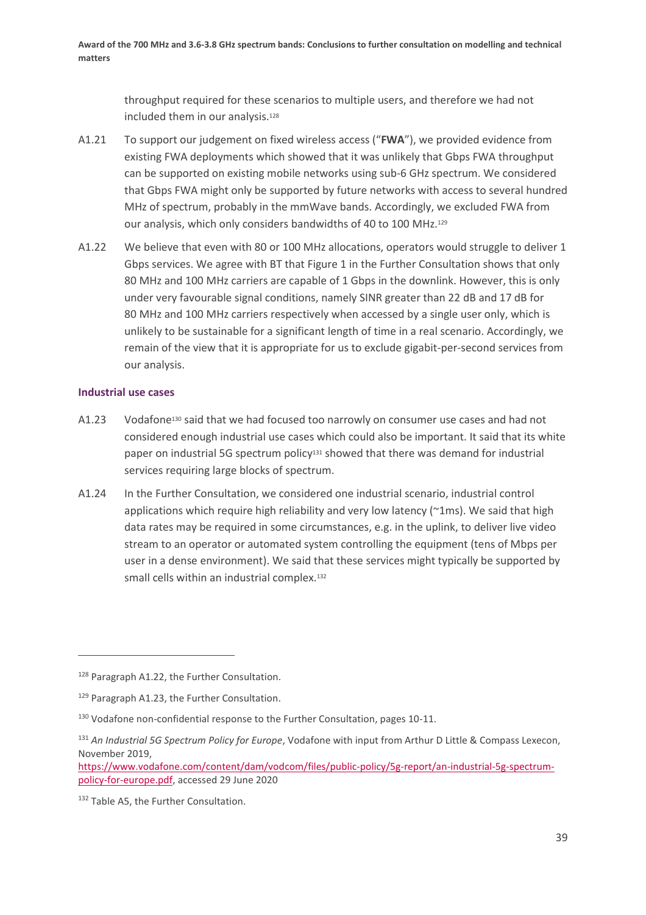throughput required for these scenarios to multiple users, and therefore we had not included them in our analysis.[128]

A1.21 To support our judgement on fixed wireless access ("**FWA**"), we provided evidence from existing FWA deployments which showed that it was unlikely that Gbps FWA throughput can be supported on existing mobile networks using sub-6 GHz spectrum. We considered that Gbps FWA might only be supported by future networks with access to several hundred MHz of spectrum, probably in the mmWave bands. Accordingly, we excluded FWA from our analysis, which only considers bandwidths of 40 to 100 MHz.[129]

A1.22 We believe that even with 80 or 100 MHz allocations, operators would struggle to deliver 1 Gbps services. We agree with BT that Figure 1 in the Further Consultation shows that only 80 MHz and 100 MHz carriers are capable of 1 Gbps in the downlink. However, this is only under very favourable signal conditions, namely SINR greater than 22 dB and 17 dB for 80 MHz and 100 MHz carriers respectively when accessed by a single user only, which is unlikely to be sustainable for a significant length of time in a real scenario. Accordingly, we remain of the view that it is appropriate for us to exclude gigabit-per-second services from our analysis.

### Industrial use cases

A1.23 Vodafone[130] said that we had focused too narrowly on consumer use cases and had not considered enough industrial use cases which could also be important. It said that its white paper on industrial 5G spectrum policy[131] showed that there was demand for industrial services requiring large blocks of spectrum.

A1.24 In the Further Consultation, we considered one industrial scenario, industrial control applications which require high reliability and very low latency (~1ms). We said that high data rates may be required in some circumstances, e.g. in the uplink, to deliver live video stream to an operator or automated system controlling the equipment (tens of Mbps per user in a dense environment). We said that these services might typically be supported by small cells within an industrial complex.[132]

---

[128] Paragraph A1.22, the Further Consultation.

[129] Paragraph A1.23, the Further Consultation.

[130] Vodafone non-confidential response to the Further Consultation, pages 10-11.

[131] *An Industrial 5G Spectrum Policy for Europe*, Vodafone with input from Arthur D Little & Compass Lexecon, November 2019, https://www.vodafone.com/content/dam/vodcom/files/public-policy/5g-report/an-industrial-5g-spectrum-policy-for-europe.pdf, accessed 29 June 2020

[132] Table A5, the Further Consultation.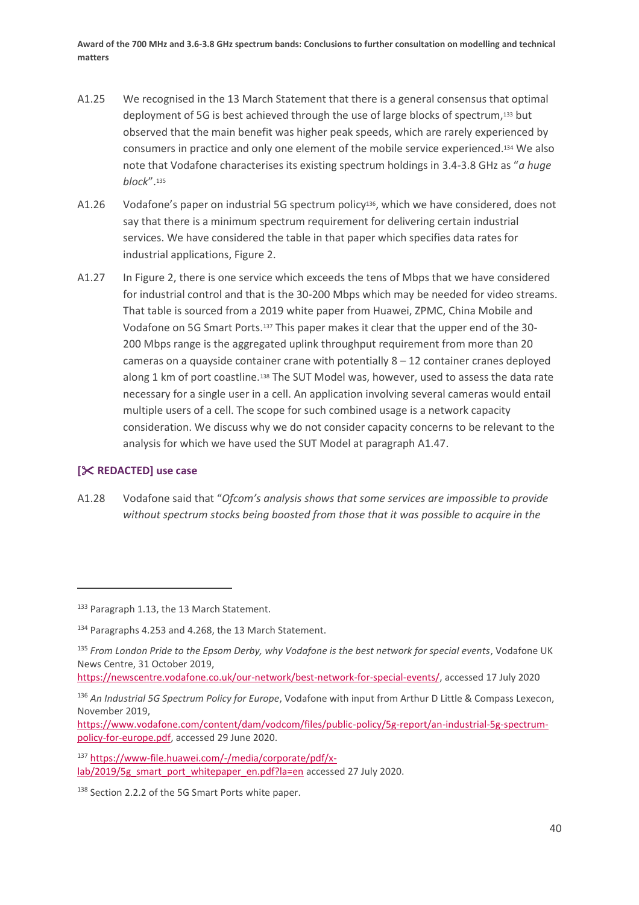A1.25 We recognised in the 13 March Statement that there is a general consensus that optimal deployment of 5G is best achieved through the use of large blocks of spectrum,[133] but observed that the main benefit was higher peak speeds, which are rarely experienced by consumers in practice and only one element of the mobile service experienced.[134] We also note that Vodafone characterises its existing spectrum holdings in 3.4-3.8 GHz as "*a huge block*".[135]

A1.26 Vodafone's paper on industrial 5G spectrum policy[136], which we have considered, does not say that there is a minimum spectrum requirement for delivering certain industrial services. We have considered the table in that paper which specifies data rates for industrial applications, Figure 2.

A1.27 In Figure 2, there is one service which exceeds the tens of Mbps that we have considered for industrial control and that is the 30-200 Mbps which may be needed for video streams. That table is sourced from a 2019 white paper from Huawei, ZPMC, China Mobile and Vodafone on 5G Smart Ports.[137] This paper makes it clear that the upper end of the 30-200 Mbps range is the aggregated uplink throughput requirement from more than 20 cameras on a quayside container crane with potentially 8 – 12 container cranes deployed along 1 km of port coastline.[138] The SUT Model was, however, used to assess the data rate necessary for a single user in a cell. An application involving several cameras would entail multiple users of a cell. The scope for such combined usage is a network capacity consideration. We discuss why we do not consider capacity concerns to be relevant to the analysis for which we have used the SUT Model at paragraph A1.47.

### [✂ REDACTED] use case

A1.28 Vodafone said that "*Ofcom's analysis shows that some services are impossible to provide without spectrum stocks being boosted from those that it was possible to acquire in the*

---

[133] Paragraph 1.13, the 13 March Statement.

[134] Paragraphs 4.253 and 4.268, the 13 March Statement.

[135] *From London Pride to the Epsom Derby, why Vodafone is the best network for special events*, Vodafone UK News Centre, 31 October 2019, https://newscentre.vodafone.co.uk/our-network/best-network-for-special-events/, accessed 17 July 2020

[136] *An Industrial 5G Spectrum Policy for Europe*, Vodafone with input from Arthur D Little & Compass Lexecon, November 2019, https://www.vodafone.com/content/dam/vodcom/files/public-policy/5g-report/an-industrial-5g-spectrum-policy-for-europe.pdf, accessed 29 June 2020.

[137] https://www-file.huawei.com/-/media/corporate/pdf/x-lab/2019/5g_smart_port_whitepaper_en.pdf?la=en accessed 27 July 2020.

[138] Section 2.2.2 of the 5G Smart Ports white paper.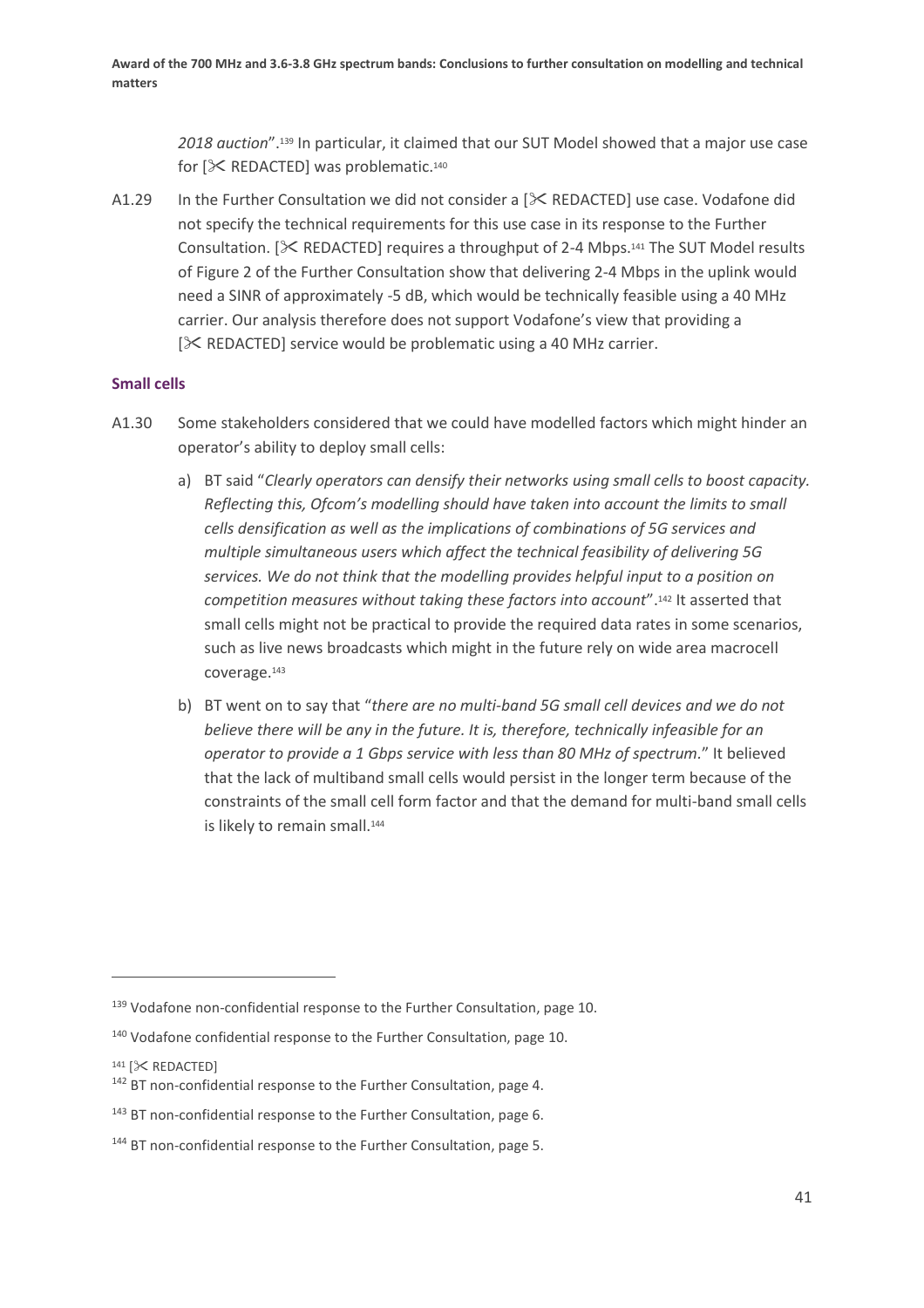*2018 auction*".[139] In particular, it claimed that our SUT Model showed that a major use case for [✂ REDACTED] was problematic.[140]

A1.29 In the Further Consultation we did not consider a [✂ REDACTED] use case. Vodafone did not specify the technical requirements for this use case in its response to the Further Consultation. [✂ REDACTED] requires a throughput of 2-4 Mbps.[141] The SUT Model results of Figure 2 of the Further Consultation show that delivering 2-4 Mbps in the uplink would need a SINR of approximately -5 dB, which would be technically feasible using a 40 MHz carrier. Our analysis therefore does not support Vodafone's view that providing a [✂ REDACTED] service would be problematic using a 40 MHz carrier.

**Small cells**

A1.30 Some stakeholders considered that we could have modelled factors which might hinder an operator's ability to deploy small cells:

a) BT said "*Clearly operators can densify their networks using small cells to boost capacity. Reflecting this, Ofcom's modelling should have taken into account the limits to small cells densification as well as the implications of combinations of 5G services and multiple simultaneous users which affect the technical feasibility of delivering 5G services. We do not think that the modelling provides helpful input to a position on competition measures without taking these factors into account*".[142] It asserted that small cells might not be practical to provide the required data rates in some scenarios, such as live news broadcasts which might in the future rely on wide area macrocell coverage.[143]

b) BT went on to say that "*there are no multi-band 5G small cell devices and we do not believe there will be any in the future. It is, therefore, technically infeasible for an operator to provide a 1 Gbps service with less than 80 MHz of spectrum*." It believed that the lack of multiband small cells would persist in the longer term because of the constraints of the small cell form factor and that the demand for multi-band small cells is likely to remain small.[144]

---

[139] Vodafone non-confidential response to the Further Consultation, page 10.

[140] Vodafone confidential response to the Further Consultation, page 10.

[141] [✂ REDACTED]

[142] BT non-confidential response to the Further Consultation, page 4.

[143] BT non-confidential response to the Further Consultation, page 6.

[144] BT non-confidential response to the Further Consultation, page 5.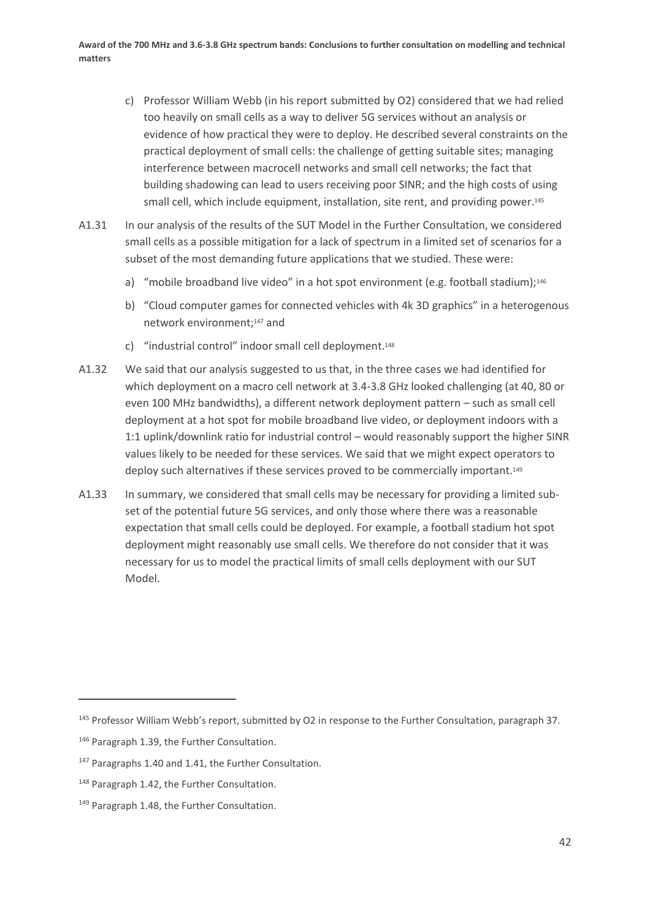c) Professor William Webb (in his report submitted by O2) considered that we had relied too heavily on small cells as a way to deliver 5G services without an analysis or evidence of how practical they were to deploy. He described several constraints on the practical deployment of small cells: the challenge of getting suitable sites; managing interference between macrocell networks and small cell networks; the fact that building shadowing can lead to users receiving poor SINR; and the high costs of using small cell, which include equipment, installation, site rent, and providing power.[145]

A1.31 In our analysis of the results of the SUT Model in the Further Consultation, we considered small cells as a possible mitigation for a lack of spectrum in a limited set of scenarios for a subset of the most demanding future applications that we studied. These were:

a) "mobile broadband live video" in a hot spot environment (e.g. football stadium);[146]

b) "Cloud computer games for connected vehicles with 4k 3D graphics" in a heterogenous network environment;[147] and

c) "industrial control" indoor small cell deployment.[148]

A1.32 We said that our analysis suggested to us that, in the three cases we had identified for which deployment on a macro cell network at 3.4-3.8 GHz looked challenging (at 40, 80 or even 100 MHz bandwidths), a different network deployment pattern – such as small cell deployment at a hot spot for mobile broadband live video, or deployment indoors with a 1:1 uplink/downlink ratio for industrial control – would reasonably support the higher SINR values likely to be needed for these services. We said that we might expect operators to deploy such alternatives if these services proved to be commercially important.[149]

A1.33 In summary, we considered that small cells may be necessary for providing a limited sub-set of the potential future 5G services, and only those where there was a reasonable expectation that small cells could be deployed. For example, a football stadium hot spot deployment might reasonably use small cells. We therefore do not consider that it was necessary for us to model the practical limits of small cells deployment with our SUT Model.

---

[145] Professor William Webb's report, submitted by O2 in response to the Further Consultation, paragraph 37.

[146] Paragraph 1.39, the Further Consultation.

[147] Paragraphs 1.40 and 1.41, the Further Consultation.

[148] Paragraph 1.42, the Further Consultation.

[149] Paragraph 1.48, the Further Consultation.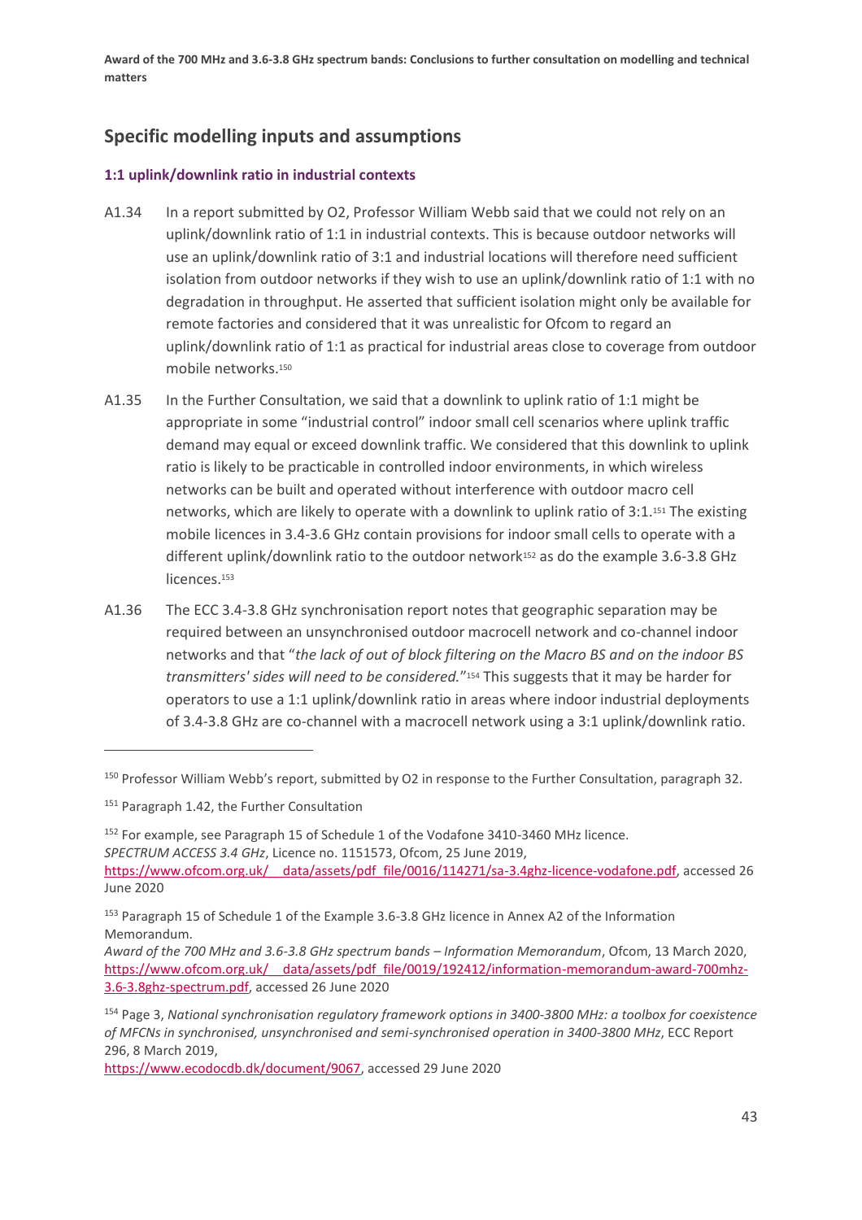## Specific modelling inputs and assumptions

### 1:1 uplink/downlink ratio in industrial contexts

A1.34 In a report submitted by O2, Professor William Webb said that we could not rely on an uplink/downlink ratio of 1:1 in industrial contexts. This is because outdoor networks will use an uplink/downlink ratio of 3:1 and industrial locations will therefore need sufficient isolation from outdoor networks if they wish to use an uplink/downlink ratio of 1:1 with no degradation in throughput. He asserted that sufficient isolation might only be available for remote factories and considered that it was unrealistic for Ofcom to regard an uplink/downlink ratio of 1:1 as practical for industrial areas close to coverage from outdoor mobile networks.[150]

A1.35 In the Further Consultation, we said that a downlink to uplink ratio of 1:1 might be appropriate in some "industrial control" indoor small cell scenarios where uplink traffic demand may equal or exceed downlink traffic. We considered that this downlink to uplink ratio is likely to be practicable in controlled indoor environments, in which wireless networks can be built and operated without interference with outdoor macro cell networks, which are likely to operate with a downlink to uplink ratio of 3:1.[151] The existing mobile licences in 3.4-3.6 GHz contain provisions for indoor small cells to operate with a different uplink/downlink ratio to the outdoor network[152] as do the example 3.6-3.8 GHz licences.[153]

A1.36 The ECC 3.4-3.8 GHz synchronisation report notes that geographic separation may be required between an unsynchronised outdoor macrocell network and co-channel indoor networks and that "*the lack of out of block filtering on the Macro BS and on the indoor BS transmitters' sides will need to be considered.*"[154] This suggests that it may be harder for operators to use a 1:1 uplink/downlink ratio in areas where indoor industrial deployments of 3.4-3.8 GHz are co-channel with a macrocell network using a 3:1 uplink/downlink ratio.

---

[150] Professor William Webb's report, submitted by O2 in response to the Further Consultation, paragraph 32.

[151] Paragraph 1.42, the Further Consultation

[152] For example, see Paragraph 15 of Schedule 1 of the Vodafone 3410-3460 MHz licence. *SPECTRUM ACCESS 3.4 GHz*, Licence no. 1151573, Ofcom, 25 June 2019, https://www.ofcom.org.uk/__data/assets/pdf_file/0016/114271/sa-3.4ghz-licence-vodafone.pdf, accessed 26 June 2020

[153] Paragraph 15 of Schedule 1 of the Example 3.6-3.8 GHz licence in Annex A2 of the Information Memorandum. *Award of the 700 MHz and 3.6-3.8 GHz spectrum bands – Information Memorandum*, Ofcom, 13 March 2020, https://www.ofcom.org.uk/__data/assets/pdf_file/0019/192412/information-memorandum-award-700mhz-3.6-3.8ghz-spectrum.pdf, accessed 26 June 2020

[154] Page 3, *National synchronisation regulatory framework options in 3400-3800 MHz: a toolbox for coexistence of MFCNs in synchronised, unsynchronised and semi-synchronised operation in 3400-3800 MHz*, ECC Report 296, 8 March 2019, https://www.ecodocdb.dk/document/9067, accessed 29 June 2020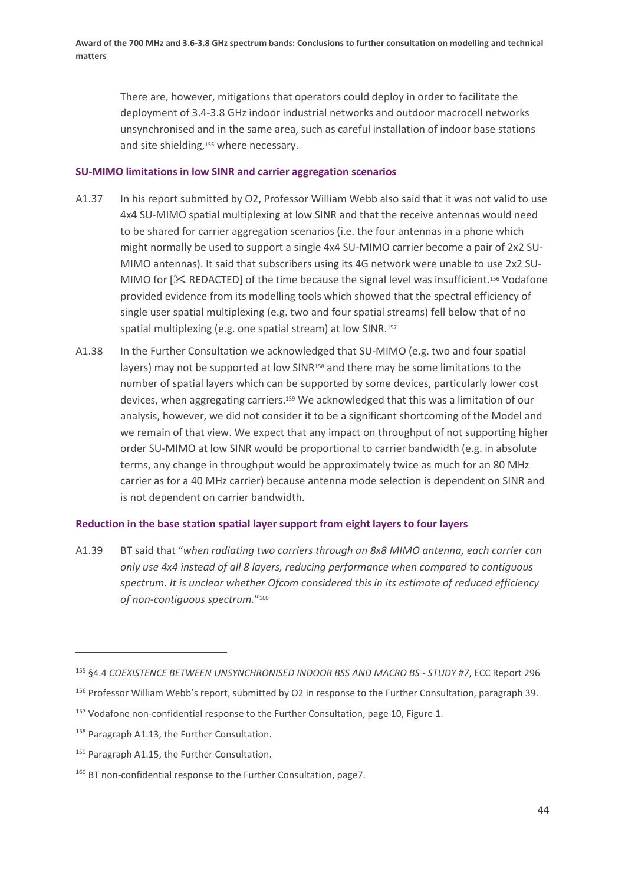There are, however, mitigations that operators could deploy in order to facilitate the deployment of 3.4-3.8 GHz indoor industrial networks and outdoor macrocell networks unsynchronised and in the same area, such as careful installation of indoor base stations and site shielding,[155] where necessary.

### SU-MIMO limitations in low SINR and carrier aggregation scenarios

A1.37 In his report submitted by O2, Professor William Webb also said that it was not valid to use 4x4 SU-MIMO spatial multiplexing at low SINR and that the receive antennas would need to be shared for carrier aggregation scenarios (i.e. the four antennas in a phone which might normally be used to support a single 4x4 SU-MIMO carrier become a pair of 2x2 SU-MIMO antennas). It said that subscribers using its 4G network were unable to use 2x2 SU-MIMO for [✂ REDACTED] of the time because the signal level was insufficient.[156] Vodafone provided evidence from its modelling tools which showed that the spectral efficiency of single user spatial multiplexing (e.g. two and four spatial streams) fell below that of no spatial multiplexing (e.g. one spatial stream) at low SINR.[157]

A1.38 In the Further Consultation we acknowledged that SU-MIMO (e.g. two and four spatial layers) may not be supported at low SINR[158] and there may be some limitations to the number of spatial layers which can be supported by some devices, particularly lower cost devices, when aggregating carriers.[159] We acknowledged that this was a limitation of our analysis, however, we did not consider it to be a significant shortcoming of the Model and we remain of that view. We expect that any impact on throughput of not supporting higher order SU-MIMO at low SINR would be proportional to carrier bandwidth (e.g. in absolute terms, any change in throughput would be approximately twice as much for an 80 MHz carrier as for a 40 MHz carrier) because antenna mode selection is dependent on SINR and is not dependent on carrier bandwidth.

### Reduction in the base station spatial layer support from eight layers to four layers

A1.39 BT said that "*when radiating two carriers through an 8x8 MIMO antenna, each carrier can only use 4x4 instead of all 8 layers, reducing performance when compared to contiguous spectrum. It is unclear whether Ofcom considered this in its estimate of reduced efficiency of non-contiguous spectrum.*"[160]

---

[155] §4.4 *COEXISTENCE BETWEEN UNSYNCHRONISED INDOOR BSS AND MACRO BS - STUDY #7*, ECC Report 296

[156] Professor William Webb's report, submitted by O2 in response to the Further Consultation, paragraph 39.

[157] Vodafone non-confidential response to the Further Consultation, page 10, Figure 1.

[158] Paragraph A1.13, the Further Consultation.

[159] Paragraph A1.15, the Further Consultation.

[160] BT non-confidential response to the Further Consultation, page7.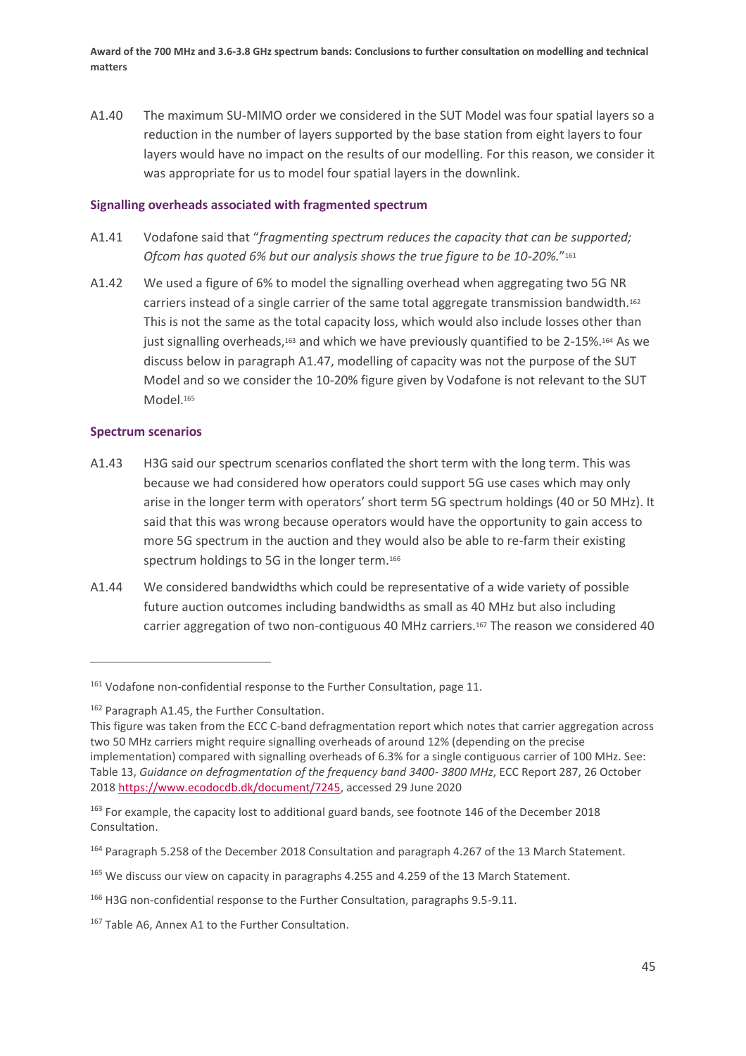A1.40 The maximum SU-MIMO order we considered in the SUT Model was four spatial layers so a reduction in the number of layers supported by the base station from eight layers to four layers would have no impact on the results of our modelling. For this reason, we consider it was appropriate for us to model four spatial layers in the downlink.

### Signalling overheads associated with fragmented spectrum

A1.41 Vodafone said that "*fragmenting spectrum reduces the capacity that can be supported; Ofcom has quoted 6% but our analysis shows the true figure to be 10-20%.*"[161]

A1.42 We used a figure of 6% to model the signalling overhead when aggregating two 5G NR carriers instead of a single carrier of the same total aggregate transmission bandwidth.[162] This is not the same as the total capacity loss, which would also include losses other than just signalling overheads,[163] and which we have previously quantified to be 2-15%.[164] As we discuss below in paragraph A1.47, modelling of capacity was not the purpose of the SUT Model and so we consider the 10-20% figure given by Vodafone is not relevant to the SUT Model.[165]

### Spectrum scenarios

A1.43 H3G said our spectrum scenarios conflated the short term with the long term. This was because we had considered how operators could support 5G use cases which may only arise in the longer term with operators' short term 5G spectrum holdings (40 or 50 MHz). It said that this was wrong because operators would have the opportunity to gain access to more 5G spectrum in the auction and they would also be able to re-farm their existing spectrum holdings to 5G in the longer term.[166]

A1.44 We considered bandwidths which could be representative of a wide variety of possible future auction outcomes including bandwidths as small as 40 MHz but also including carrier aggregation of two non-contiguous 40 MHz carriers.[167] The reason we considered 40

---

[161] Vodafone non-confidential response to the Further Consultation, page 11.

[162] Paragraph A1.45, the Further Consultation.
This figure was taken from the ECC C-band defragmentation report which notes that carrier aggregation across two 50 MHz carriers might require signalling overheads of around 12% (depending on the precise implementation) compared with signalling overheads of 6.3% for a single contiguous carrier of 100 MHz. See: Table 13, *Guidance on defragmentation of the frequency band 3400- 3800 MHz*, ECC Report 287, 26 October 2018 https://www.ecodocdb.dk/document/7245, accessed 29 June 2020

[163] For example, the capacity lost to additional guard bands, see footnote 146 of the December 2018 Consultation.

[164] Paragraph 5.258 of the December 2018 Consultation and paragraph 4.267 of the 13 March Statement.

[165] We discuss our view on capacity in paragraphs 4.255 and 4.259 of the 13 March Statement.

[166] H3G non-confidential response to the Further Consultation, paragraphs 9.5-9.11.

[167] Table A6, Annex A1 to the Further Consultation.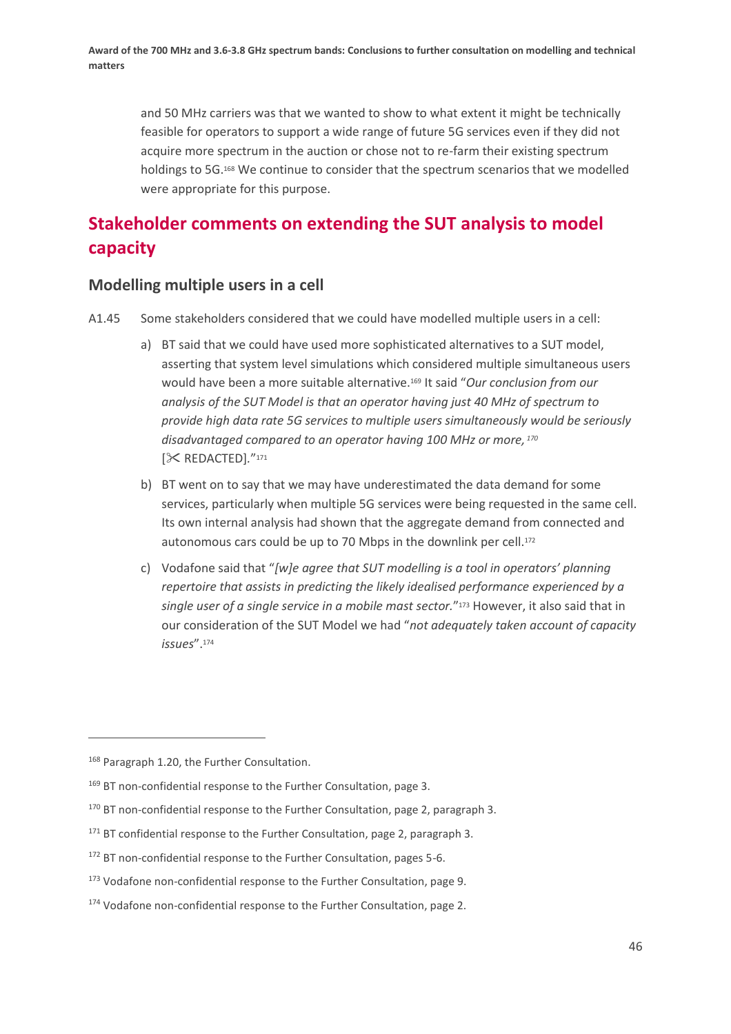and 50 MHz carriers was that we wanted to show to what extent it might be technically feasible for operators to support a wide range of future 5G services even if they did not acquire more spectrum in the auction or chose not to re-farm their existing spectrum holdings to 5G.[168] We continue to consider that the spectrum scenarios that we modelled were appropriate for this purpose.

## Stakeholder comments on extending the SUT analysis to model capacity

### Modelling multiple users in a cell

A1.45 Some stakeholders considered that we could have modelled multiple users in a cell:

a) BT said that we could have used more sophisticated alternatives to a SUT model, asserting that system level simulations which considered multiple simultaneous users would have been a more suitable alternative.[169] It said "*Our conclusion from our analysis of the SUT Model is that an operator having just 40 MHz of spectrum to provide high data rate 5G services to multiple users simultaneously would be seriously disadvantaged compared to an operator having 100 MHz or more,*[170] [✂ REDACTED]."[171]

b) BT went on to say that we may have underestimated the data demand for some services, particularly when multiple 5G services were being requested in the same cell. Its own internal analysis had shown that the aggregate demand from connected and autonomous cars could be up to 70 Mbps in the downlink per cell.[172]

c) Vodafone said that "*[w]e agree that SUT modelling is a tool in operators' planning repertoire that assists in predicting the likely idealised performance experienced by a single user of a single service in a mobile mast sector.*"[173] However, it also said that in our consideration of the SUT Model we had "*not adequately taken account of capacity issues*".[174]

---

[168] Paragraph 1.20, the Further Consultation.

[169] BT non-confidential response to the Further Consultation, page 3.

[170] BT non-confidential response to the Further Consultation, page 2, paragraph 3.

[171] BT confidential response to the Further Consultation, page 2, paragraph 3.

[172] BT non-confidential response to the Further Consultation, pages 5-6.

[173] Vodafone non-confidential response to the Further Consultation, page 9.

[174] Vodafone non-confidential response to the Further Consultation, page 2.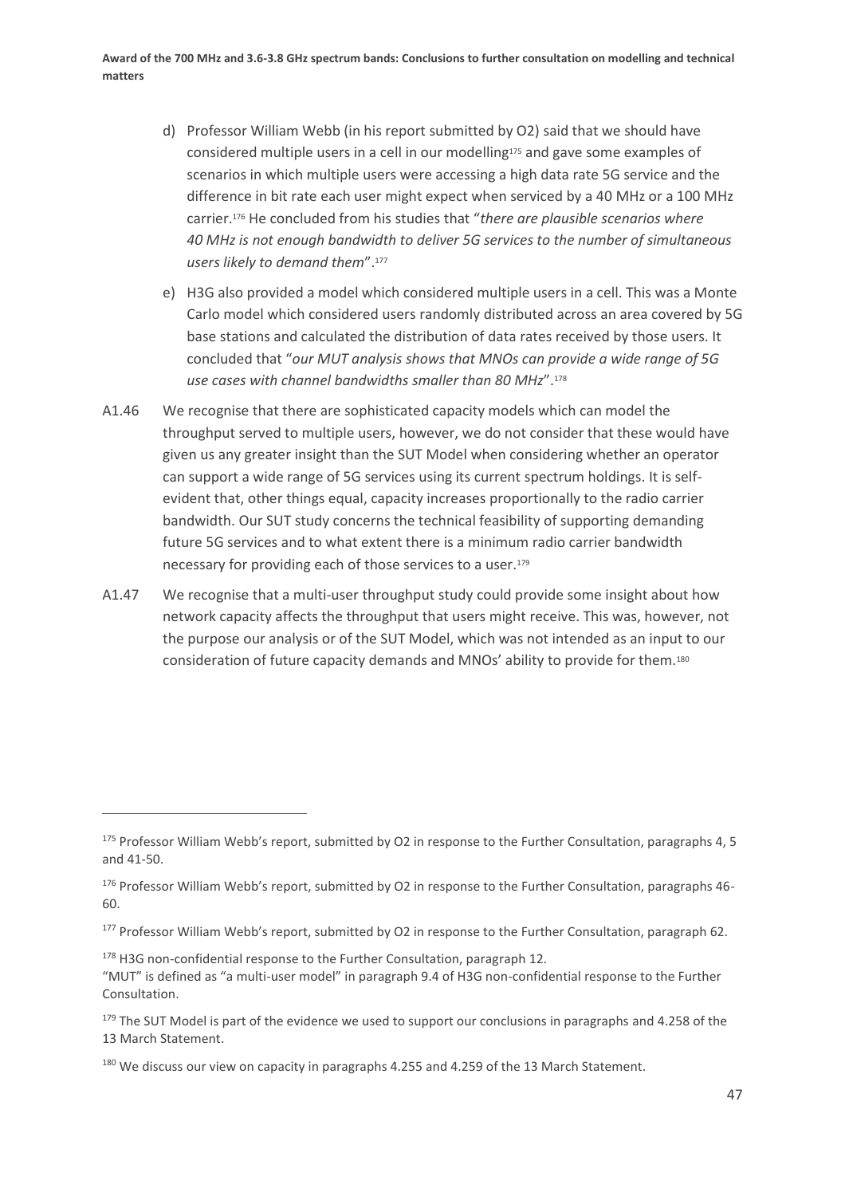d) Professor William Webb (in his report submitted by O2) said that we should have considered multiple users in a cell in our modelling[175] and gave some examples of scenarios in which multiple users were accessing a high data rate 5G service and the difference in bit rate each user might expect when serviced by a 40 MHz or a 100 MHz carrier.[176] He concluded from his studies that "*there are plausible scenarios where 40 MHz is not enough bandwidth to deliver 5G services to the number of simultaneous users likely to demand them*".[177]

e) H3G also provided a model which considered multiple users in a cell. This was a Monte Carlo model which considered users randomly distributed across an area covered by 5G base stations and calculated the distribution of data rates received by those users. It concluded that "*our MUT analysis shows that MNOs can provide a wide range of 5G use cases with channel bandwidths smaller than 80 MHz*".[178]

A1.46 We recognise that there are sophisticated capacity models which can model the throughput served to multiple users, however, we do not consider that these would have given us any greater insight than the SUT Model when considering whether an operator can support a wide range of 5G services using its current spectrum holdings. It is self-evident that, other things equal, capacity increases proportionally to the radio carrier bandwidth. Our SUT study concerns the technical feasibility of supporting demanding future 5G services and to what extent there is a minimum radio carrier bandwidth necessary for providing each of those services to a user.[179]

A1.47 We recognise that a multi-user throughput study could provide some insight about how network capacity affects the throughput that users might receive. This was, however, not the purpose our analysis or of the SUT Model, which was not intended as an input to our consideration of future capacity demands and MNOs' ability to provide for them.[180]

---

[175] Professor William Webb's report, submitted by O2 in response to the Further Consultation, paragraphs 4, 5 and 41-50.

[176] Professor William Webb's report, submitted by O2 in response to the Further Consultation, paragraphs 46-60.

[177] Professor William Webb's report, submitted by O2 in response to the Further Consultation, paragraph 62.

[178] H3G non-confidential response to the Further Consultation, paragraph 12.
"MUT" is defined as "a multi-user model" in paragraph 9.4 of H3G non-confidential response to the Further Consultation.

[179] The SUT Model is part of the evidence we used to support our conclusions in paragraphs and 4.258 of the 13 March Statement.

[180] We discuss our view on capacity in paragraphs 4.255 and 4.259 of the 13 March Statement.